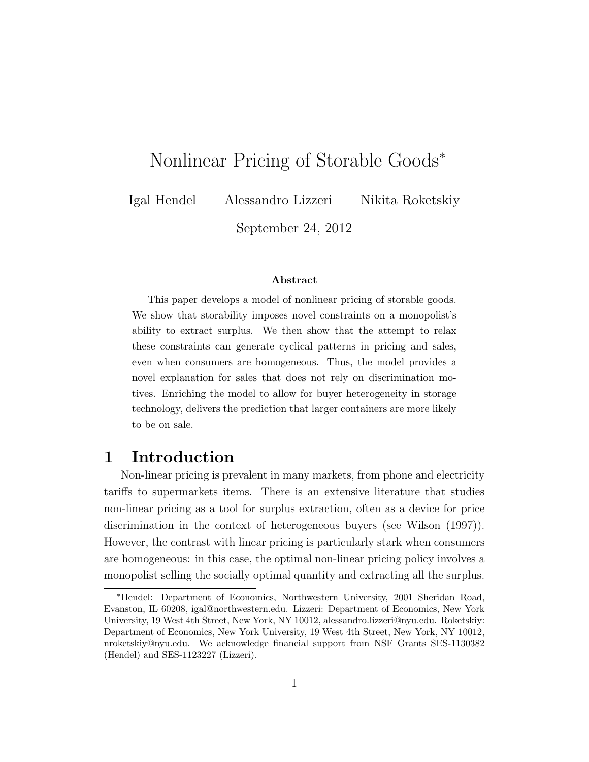# Nonlinear Pricing of Storable Goods*

Igal Hendel Alessandro Lizzeri Nikita Roketskiy

September 24, 2012

### Abstract

This paper develops a model of nonlinear pricing of storable goods. We show that storability imposes novel constraints on a monopolist's ability to extract surplus. We then show that the attempt to relax these constraints can generate cyclical patterns in pricing and sales, even when consumers are homogeneous. Thus, the model provides a novel explanation for sales that does not rely on discrimination motives. Enriching the model to allow for buyer heterogeneity in storage technology, delivers the prediction that larger containers are more likely to be on sale.

## 1 Introduction

Non-linear pricing is prevalent in many markets, from phone and electricity tariffs to supermarkets items. There is an extensive literature that studies non-linear pricing as a tool for surplus extraction, often as a device for price discrimination in the context of heterogeneous buyers (see Wilson (1997)). However, the contrast with linear pricing is particularly stark when consumers are homogeneous: in this case, the optimal non-linear pricing policy involves a monopolist selling the socially optimal quantity and extracting all the surplus.

*Hendel: Department of Economics, Northwestern University, 2001 Sheridan Road, Evanston, IL 60208, igal@northwestern.edu. Lizzeri: Department of Economics, New York University, 19 West 4th Street, New York, NY 10012, alessandro.lizzeri@nyu.edu. Roketskiy: Department of Economics, New York University, 19 West 4th Street, New York, NY 10012, nroketskiy@nyu.edu. We acknowledge financial support from NSF Grants SES-1130382 (Hendel) and SES-1123227 (Lizzeri).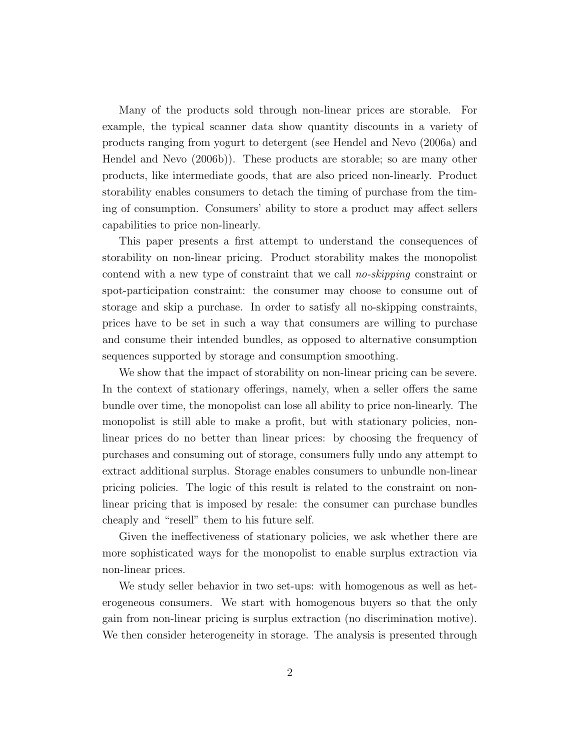Many of the products sold through non-linear prices are storable. For example, the typical scanner data show quantity discounts in a variety of products ranging from yogurt to detergent (see Hendel and Nevo (2006a) and Hendel and Nevo (2006b)). These products are storable; so are many other products, like intermediate goods, that are also priced non-linearly. Product storability enables consumers to detach the timing of purchase from the timing of consumption. Consumers' ability to store a product may affect sellers capabilities to price non-linearly.

This paper presents a first attempt to understand the consequences of storability on non-linear pricing. Product storability makes the monopolist contend with a new type of constraint that we call *no-skipping* constraint or spot-participation constraint: the consumer may choose to consume out of storage and skip a purchase. In order to satisfy all no-skipping constraints, prices have to be set in such a way that consumers are willing to purchase and consume their intended bundles, as opposed to alternative consumption sequences supported by storage and consumption smoothing.

We show that the impact of storability on non-linear pricing can be severe. In the context of stationary offerings, namely, when a seller offers the same bundle over time, the monopolist can lose all ability to price non-linearly. The monopolist is still able to make a profit, but with stationary policies, non-linear prices do no better than linear prices: by choosing the frequency of purchases and consuming out of storage, consumers fully undo any attempt to extract additional surplus. Storage enables consumers to unbundle non-linear pricing policies. The logic of this result is related to the constraint on non-linear pricing that is imposed by resale: the consumer can purchase bundles cheaply and "resell" them to his future self.

Given the ineffectiveness of stationary policies, we ask whether there are more sophisticated ways for the monopolist to enable surplus extraction via non-linear prices.

We study seller behavior in two set-ups: with homogenous as well as heterogeneous consumers. We start with homogenous buyers so that the only gain from non-linear pricing is surplus extraction (no discrimination motive). We then consider heterogeneity in storage. The analysis is presented through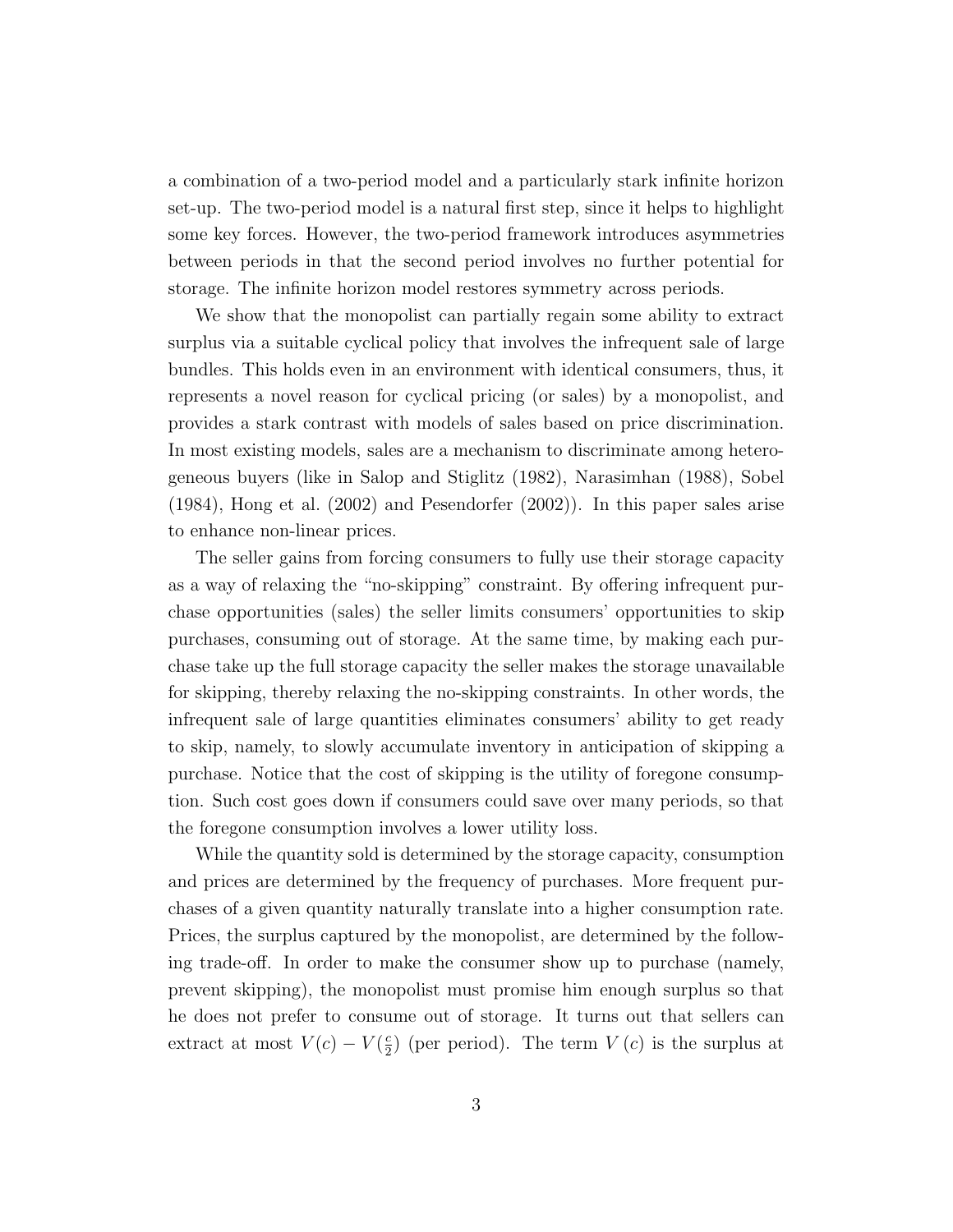a combination of a two-period model and a particularly stark infinite horizon set-up. The two-period model is a natural first step, since it helps to highlight some key forces. However, the two-period framework introduces asymmetries between periods in that the second period involves no further potential for storage. The infinite horizon model restores symmetry across periods.

We show that the monopolist can partially regain some ability to extract surplus via a suitable cyclical policy that involves the infrequent sale of large bundles. This holds even in an environment with identical consumers, thus, it represents a novel reason for cyclical pricing (or sales) by a monopolist, and provides a stark contrast with models of sales based on price discrimination. In most existing models, sales are a mechanism to discriminate among heterogeneous buyers (like in Salop and Stiglitz (1982), Narasimhan (1988), Sobel (1984), Hong et al. (2002) and Pesendorfer (2002)). In this paper sales arise to enhance non-linear prices.

The seller gains from forcing consumers to fully use their storage capacity as a way of relaxing the "no-skipping" constraint. By offering infrequent purchase opportunities (sales) the seller limits consumers' opportunities to skip purchases, consuming out of storage. At the same time, by making each purchase take up the full storage capacity the seller makes the storage unavailable for skipping, thereby relaxing the no-skipping constraints. In other words, the infrequent sale of large quantities eliminates consumers' ability to get ready to skip, namely, to slowly accumulate inventory in anticipation of skipping a purchase. Notice that the cost of skipping is the utility of foregone consumption. Such cost goes down if consumers could save over many periods, so that the foregone consumption involves a lower utility loss.

While the quantity sold is determined by the storage capacity, consumption and prices are determined by the frequency of purchases. More frequent purchases of a given quantity naturally translate into a higher consumption rate. Prices, the surplus captured by the monopolist, are determined by the following trade-off. In order to make the consumer show up to purchase (namely, prevent skipping), the monopolist must promise him enough surplus so that he does not prefer to consume out of storage. It turns out that sellers can extract at most $V(c) - V(\frac{c}{2})$ (per period). The term $V(c)$ is the surplus at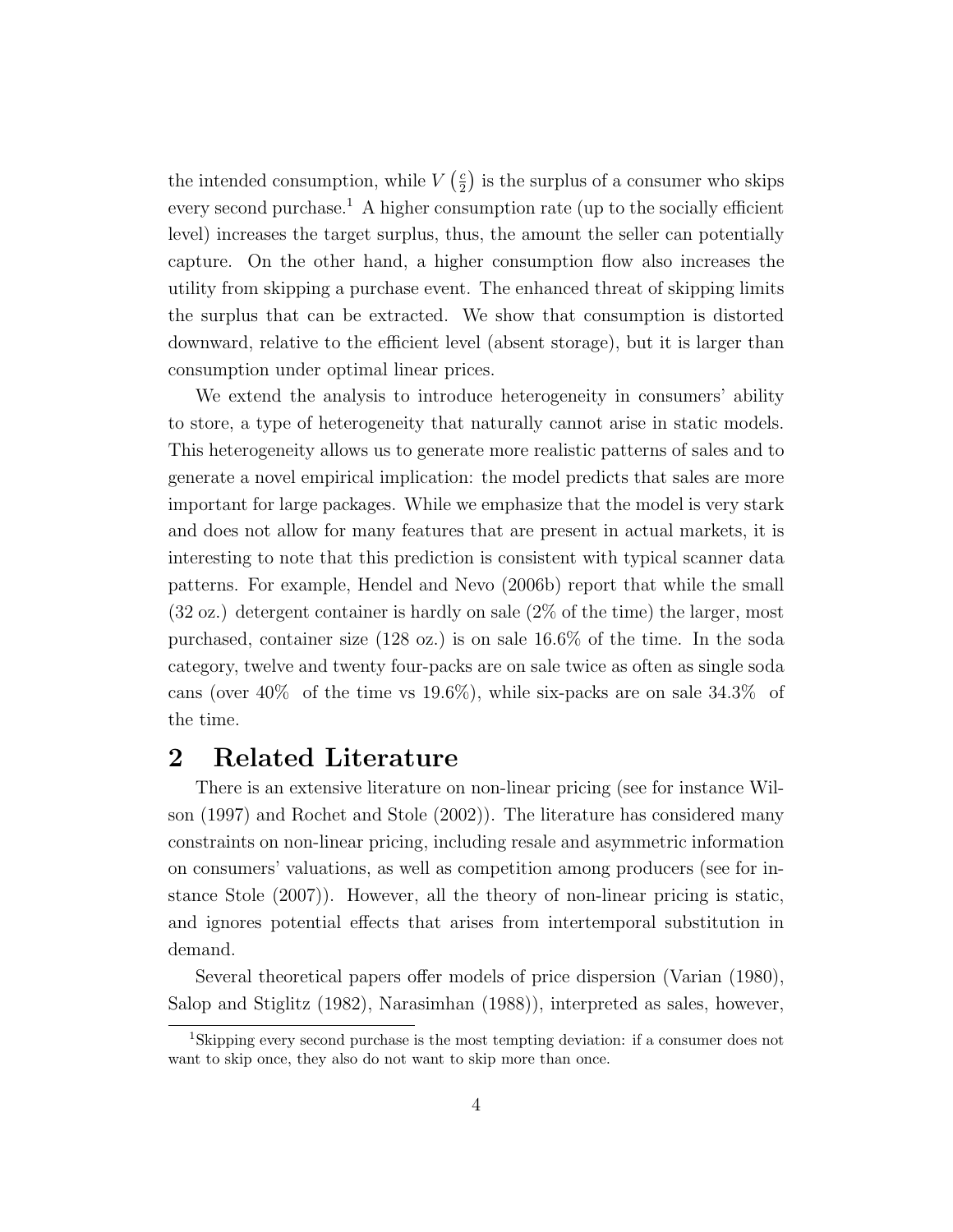the intended consumption, while $V\left(\frac{c}{2}\right)$ is the surplus of a consumer who skips every second purchase.[1] A higher consumption rate (up to the socially efficient level) increases the target surplus, thus, the amount the seller can potentially capture. On the other hand, a higher consumption flow also increases the utility from skipping a purchase event. The enhanced threat of skipping limits the surplus that can be extracted. We show that consumption is distorted downward, relative to the efficient level (absent storage), but it is larger than consumption under optimal linear prices.

We extend the analysis to introduce heterogeneity in consumers' ability to store, a type of heterogeneity that naturally cannot arise in static models. This heterogeneity allows us to generate more realistic patterns of sales and to generate a novel empirical implication: the model predicts that sales are more important for large packages. While we emphasize that the model is very stark and does not allow for many features that are present in actual markets, it is interesting to note that this prediction is consistent with typical scanner data patterns. For example, Hendel and Nevo (2006b) report that while the small (32 oz.) detergent container is hardly on sale (2% of the time) the larger, most purchased, container size (128 oz.) is on sale 16.6% of the time. In the soda category, twelve and twenty four-packs are on sale twice as often as single soda cans (over 40% of the time vs 19.6%), while six-packs are on sale 34.3% of the time.

## 2 Related Literature

There is an extensive literature on non-linear pricing (see for instance Wilson (1997) and Rochet and Stole (2002)). The literature has considered many constraints on non-linear pricing, including resale and asymmetric information on consumers' valuations, as well as competition among producers (see for instance Stole (2007)). However, all the theory of non-linear pricing is static, and ignores potential effects that arises from intertemporal substitution in demand.

Several theoretical papers offer models of price dispersion (Varian (1980), Salop and Stiglitz (1982), Narasimhan (1988)), interpreted as sales, however,

[1] Skipping every second purchase is the most tempting deviation: if a consumer does not want to skip once, they also do not want to skip more than once.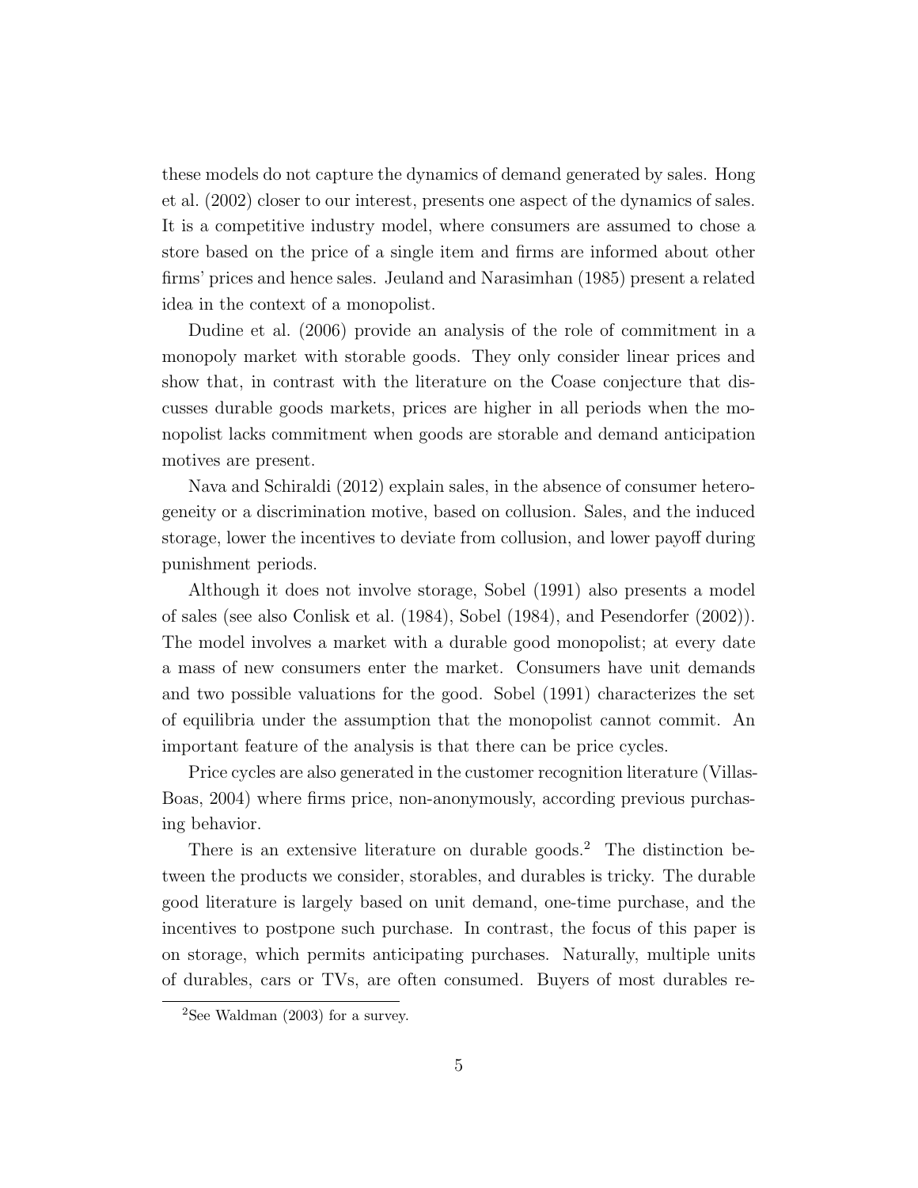these models do not capture the dynamics of demand generated by sales. Hong et al. (2002) closer to our interest, presents one aspect of the dynamics of sales. It is a competitive industry model, where consumers are assumed to chose a store based on the price of a single item and firms are informed about other firms' prices and hence sales. Jeuland and Narasimhan (1985) present a related idea in the context of a monopolist.

Dudine et al. (2006) provide an analysis of the role of commitment in a monopoly market with storable goods. They only consider linear prices and show that, in contrast with the literature on the Coase conjecture that discusses durable goods markets, prices are higher in all periods when the monopolist lacks commitment when goods are storable and demand anticipation motives are present.

Nava and Schiraldi (2012) explain sales, in the absence of consumer heterogeneity or a discrimination motive, based on collusion. Sales, and the induced storage, lower the incentives to deviate from collusion, and lower payoff during punishment periods.

Although it does not involve storage, Sobel (1991) also presents a model of sales (see also Conlisk et al. (1984), Sobel (1984), and Pesendorfer (2002)). The model involves a market with a durable good monopolist; at every date a mass of new consumers enter the market. Consumers have unit demands and two possible valuations for the good. Sobel (1991) characterizes the set of equilibria under the assumption that the monopolist cannot commit. An important feature of the analysis is that there can be price cycles.

Price cycles are also generated in the customer recognition literature (Villas-Boas, 2004) where firms price, non-anonymously, according previous purchasing behavior.

There is an extensive literature on durable goods.[2] The distinction between the products we consider, storables, and durables is tricky. The durable good literature is largely based on unit demand, one-time purchase, and the incentives to postpone such purchase. In contrast, the focus of this paper is on storage, which permits anticipating purchases. Naturally, multiple units of durables, cars or TVs, are often consumed. Buyers of most durables re-

[2] See Waldman (2003) for a survey.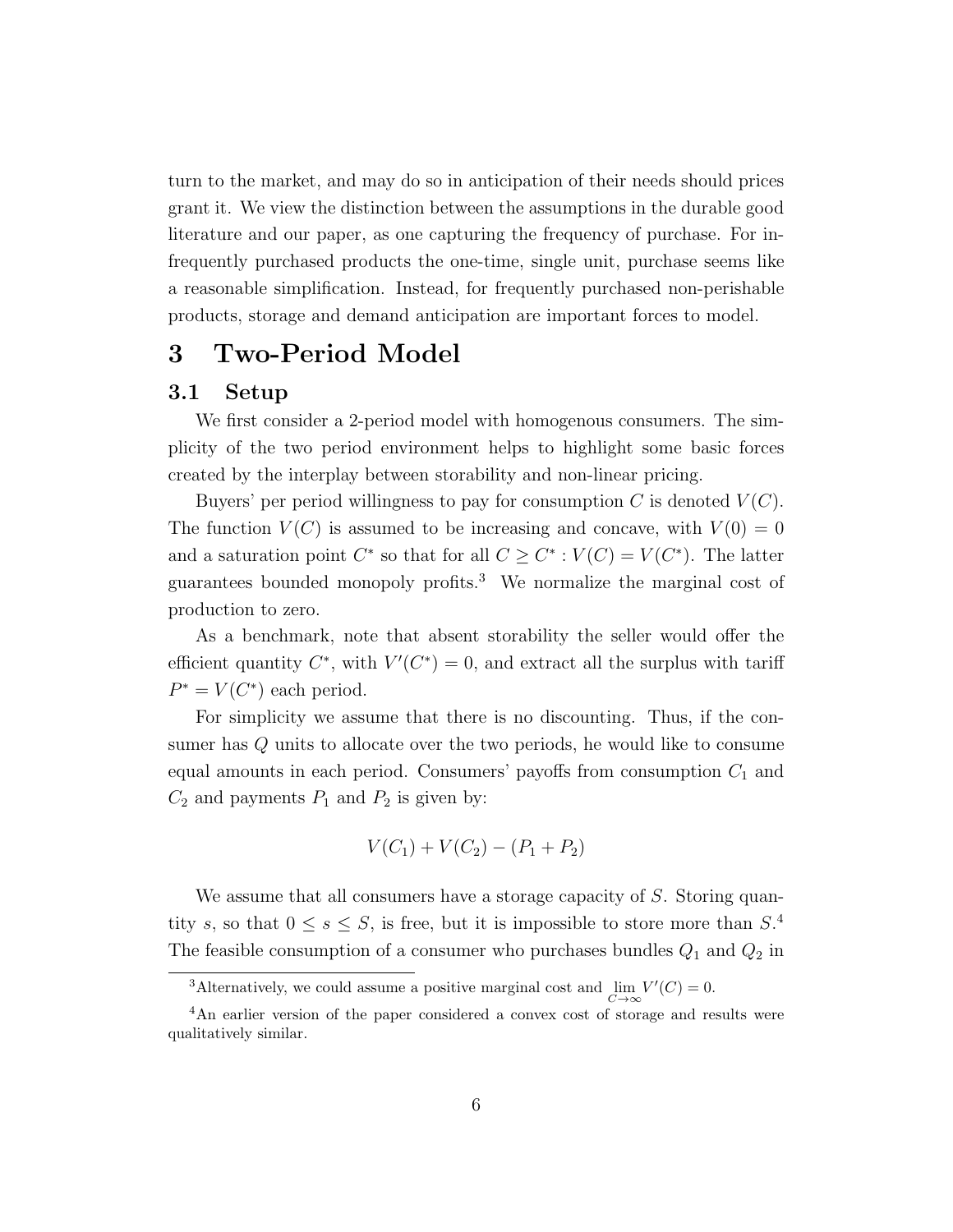turn to the market, and may do so in anticipation of their needs should prices grant it. We view the distinction between the assumptions in the durable good literature and our paper, as one capturing the frequency of purchase. For infrequently purchased products the one-time, single unit, purchase seems like a reasonable simplification. Instead, for frequently purchased non-perishable products, storage and demand anticipation are important forces to model.

# 3 Two-Period Model

## 3.1 Setup

We first consider a 2-period model with homogenous consumers. The simplicity of the two period environment helps to highlight some basic forces created by the interplay between storability and non-linear pricing.

Buyers' per period willingness to pay for consumption $C$ is denoted $V(C)$. The function $V(C)$ is assumed to be increasing and concave, with $V(0) = 0$ and a saturation point $C^*$ so that for all $C \geq C^* : V(C) = V(C^*)$. The latter guarantees bounded monopoly profits.[3] We normalize the marginal cost of production to zero.

As a benchmark, note that absent storability the seller would offer the efficient quantity $C^*$, with $V'(C^*) = 0$, and extract all the surplus with tariff $P^* = V(C^*)$ each period.

For simplicity we assume that there is no discounting. Thus, if the consumer has $Q$ units to allocate over the two periods, he would like to consume equal amounts in each period. Consumers' payoffs from consumption $C_1$ and $C_2$ and payments $P_1$ and $P_2$ is given by:

$$V(C_1) + V(C_2) - (P_1 + P_2)$$

We assume that all consumers have a storage capacity of $S$. Storing quantity $s$, so that $0 \leq s \leq S$, is free, but it is impossible to store more than $S$.[4] The feasible consumption of a consumer who purchases bundles $Q_1$ and $Q_2$ in

[3] Alternatively, we could assume a positive marginal cost and $\lim_{C \to \infty} V'(C) = 0$.

[4] An earlier version of the paper considered a convex cost of storage and results were qualitatively similar.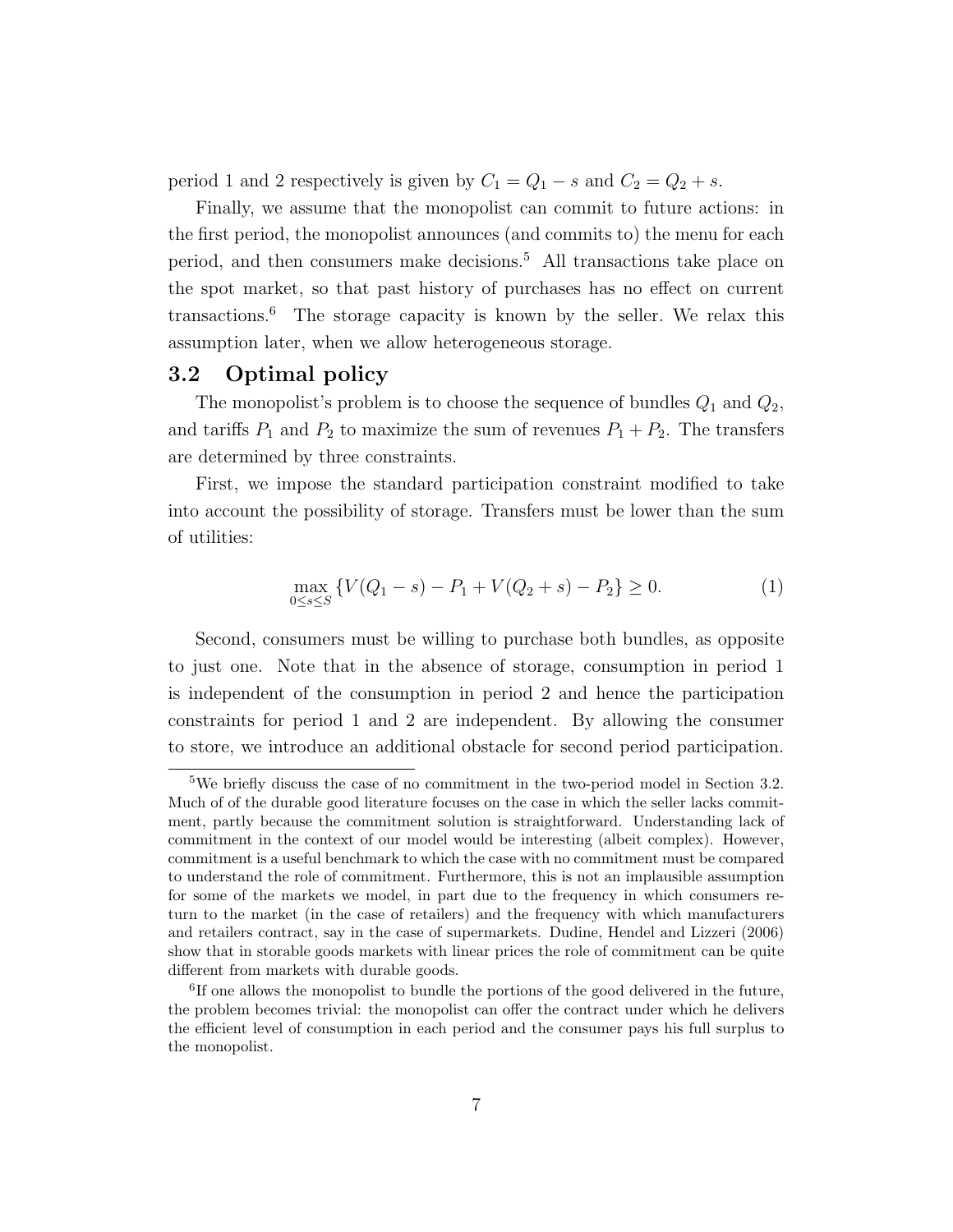period 1 and 2 respectively is given by $C_1 = Q_1 - s$ and $C_2 = Q_2 + s$.

Finally, we assume that the monopolist can commit to future actions: in the first period, the monopolist announces (and commits to) the menu for each period, and then consumers make decisions.[5] All transactions take place on the spot market, so that past history of purchases has no effect on current transactions.[6] The storage capacity is known by the seller. We relax this assumption later, when we allow heterogeneous storage.

### 3.2 Optimal policy

The monopolist's problem is to choose the sequence of bundles $Q_1$ and $Q_2$, and tariffs $P_1$ and $P_2$ to maximize the sum of revenues $P_1 + P_2$. The transfers are determined by three constraints.

First, we impose the standard participation constraint modified to take into account the possibility of storage. Transfers must be lower than the sum of utilities:

$$\max_{0 \leq s \leq S} \{V(Q_1 - s) - P_1 + V(Q_2 + s) - P_2\} \geq 0. \tag{1}$$

Second, consumers must be willing to purchase both bundles, as opposite to just one. Note that in the absence of storage, consumption in period 1 is independent of the consumption in period 2 and hence the participation constraints for period 1 and 2 are independent. By allowing the consumer to store, we introduce an additional obstacle for second period participation.

---

[5] We briefly discuss the case of no commitment in the two-period model in Section 3.2. Much of of the durable good literature focuses on the case in which the seller lacks commitment, partly because the commitment solution is straightforward. Understanding lack of commitment in the context of our model would be interesting (albeit complex). However, commitment is a useful benchmark to which the case with no commitment must be compared to understand the role of commitment. Furthermore, this is not an implausible assumption for some of the markets we model, in part due to the frequency in which consumers return to the market (in the case of retailers) and the frequency with which manufacturers and retailers contract, say in the case of supermarkets. Dudine, Hendel and Lizzeri (2006) show that in storable goods markets with linear prices the role of commitment can be quite different from markets with durable goods.

[6] If one allows the monopolist to bundle the portions of the good delivered in the future, the problem becomes trivial: the monopolist can offer the contract under which he delivers the efficient level of consumption in each period and the consumer pays his full surplus to the monopolist.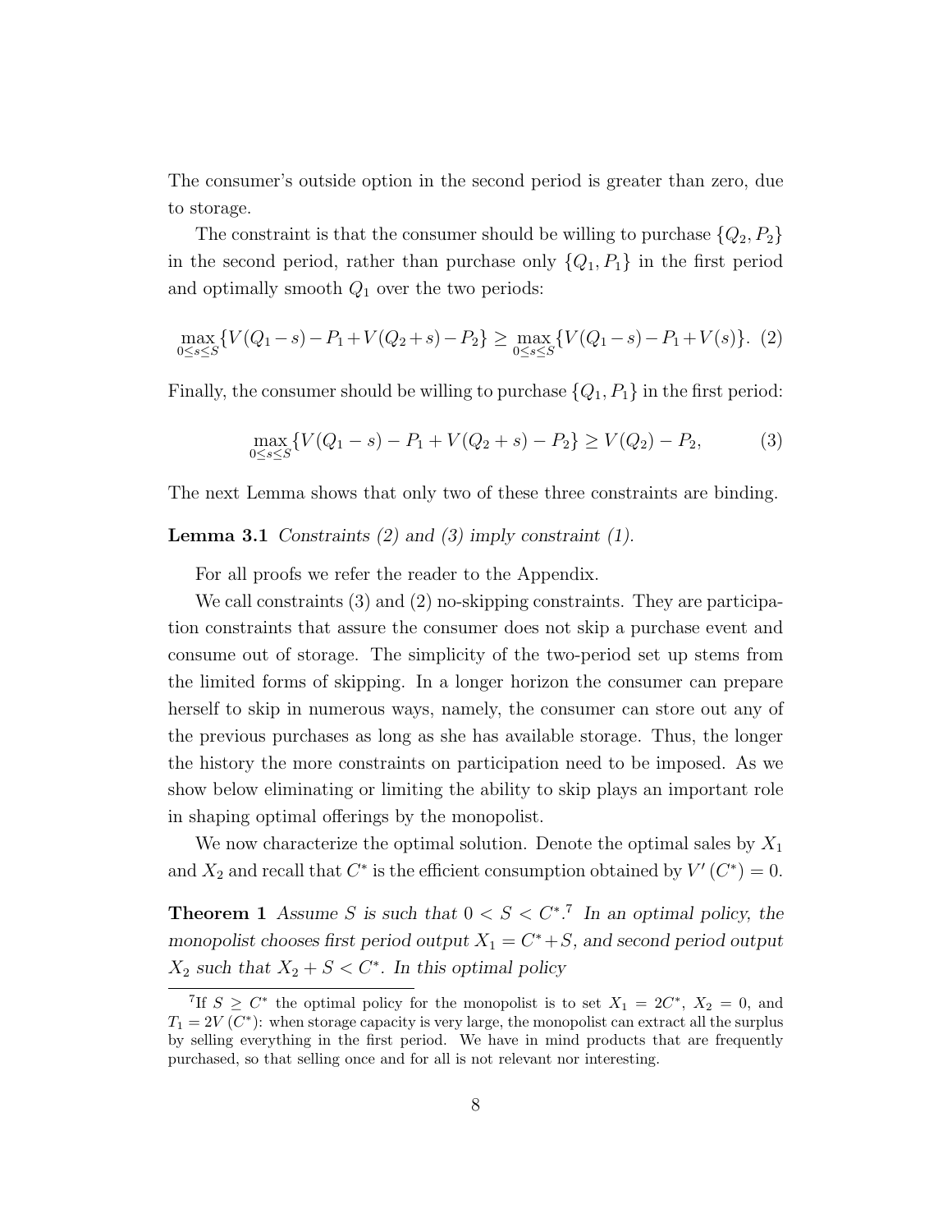The consumer's outside option in the second period is greater than zero, due to storage.

The constraint is that the consumer should be willing to purchase $\{Q_2, P_2\}$ in the second period, rather than purchase only $\{Q_1, P_1\}$ in the first period and optimally smooth $Q_1$ over the two periods:

$$\max_{0 \leq s \leq S} \{V(Q_1 - s) - P_1 + V(Q_2 + s) - P_2\} \geq \max_{0 \leq s \leq S} \{V(Q_1 - s) - P_1 + V(s)\}. \quad (2)$$

Finally, the consumer should be willing to purchase $\{Q_1, P_1\}$ in the first period:

$$\max_{0 \leq s \leq S} \{V(Q_1 - s) - P_1 + V(Q_2 + s) - P_2\} \geq V(Q_2) - P_2, \quad (3)$$

The next Lemma shows that only two of these three constraints are binding.

**Lemma 3.1** *Constraints (2) and (3) imply constraint (1).*

For all proofs we refer the reader to the Appendix.

We call constraints (3) and (2) no-skipping constraints. They are participation constraints that assure the consumer does not skip a purchase event and consume out of storage. The simplicity of the two-period set up stems from the limited forms of skipping. In a longer horizon the consumer can prepare herself to skip in numerous ways, namely, the consumer can store out any of the previous purchases as long as she has available storage. Thus, the longer the history the more constraints on participation need to be imposed. As we show below eliminating or limiting the ability to skip plays an important role in shaping optimal offerings by the monopolist.

We now characterize the optimal solution. Denote the optimal sales by $X_1$ and $X_2$ and recall that $C^*$ is the efficient consumption obtained by $V'(C^*) = 0$.

**Theorem 1** *Assume $S$ is such that $0 < S < C^*$.*[7] *In an optimal policy, the monopolist chooses first period output $X_1 = C^* + S$, and second period output $X_2$ such that $X_2 + S < C^*$. In this optimal policy*

[7] If $S \geq C^*$ the optimal policy for the monopolist is to set $X_1 = 2C^*$, $X_2 = 0$, and $T_1 = 2V(C^*)$: when storage capacity is very large, the monopolist can extract all the surplus by selling everything in the first period. We have in mind products that are frequently purchased, so that selling once and for all is not relevant nor interesting.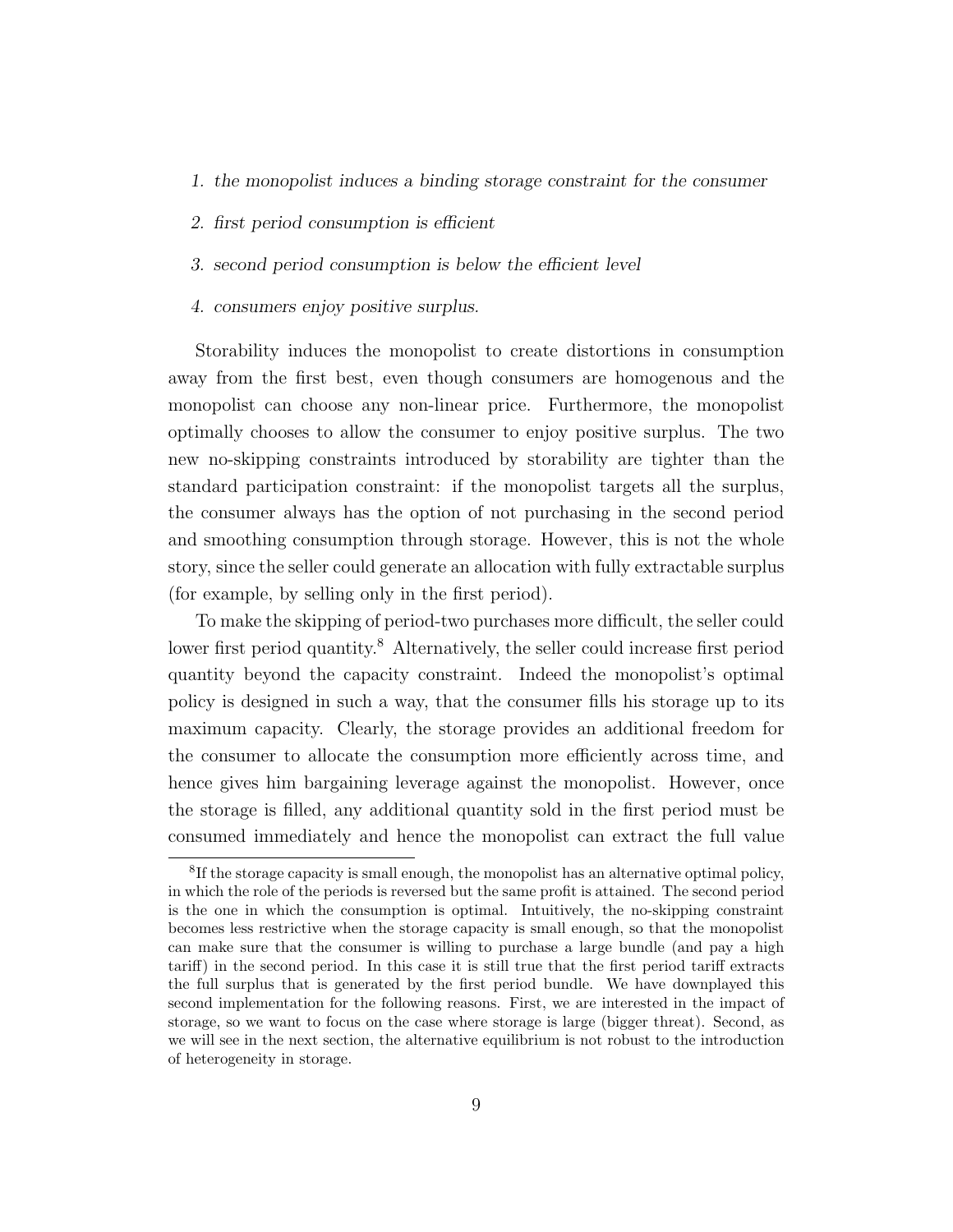1. *the monopolist induces a binding storage constraint for the consumer*
2. *first period consumption is efficient*
3. *second period consumption is below the efficient level*
4. *consumers enjoy positive surplus.*

Storability induces the monopolist to create distortions in consumption away from the first best, even though consumers are homogenous and the monopolist can choose any non-linear price. Furthermore, the monopolist optimally chooses to allow the consumer to enjoy positive surplus. The two new no-skipping constraints introduced by storability are tighter than the standard participation constraint: if the monopolist targets all the surplus, the consumer always has the option of not purchasing in the second period and smoothing consumption through storage. However, this is not the whole story, since the seller could generate an allocation with fully extractable surplus (for example, by selling only in the first period).

To make the skipping of period-two purchases more difficult, the seller could lower first period quantity.[8] Alternatively, the seller could increase first period quantity beyond the capacity constraint. Indeed the monopolist's optimal policy is designed in such a way, that the consumer fills his storage up to its maximum capacity. Clearly, the storage provides an additional freedom for the consumer to allocate the consumption more efficiently across time, and hence gives him bargaining leverage against the monopolist. However, once the storage is filled, any additional quantity sold in the first period must be consumed immediately and hence the monopolist can extract the full value

[8] If the storage capacity is small enough, the monopolist has an alternative optimal policy, in which the role of the periods is reversed but the same profit is attained. The second period is the one in which the consumption is optimal. Intuitively, the no-skipping constraint becomes less restrictive when the storage capacity is small enough, so that the monopolist can make sure that the consumer is willing to purchase a large bundle (and pay a high tariff) in the second period. In this case it is still true that the first period tariff extracts the full surplus that is generated by the first period bundle. We have downplayed this second implementation for the following reasons. First, we are interested in the impact of storage, so we want to focus on the case where storage is large (bigger threat). Second, as we will see in the next section, the alternative equilibrium is not robust to the introduction of heterogeneity in storage.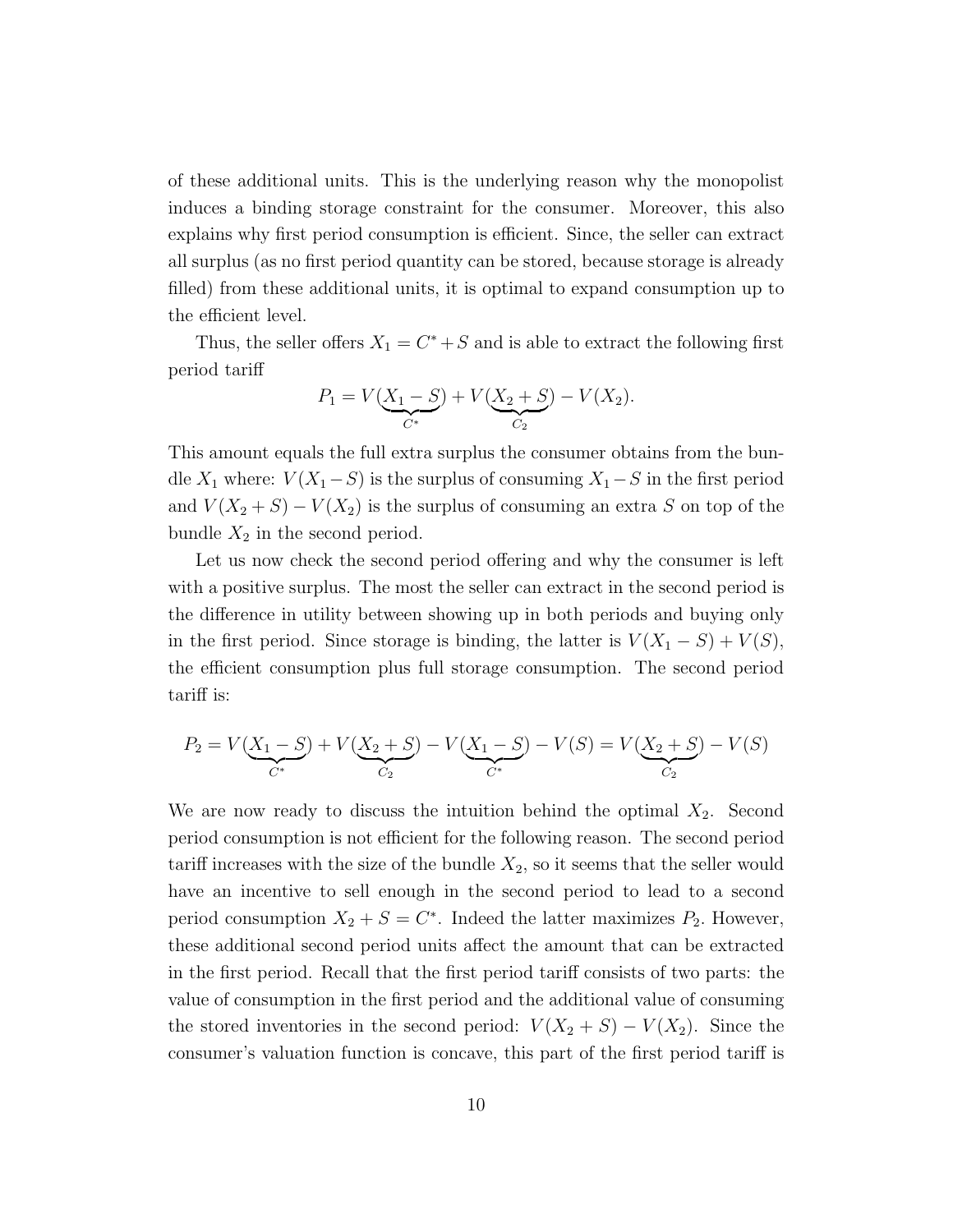of these additional units. This is the underlying reason why the monopolist induces a binding storage constraint for the consumer. Moreover, this also explains why first period consumption is efficient. Since, the seller can extract all surplus (as no first period quantity can be stored, because storage is already filled) from these additional units, it is optimal to expand consumption up to the efficient level.

Thus, the seller offers $X_1 = C^* + S$ and is able to extract the following first period tariff

$$P_1 = V(\underbrace{X_1 - S}_{C^*}) + V(\underbrace{X_2 + S}_{C_2}) - V(X_2).$$

This amount equals the full extra surplus the consumer obtains from the bundle $X_1$ where: $V(X_1 - S)$ is the surplus of consuming $X_1 - S$ in the first period and $V(X_2 + S) - V(X_2)$ is the surplus of consuming an extra $S$ on top of the bundle $X_2$ in the second period.

Let us now check the second period offering and why the consumer is left with a positive surplus. The most the seller can extract in the second period is the difference in utility between showing up in both periods and buying only in the first period. Since storage is binding, the latter is $V(X_1 - S) + V(S)$, the efficient consumption plus full storage consumption. The second period tariff is:

$$P_2 = V(\underbrace{X_1 - S}_{C^*}) + V(\underbrace{X_2 + S}_{C_2}) - V(\underbrace{X_1 - S}_{C^*}) - V(S) = V(\underbrace{X_2 + S}_{C_2}) - V(S)$$

We are now ready to discuss the intuition behind the optimal $X_2$. Second period consumption is not efficient for the following reason. The second period tariff increases with the size of the bundle $X_2$, so it seems that the seller would have an incentive to sell enough in the second period to lead to a second period consumption $X_2 + S = C^*$. Indeed the latter maximizes $P_2$. However, these additional second period units affect the amount that can be extracted in the first period. Recall that the first period tariff consists of two parts: the value of consumption in the first period and the additional value of consuming the stored inventories in the second period: $V(X_2 + S) - V(X_2)$. Since the consumer's valuation function is concave, this part of the first period tariff is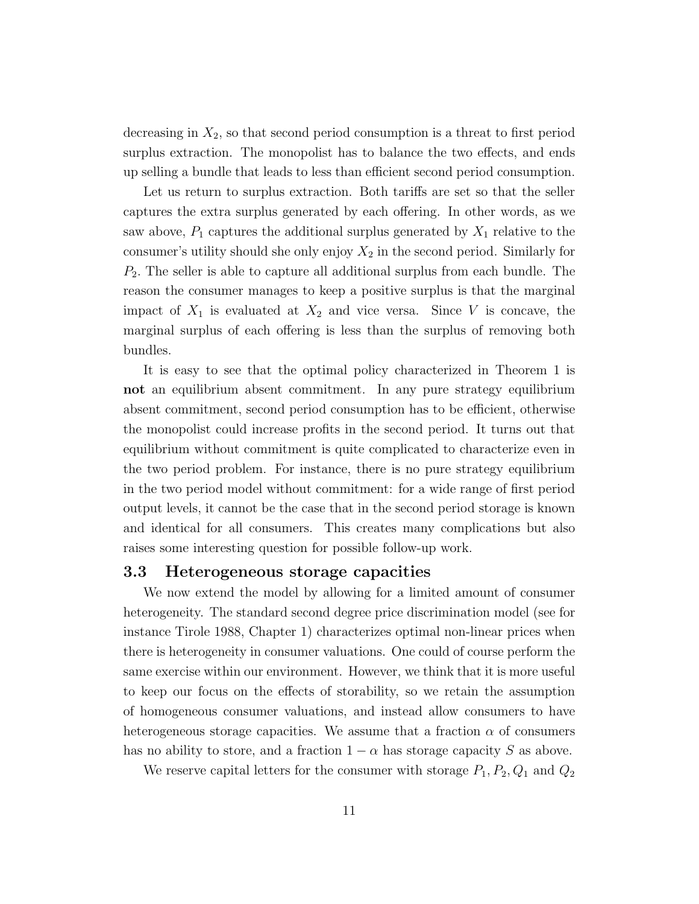decreasing in $X_2$, so that second period consumption is a threat to first period surplus extraction. The monopolist has to balance the two effects, and ends up selling a bundle that leads to less than efficient second period consumption.

Let us return to surplus extraction. Both tariffs are set so that the seller captures the extra surplus generated by each offering. In other words, as we saw above, $P_1$ captures the additional surplus generated by $X_1$ relative to the consumer's utility should she only enjoy $X_2$ in the second period. Similarly for $P_2$. The seller is able to capture all additional surplus from each bundle. The reason the consumer manages to keep a positive surplus is that the marginal impact of $X_1$ is evaluated at $X_2$ and vice versa. Since $V$ is concave, the marginal surplus of each offering is less than the surplus of removing both bundles.

It is easy to see that the optimal policy characterized in Theorem 1 is **not** an equilibrium absent commitment. In any pure strategy equilibrium absent commitment, second period consumption has to be efficient, otherwise the monopolist could increase profits in the second period. It turns out that equilibrium without commitment is quite complicated to characterize even in the two period problem. For instance, there is no pure strategy equilibrium in the two period model without commitment: for a wide range of first period output levels, it cannot be the case that in the second period storage is known and identical for all consumers. This creates many complications but also raises some interesting question for possible follow-up work.

## 3.3 Heterogeneous storage capacities

We now extend the model by allowing for a limited amount of consumer heterogeneity. The standard second degree price discrimination model (see for instance Tirole 1988, Chapter 1) characterizes optimal non-linear prices when there is heterogeneity in consumer valuations. One could of course perform the same exercise within our environment. However, we think that it is more useful to keep our focus on the effects of storability, so we retain the assumption of homogeneous consumer valuations, and instead allow consumers to have heterogeneous storage capacities. We assume that a fraction $\alpha$ of consumers has no ability to store, and a fraction $1-\alpha$ has storage capacity $S$ as above.

We reserve capital letters for the consumer with storage $P_1, P_2, Q_1$ and $Q_2$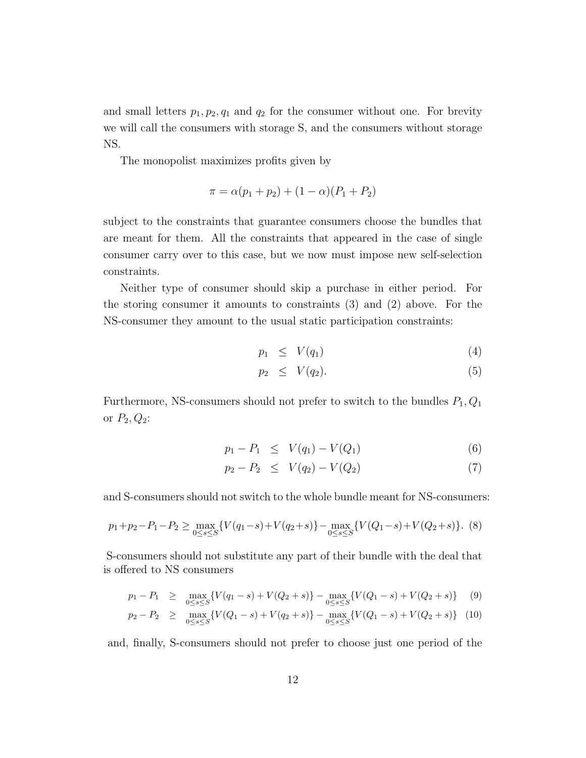and small letters $p_1, p_2, q_1$ and $q_2$ for the consumer without one. For brevity we will call the consumers with storage S, and the consumers without storage NS.

The monopolist maximizes profits given by

$$\pi = \alpha(p_1 + p_2) + (1 - \alpha)(P_1 + P_2)$$

subject to the constraints that guarantee consumers choose the bundles that are meant for them. All the constraints that appeared in the case of single consumer carry over to this case, but we now must impose new self-selection constraints.

Neither type of consumer should skip a purchase in either period. For the storing consumer it amounts to constraints (3) and (2) above. For the NS-consumer they amount to the usual static participation constraints:

$$p_1 \leq V(q_1) \tag{4}$$

$$p_2 \leq V(q_2). \tag{5}$$

Furthermore, NS-consumers should not prefer to switch to the bundles $P_1, Q_1$ or $P_2, Q_2$:

$$p_1 - P_1 \leq V(q_1) - V(Q_1) \tag{6}$$

$$p_2 - P_2 \leq V(q_2) - V(Q_2) \tag{7}$$

and S-consumers should not switch to the whole bundle meant for NS-consumers:

$$p_1 + p_2 - P_1 - P_2 \geq \max_{0 \leq s \leq S}\{V(q_1 - s) + V(q_2 + s)\} - \max_{0 \leq s \leq S}\{V(Q_1 - s) + V(Q_2 + s)\}. \tag{8}$$

S-consumers should not substitute any part of their bundle with the deal that is offered to NS consumers

$$p_1 - P_1 \geq \max_{0 \leq s \leq S}\{V(q_1 - s) + V(Q_2 + s)\} - \max_{0 \leq s \leq S}\{V(Q_1 - s) + V(Q_2 + s)\} \tag{9}$$

$$p_2 - P_2 \geq \max_{0 \leq s \leq S}\{V(Q_1 - s) + V(q_2 + s)\} - \max_{0 \leq s \leq S}\{V(Q_1 - s) + V(Q_2 + s)\} \tag{10}$$

and, finally, S-consumers should not prefer to choose just one period of the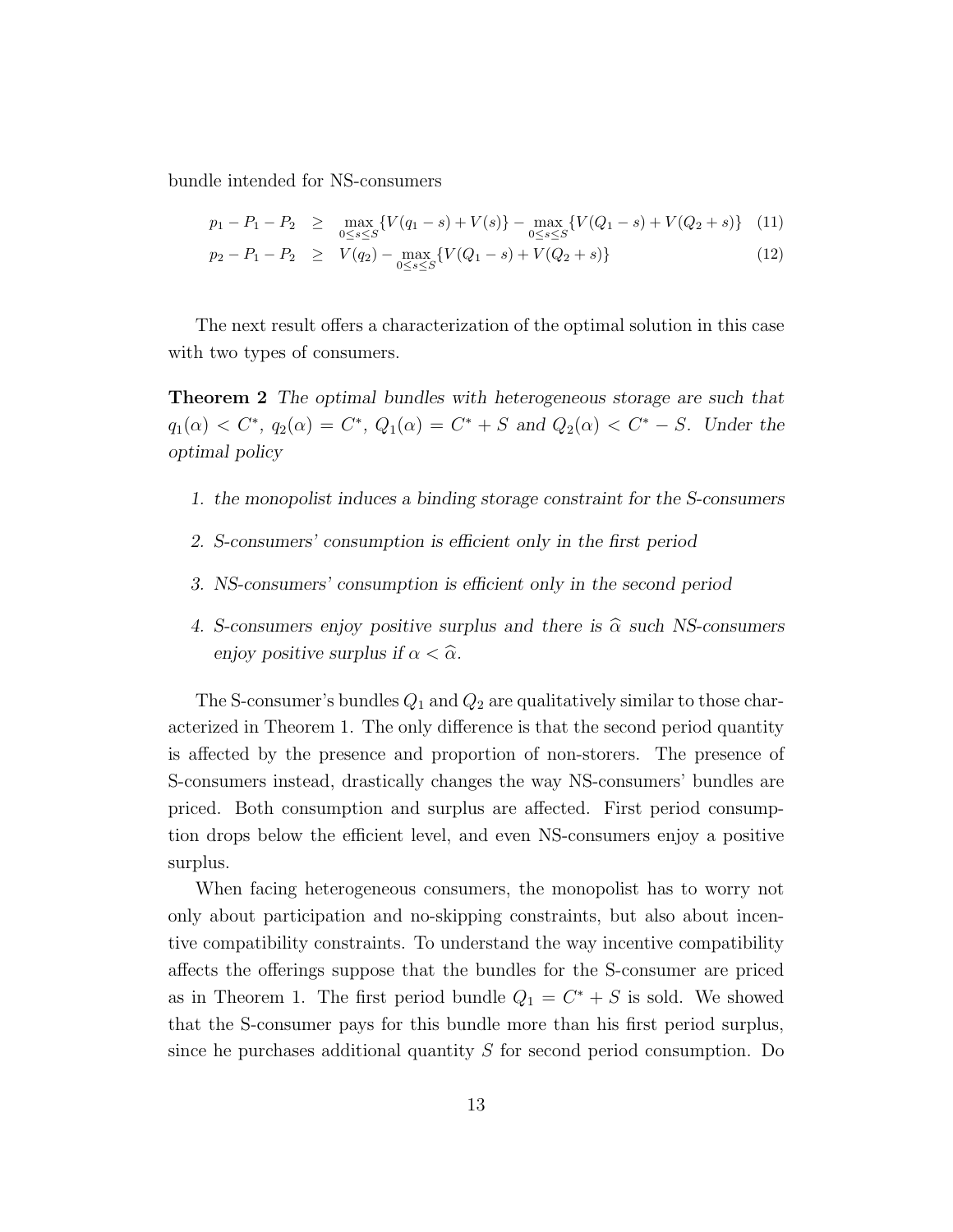bundle intended for NS-consumers

$$p_1 - P_1 - P_2 \geq \max_{0 \leq s \leq S}\{V(q_1 - s) + V(s)\} - \max_{0 \leq s \leq S}\{V(Q_1 - s) + V(Q_2 + s)\} \quad (11)$$

$$p_2 - P_1 - P_2 \geq V(q_2) - \max_{0 \leq s \leq S}\{V(Q_1 - s) + V(Q_2 + s)\} \quad (12)$$

The next result offers a characterization of the optimal solution in this case with two types of consumers.

**Theorem 2** *The optimal bundles with heterogeneous storage are such that $q_1(\alpha) < C^*$, $q_2(\alpha) = C^*$, $Q_1(\alpha) = C^* + S$ and $Q_2(\alpha) < C^* - S$. Under the optimal policy*

1. *the monopolist induces a binding storage constraint for the S-consumers*
2. *S-consumers' consumption is efficient only in the first period*
3. *NS-consumers' consumption is efficient only in the second period*
4. *S-consumers enjoy positive surplus and there is $\widehat{\alpha}$ such NS-consumers enjoy positive surplus if $\alpha < \widehat{\alpha}$.*

The S-consumer's bundles $Q_1$ and $Q_2$ are qualitatively similar to those characterized in Theorem 1. The only difference is that the second period quantity is affected by the presence and proportion of non-storers. The presence of S-consumers instead, drastically changes the way NS-consumers' bundles are priced. Both consumption and surplus are affected. First period consumption drops below the efficient level, and even NS-consumers enjoy a positive surplus.

When facing heterogeneous consumers, the monopolist has to worry not only about participation and no-skipping constraints, but also about incentive compatibility constraints. To understand the way incentive compatibility affects the offerings suppose that the bundles for the S-consumer are priced as in Theorem 1. The first period bundle $Q_1 = C^* + S$ is sold. We showed that the S-consumer pays for this bundle more than his first period surplus, since he purchases additional quantity $S$ for second period consumption. Do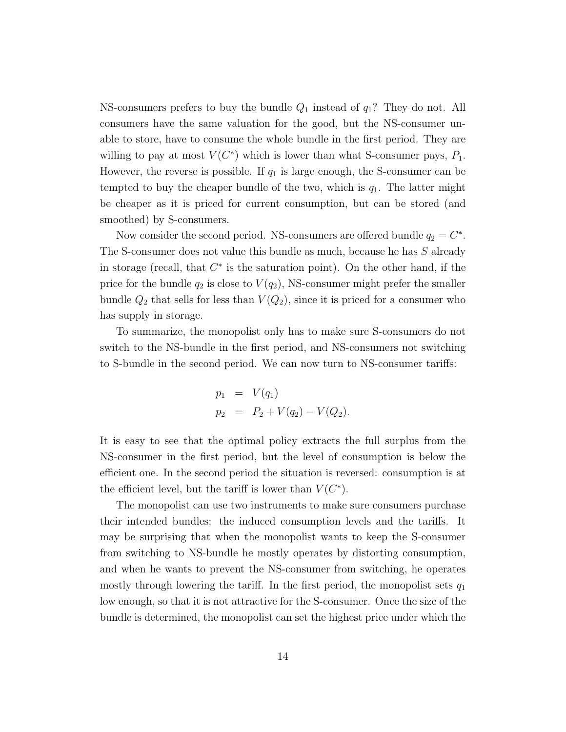NS-consumers prefers to buy the bundle $Q_1$ instead of $q_1$? They do not. All consumers have the same valuation for the good, but the NS-consumer unable to store, have to consume the whole bundle in the first period. They are willing to pay at most $V(C^*)$ which is lower than what S-consumer pays, $P_1$. However, the reverse is possible. If $q_1$ is large enough, the S-consumer can be tempted to buy the cheaper bundle of the two, which is $q_1$. The latter might be cheaper as it is priced for current consumption, but can be stored (and smoothed) by S-consumers.

Now consider the second period. NS-consumers are offered bundle $q_2 = C^*$. The S-consumer does not value this bundle as much, because he has $S$ already in storage (recall, that $C^*$ is the saturation point). On the other hand, if the price for the bundle $q_2$ is close to $V(q_2)$, NS-consumer might prefer the smaller bundle $Q_2$ that sells for less than $V(Q_2)$, since it is priced for a consumer who has supply in storage.

To summarize, the monopolist only has to make sure S-consumers do not switch to the NS-bundle in the first period, and NS-consumers not switching to S-bundle in the second period. We can now turn to NS-consumer tariffs:

$$
\begin{aligned}
p_1 &= V(q_1) \\
p_2 &= P_2 + V(q_2) - V(Q_2).
\end{aligned}
$$

It is easy to see that the optimal policy extracts the full surplus from the NS-consumer in the first period, but the level of consumption is below the efficient one. In the second period the situation is reversed: consumption is at the efficient level, but the tariff is lower than $V(C^*)$.

The monopolist can use two instruments to make sure consumers purchase their intended bundles: the induced consumption levels and the tariffs. It may be surprising that when the monopolist wants to keep the S-consumer from switching to NS-bundle he mostly operates by distorting consumption, and when he wants to prevent the NS-consumer from switching, he operates mostly through lowering the tariff. In the first period, the monopolist sets $q_1$ low enough, so that it is not attractive for the S-consumer. Once the size of the bundle is determined, the monopolist can set the highest price under which the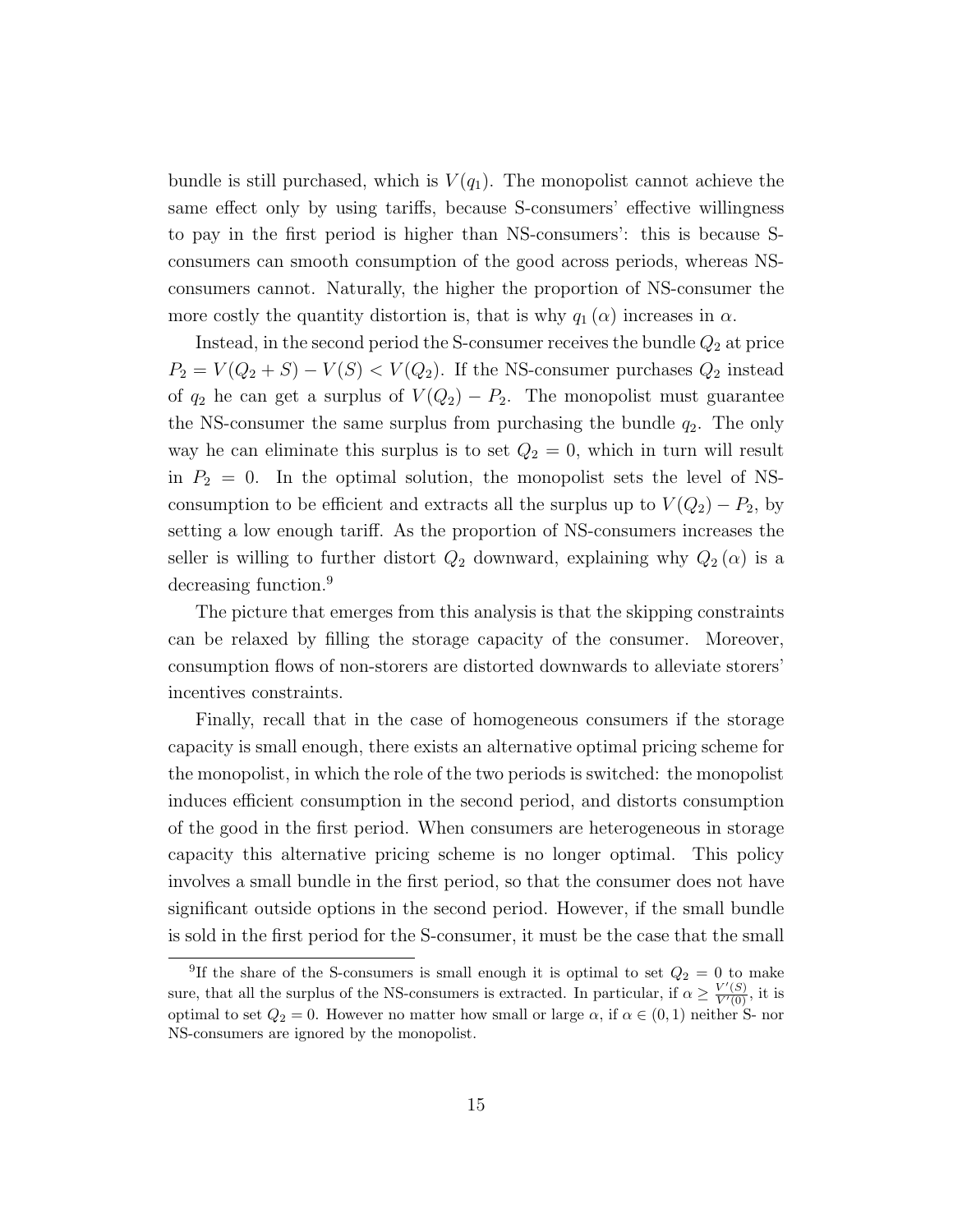bundle is still purchased, which is $V(q_1)$. The monopolist cannot achieve the same effect only by using tariffs, because S-consumers' effective willingness to pay in the first period is higher than NS-consumers': this is because S-consumers can smooth consumption of the good across periods, whereas NS-consumers cannot. Naturally, the higher the proportion of NS-consumer the more costly the quantity distortion is, that is why $q_1(\alpha)$ increases in $\alpha$.

Instead, in the second period the S-consumer receives the bundle $Q_2$ at price $P_2 = V(Q_2 + S) - V(S) < V(Q_2)$. If the NS-consumer purchases $Q_2$ instead of $q_2$ he can get a surplus of $V(Q_2) - P_2$. The monopolist must guarantee the NS-consumer the same surplus from purchasing the bundle $q_2$. The only way he can eliminate this surplus is to set $Q_2 = 0$, which in turn will result in $P_2 = 0$. In the optimal solution, the monopolist sets the level of NS-consumption to be efficient and extracts all the surplus up to $V(Q_2) - P_2$, by setting a low enough tariff. As the proportion of NS-consumers increases the seller is willing to further distort $Q_2$ downward, explaining why $Q_2(\alpha)$ is a decreasing function.[9]

The picture that emerges from this analysis is that the skipping constraints can be relaxed by filling the storage capacity of the consumer. Moreover, consumption flows of non-storers are distorted downwards to alleviate storers' incentives constraints.

Finally, recall that in the case of homogeneous consumers if the storage capacity is small enough, there exists an alternative optimal pricing scheme for the monopolist, in which the role of the two periods is switched: the monopolist induces efficient consumption in the second period, and distorts consumption of the good in the first period. When consumers are heterogeneous in storage capacity this alternative pricing scheme is no longer optimal. This policy involves a small bundle in the first period, so that the consumer does not have significant outside options in the second period. However, if the small bundle is sold in the first period for the S-consumer, it must be the case that the small

[9]If the share of the S-consumers is small enough it is optimal to set $Q_2 = 0$ to make sure, that all the surplus of the NS-consumers is extracted. In particular, if $\alpha \geq \frac{V'(S)}{V'(0)}$, it is optimal to set $Q_2 = 0$. However no matter how small or large $\alpha$, if $\alpha \in (0, 1)$ neither S- nor NS-consumers are ignored by the monopolist.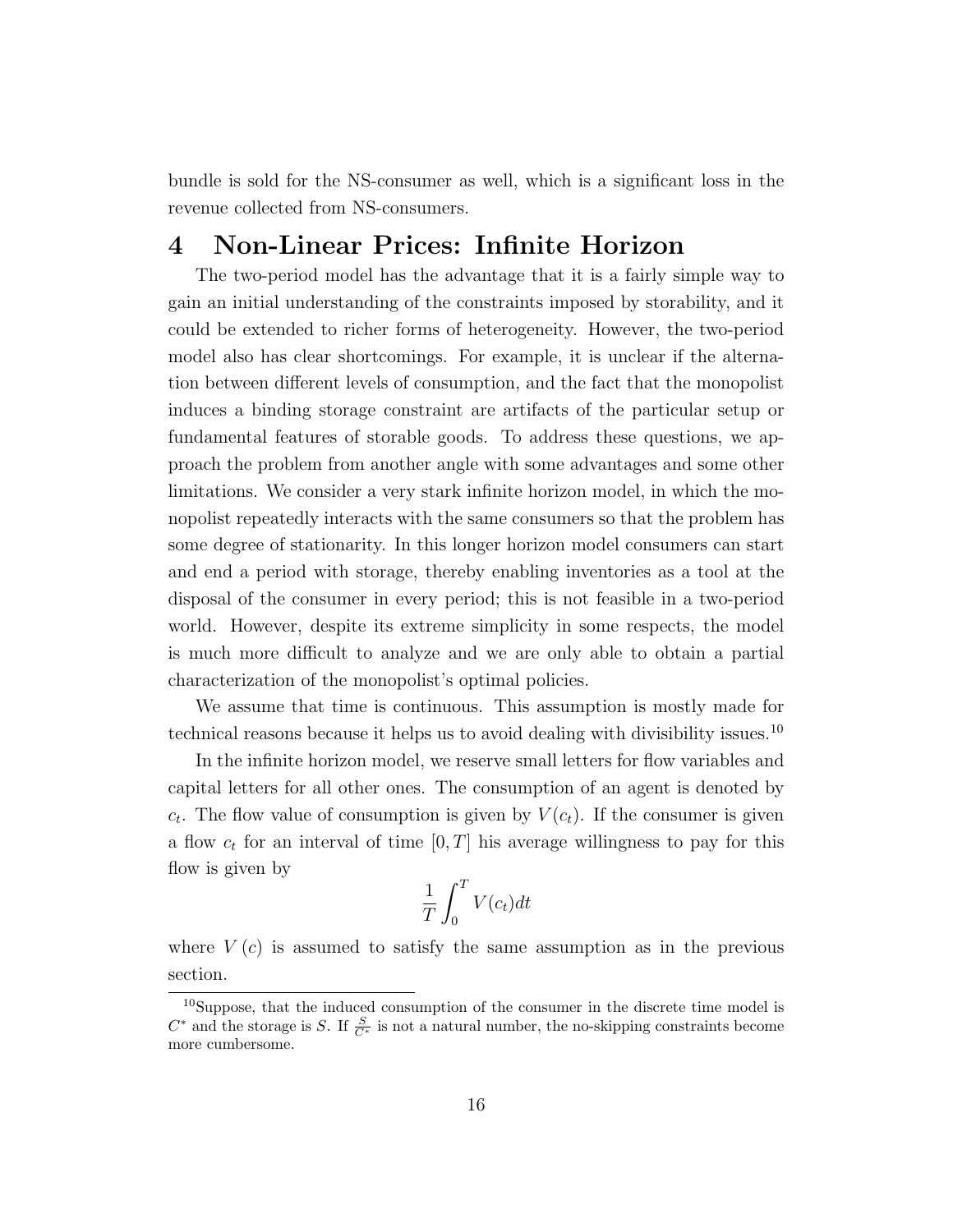bundle is sold for the NS-consumer as well, which is a significant loss in the revenue collected from NS-consumers.

# 4 Non-Linear Prices: Infinite Horizon

The two-period model has the advantage that it is a fairly simple way to gain an initial understanding of the constraints imposed by storability, and it could be extended to richer forms of heterogeneity. However, the two-period model also has clear shortcomings. For example, it is unclear if the alternation between different levels of consumption, and the fact that the monopolist induces a binding storage constraint are artifacts of the particular setup or fundamental features of storable goods. To address these questions, we approach the problem from another angle with some advantages and some other limitations. We consider a very stark infinite horizon model, in which the monopolist repeatedly interacts with the same consumers so that the problem has some degree of stationarity. In this longer horizon model consumers can start and end a period with storage, thereby enabling inventories as a tool at the disposal of the consumer in every period; this is not feasible in a two-period world. However, despite its extreme simplicity in some respects, the model is much more difficult to analyze and we are only able to obtain a partial characterization of the monopolist's optimal policies.

We assume that time is continuous. This assumption is mostly made for technical reasons because it helps us to avoid dealing with divisibility issues.[10]

In the infinite horizon model, we reserve small letters for flow variables and capital letters for all other ones. The consumption of an agent is denoted by $c_t$. The flow value of consumption is given by $V(c_t)$. If the consumer is given a flow $c_t$ for an interval of time $[0, T]$ his average willingness to pay for this flow is given by

$$\frac{1}{T}\int_0^T V(c_t)dt$$

where $V(c)$ is assumed to satisfy the same assumption as in the previous section.

[10] Suppose, that the induced consumption of the consumer in the discrete time model is $C^*$ and the storage is $S$. If $\frac{S}{C^*}$ is not a natural number, the no-skipping constraints become more cumbersome.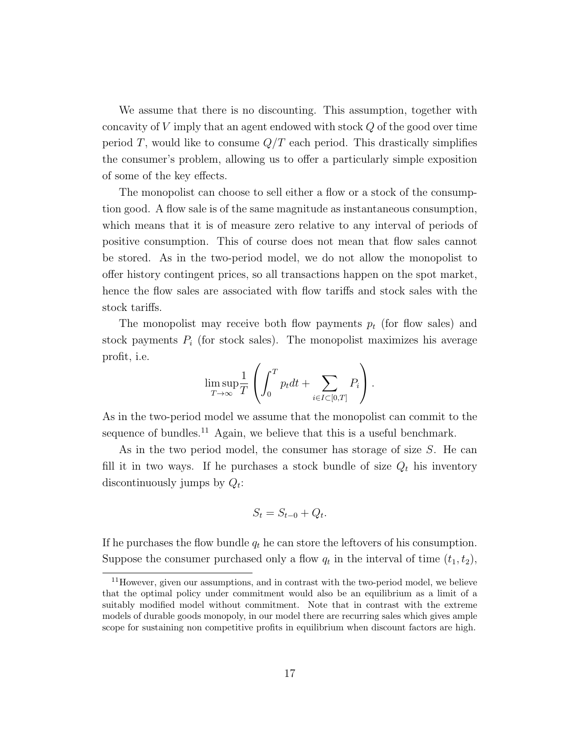We assume that there is no discounting. This assumption, together with concavity of $V$ imply that an agent endowed with stock $Q$ of the good over time period $T$, would like to consume $Q/T$ each period. This drastically simplifies the consumer's problem, allowing us to offer a particularly simple exposition of some of the key effects.

The monopolist can choose to sell either a flow or a stock of the consumption good. A flow sale is of the same magnitude as instantaneous consumption, which means that it is of measure zero relative to any interval of periods of positive consumption. This of course does not mean that flow sales cannot be stored. As in the two-period model, we do not allow the monopolist to offer history contingent prices, so all transactions happen on the spot market, hence the flow sales are associated with flow tariffs and stock sales with the stock tariffs.

The monopolist may receive both flow payments $p_t$ (for flow sales) and stock payments $P_i$ (for stock sales). The monopolist maximizes his average profit, i.e.

$$\limsup_{T\to\infty} \frac{1}{T} \left( \int_0^T p_t dt + \sum_{i \in I \subset [0,T]} P_i \right).$$

As in the two-period model we assume that the monopolist can commit to the sequence of bundles.[11] Again, we believe that this is a useful benchmark.

As in the two period model, the consumer has storage of size $S$. He can fill it in two ways. If he purchases a stock bundle of size $Q_t$ his inventory discontinuously jumps by $Q_t$:

$$S_t = S_{t-0} + Q_t.$$

If he purchases the flow bundle $q_t$ he can store the leftovers of his consumption. Suppose the consumer purchased only a flow $q_t$ in the interval of time $(t_1, t_2)$,

[11] However, given our assumptions, and in contrast with the two-period model, we believe that the optimal policy under commitment would also be an equilibrium as a limit of a suitably modified model without commitment. Note that in contrast with the extreme models of durable goods monopoly, in our model there are recurring sales which gives ample scope for sustaining non competitive profits in equilibrium when discount factors are high.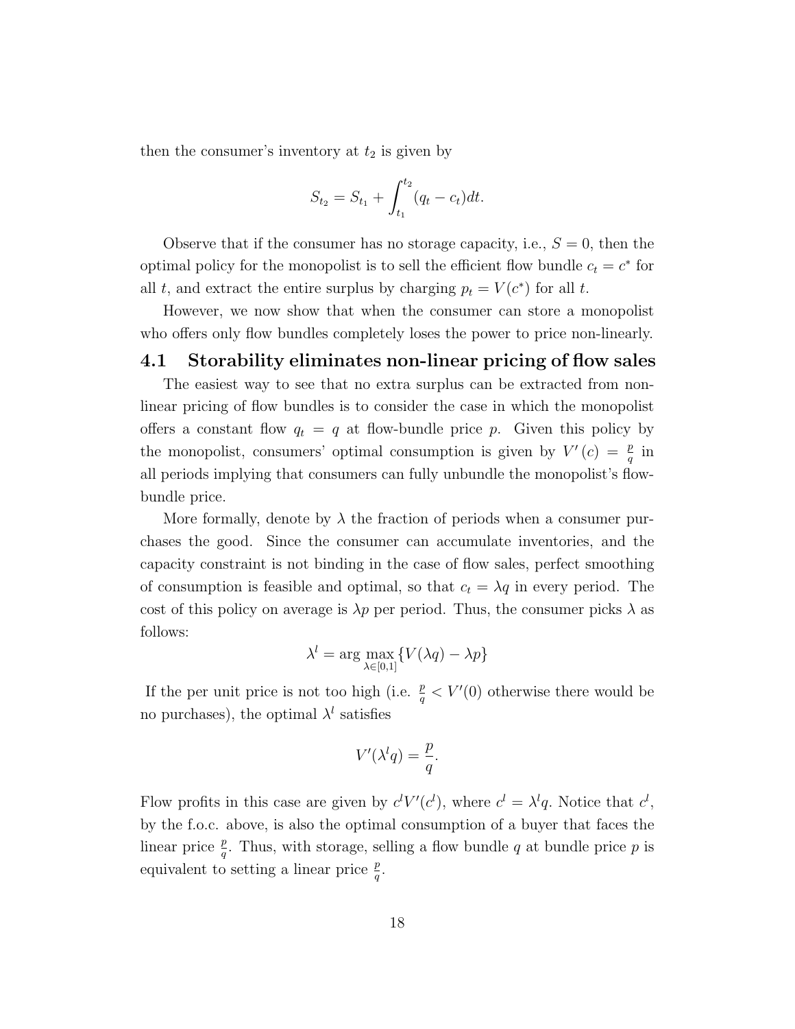then the consumer's inventory at $t_2$ is given by

$$S_{t_2} = S_{t_1} + \int_{t_1}^{t_2} (q_t - c_t) dt.$$

Observe that if the consumer has no storage capacity, i.e., $S = 0$, then the optimal policy for the monopolist is to sell the efficient flow bundle $c_t = c^*$ for all $t$, and extract the entire surplus by charging $p_t = V(c^*)$ for all $t$.

However, we now show that when the consumer can store a monopolist who offers only flow bundles completely loses the power to price non-linearly.

## 4.1 Storability eliminates non-linear pricing of flow sales

The easiest way to see that no extra surplus can be extracted from non-linear pricing of flow bundles is to consider the case in which the monopolist offers a constant flow $q_t = q$ at flow-bundle price $p$. Given this policy by the monopolist, consumers' optimal consumption is given by $V'(c) = \frac{p}{q}$ in all periods implying that consumers can fully unbundle the monopolist's flow-bundle price.

More formally, denote by $\lambda$ the fraction of periods when a consumer purchases the good. Since the consumer can accumulate inventories, and the capacity constraint is not binding in the case of flow sales, perfect smoothing of consumption is feasible and optimal, so that $c_t = \lambda q$ in every period. The cost of this policy on average is $\lambda p$ per period. Thus, the consumer picks $\lambda$ as follows:

$$\lambda^l = \arg \max_{\lambda \in [0,1]} \{V(\lambda q) - \lambda p\}$$

If the per unit price is not too high (i.e. $\frac{p}{q} < V'(0)$ otherwise there would be no purchases), the optimal $\lambda^l$ satisfies

$$V'(\lambda^l q) = \frac{p}{q}.$$

Flow profits in this case are given by $c^l V'(c^l)$, where $c^l = \lambda^l q$. Notice that $c^l$, by the f.o.c. above, is also the optimal consumption of a buyer that faces the linear price $\frac{p}{q}$. Thus, with storage, selling a flow bundle $q$ at bundle price $p$ is equivalent to setting a linear price $\frac{p}{q}$.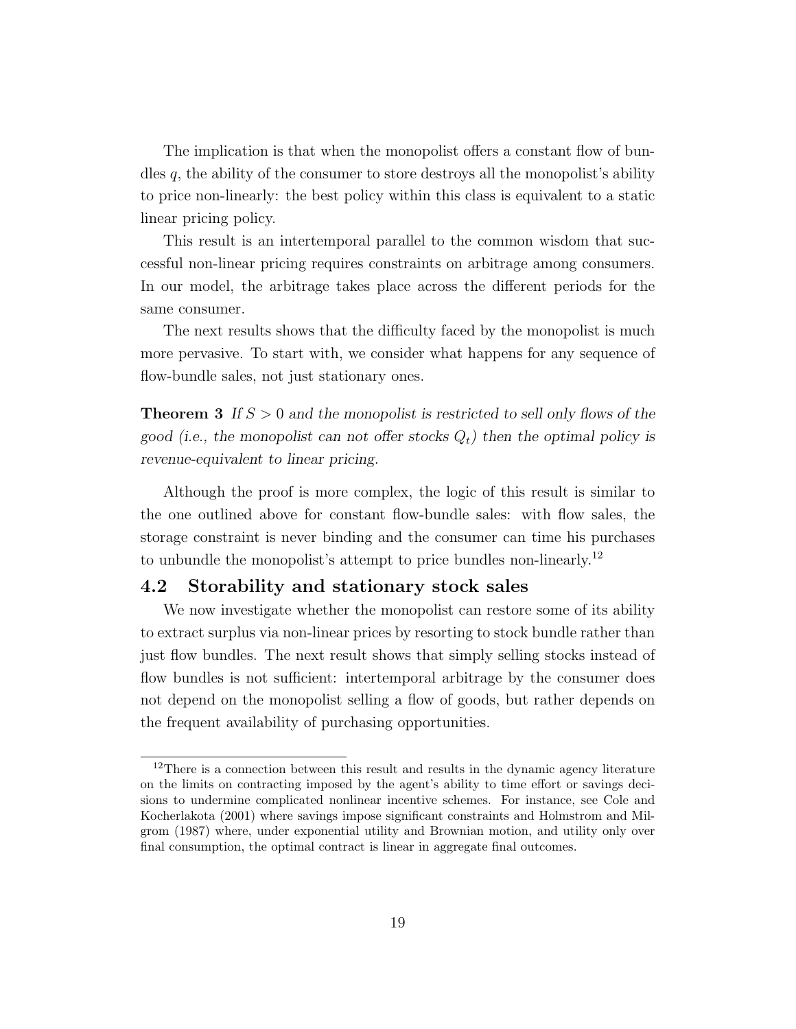The implication is that when the monopolist offers a constant flow of bundles $q$, the ability of the consumer to store destroys all the monopolist's ability to price non-linearly: the best policy within this class is equivalent to a static linear pricing policy.

This result is an intertemporal parallel to the common wisdom that successful non-linear pricing requires constraints on arbitrage among consumers. In our model, the arbitrage takes place across the different periods for the same consumer.

The next results shows that the difficulty faced by the monopolist is much more pervasive. To start with, we consider what happens for any sequence of flow-bundle sales, not just stationary ones.

**Theorem 3** *If $S > 0$ and the monopolist is restricted to sell only flows of the good (i.e., the monopolist can not offer stocks $Q_t$) then the optimal policy is revenue-equivalent to linear pricing.*

Although the proof is more complex, the logic of this result is similar to the one outlined above for constant flow-bundle sales: with flow sales, the storage constraint is never binding and the consumer can time his purchases to unbundle the monopolist's attempt to price bundles non-linearly.[12]

## 4.2 Storability and stationary stock sales

We now investigate whether the monopolist can restore some of its ability to extract surplus via non-linear prices by resorting to stock bundle rather than just flow bundles. The next result shows that simply selling stocks instead of flow bundles is not sufficient: intertemporal arbitrage by the consumer does not depend on the monopolist selling a flow of goods, but rather depends on the frequent availability of purchasing opportunities.

[12] There is a connection between this result and results in the dynamic agency literature on the limits on contracting imposed by the agent's ability to time effort or savings decisions to undermine complicated nonlinear incentive schemes. For instance, see Cole and Kocherlakota (2001) where savings impose significant constraints and Holmstrom and Milgrom (1987) where, under exponential utility and Brownian motion, and utility only over final consumption, the optimal contract is linear in aggregate final outcomes.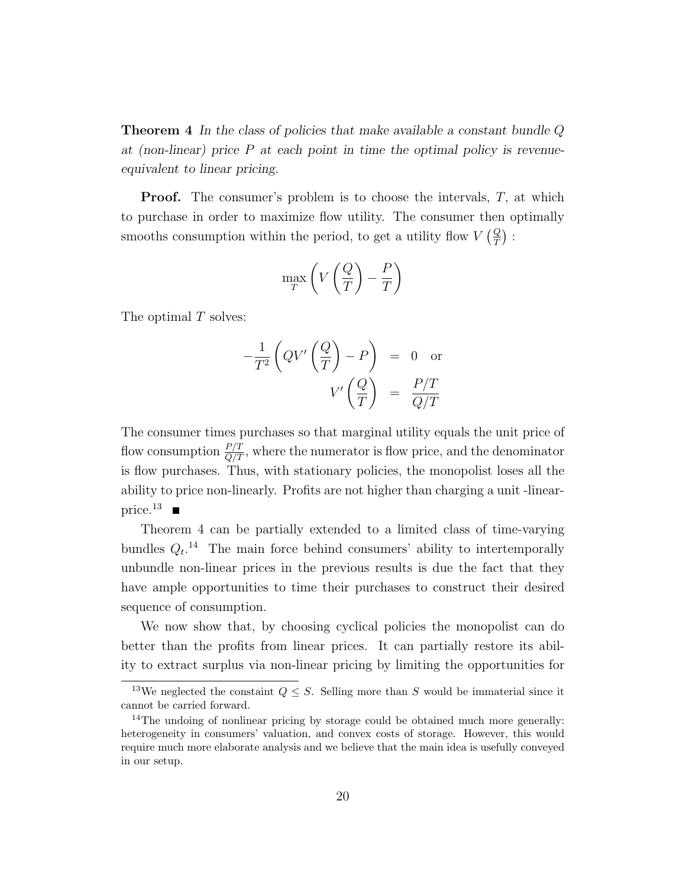**Theorem 4** *In the class of policies that make available a constant bundle $Q$ at (non-linear) price $P$ at each point in time the optimal policy is revenue-equivalent to linear pricing.*

**Proof.** The consumer's problem is to choose the intervals, $T$, at which to purchase in order to maximize flow utility. The consumer then optimally smooths consumption within the period, to get a utility flow $V\left(\frac{Q}{T}\right)$ :

$$\max_{T}\left(V\left(\frac{Q}{T}\right)-\frac{P}{T}\right)$$

The optimal $T$ solves:

$$\begin{aligned}
-\frac{1}{T^2}\left(QV'\left(\frac{Q}{T}\right)-P\right) &= 0 \quad \text{or} \\
V'\left(\frac{Q}{T}\right) &= \frac{P/T}{Q/T}
\end{aligned}$$

The consumer times purchases so that marginal utility equals the unit price of flow consumption $\frac{P/T}{Q/T}$, where the numerator is flow price, and the denominator is flow purchases. Thus, with stationary policies, the monopolist loses all the ability to price non-linearly. Profits are not higher than charging a unit -linear-price.[13] ■

Theorem 4 can be partially extended to a limited class of time-varying bundles $Q_t$.[14] The main force behind consumers' ability to intertemporally unbundle non-linear prices in the previous results is due the fact that they have ample opportunities to time their purchases to construct their desired sequence of consumption.

We now show that, by choosing cyclical policies the monopolist can do better than the profits from linear prices. It can partially restore its ability to extract surplus via non-linear pricing by limiting the opportunities for

[13] We neglected the constaint $Q \leq S$. Selling more than $S$ would be immaterial since it cannot be carried forward.

[14] The undoing of nonlinear pricing by storage could be obtained much more generally: heterogeneity in consumers' valuation, and convex costs of storage. However, this would require much more elaborate analysis and we believe that the main idea is usefully conveyed in our setup.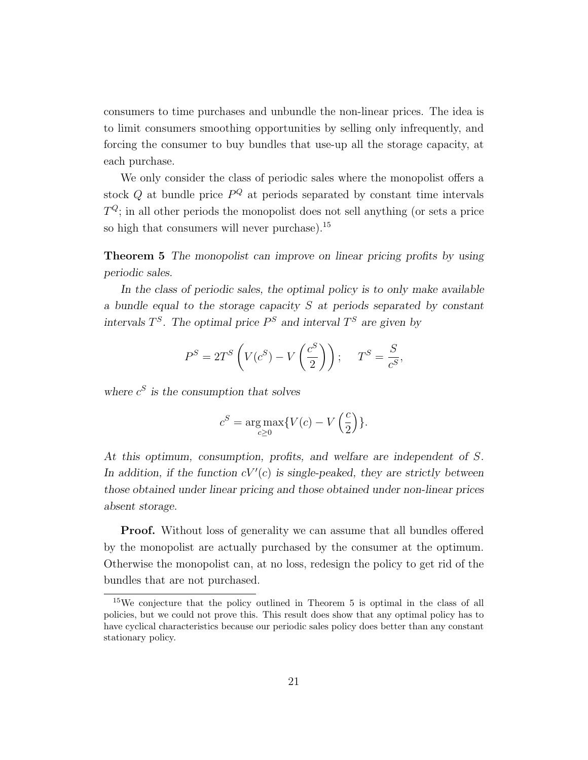consumers to time purchases and unbundle the non-linear prices. The idea is to limit consumers smoothing opportunities by selling only infrequently, and forcing the consumer to buy bundles that use-up all the storage capacity, at each purchase.

We only consider the class of periodic sales where the monopolist offers a stock $Q$ at bundle price $P^Q$ at periods separated by constant time intervals $T^Q$; in all other periods the monopolist does not sell anything (or sets a price so high that consumers will never purchase).[15]

**Theorem 5** *The monopolist can improve on linear pricing profits by using periodic sales.*

*In the class of periodic sales, the optimal policy is to only make available a bundle equal to the storage capacity $S$ at periods separated by constant intervals $T^S$. The optimal price $P^S$ and interval $T^S$ are given by*

$$P^S = 2T^S \left( V(c^S) - V\left(\frac{c^S}{2}\right) \right); \quad T^S = \frac{S}{c^S},$$

*where $c^S$ is the consumption that solves*

$$c^S = \arg\max_{c \geq 0} \{ V(c) - V\left(\frac{c}{2}\right) \}.$$

*At this optimum, consumption, profits, and welfare are independent of $S$. In addition, if the function $cV'(c)$ is single-peaked, they are strictly between those obtained under linear pricing and those obtained under non-linear prices absent storage.*

**Proof.** Without loss of generality we can assume that all bundles offered by the monopolist are actually purchased by the consumer at the optimum. Otherwise the monopolist can, at no loss, redesign the policy to get rid of the bundles that are not purchased.

[15] We conjecture that the policy outlined in Theorem 5 is optimal in the class of all policies, but we could not prove this. This result does show that any optimal policy has to have cyclical characteristics because our periodic sales policy does better than any constant stationary policy.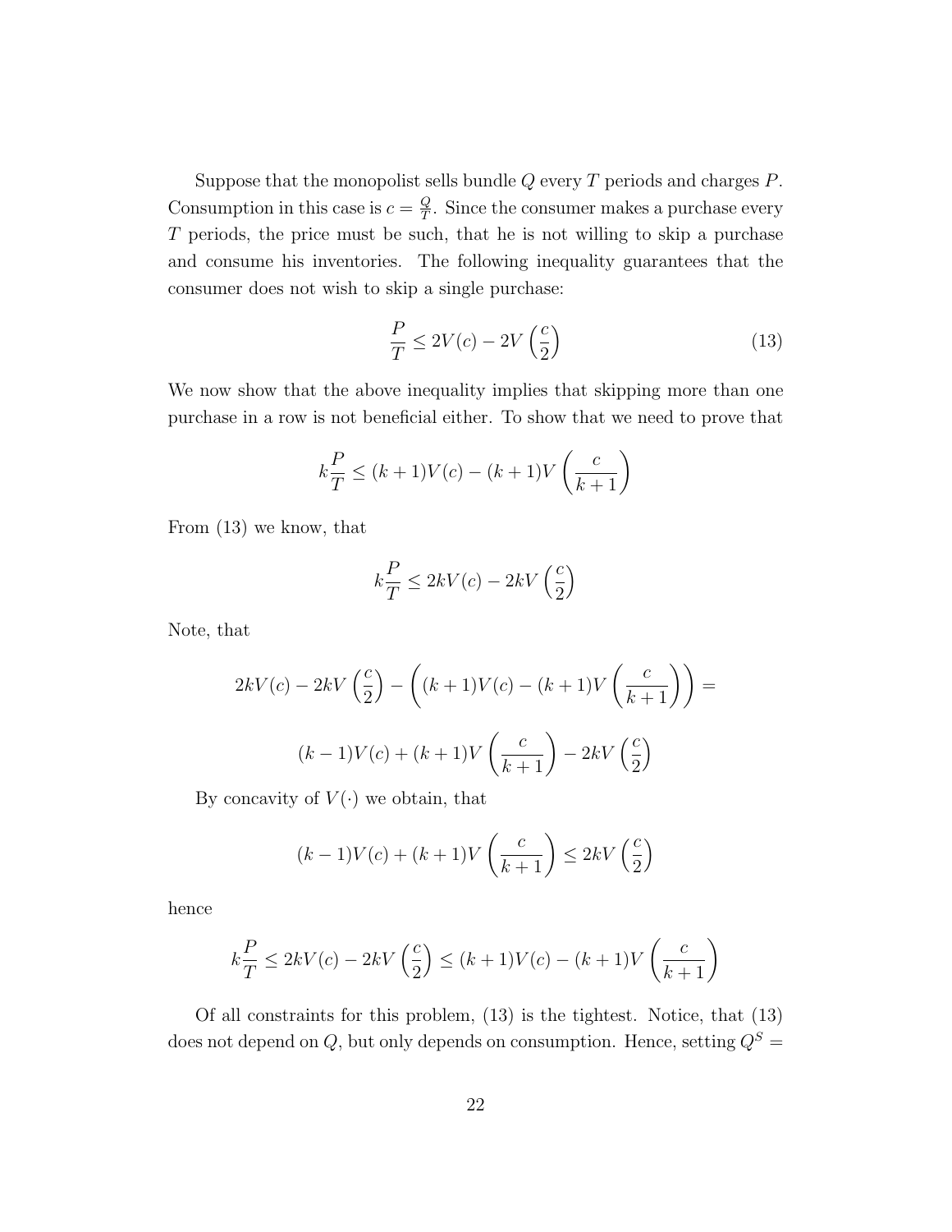Suppose that the monopolist sells bundle $Q$ every $T$ periods and charges $P$. Consumption in this case is $c = \frac{Q}{T}$. Since the consumer makes a purchase every $T$ periods, the price must be such, that he is not willing to skip a purchase and consume his inventories. The following inequality guarantees that the consumer does not wish to skip a single purchase:

$$\frac{P}{T} \leq 2V(c) - 2V\left(\frac{c}{2}\right) \tag{13}$$

We now show that the above inequality implies that skipping more than one purchase in a row is not beneficial either. To show that we need to prove that

$$k\frac{P}{T} \leq (k+1)V(c) - (k+1)V\left(\frac{c}{k+1}\right)$$

From (13) we know, that

$$k\frac{P}{T} \leq 2kV(c) - 2kV\left(\frac{c}{2}\right)$$

Note, that

$$2kV(c) - 2kV\left(\frac{c}{2}\right) - \left((k+1)V(c) - (k+1)V\left(\frac{c}{k+1}\right)\right) =$$

$$(k-1)V(c) + (k+1)V\left(\frac{c}{k+1}\right) - 2kV\left(\frac{c}{2}\right)$$

By concavity of $V(\cdot)$ we obtain, that

$$(k-1)V(c) + (k+1)V\left(\frac{c}{k+1}\right) \leq 2kV\left(\frac{c}{2}\right)$$

hence

$$k\frac{P}{T} \leq 2kV(c) - 2kV\left(\frac{c}{2}\right) \leq (k+1)V(c) - (k+1)V\left(\frac{c}{k+1}\right)$$

Of all constraints for this problem, (13) is the tightest. Notice, that (13) does not depend on $Q$, but only depends on consumption. Hence, setting $Q^S =$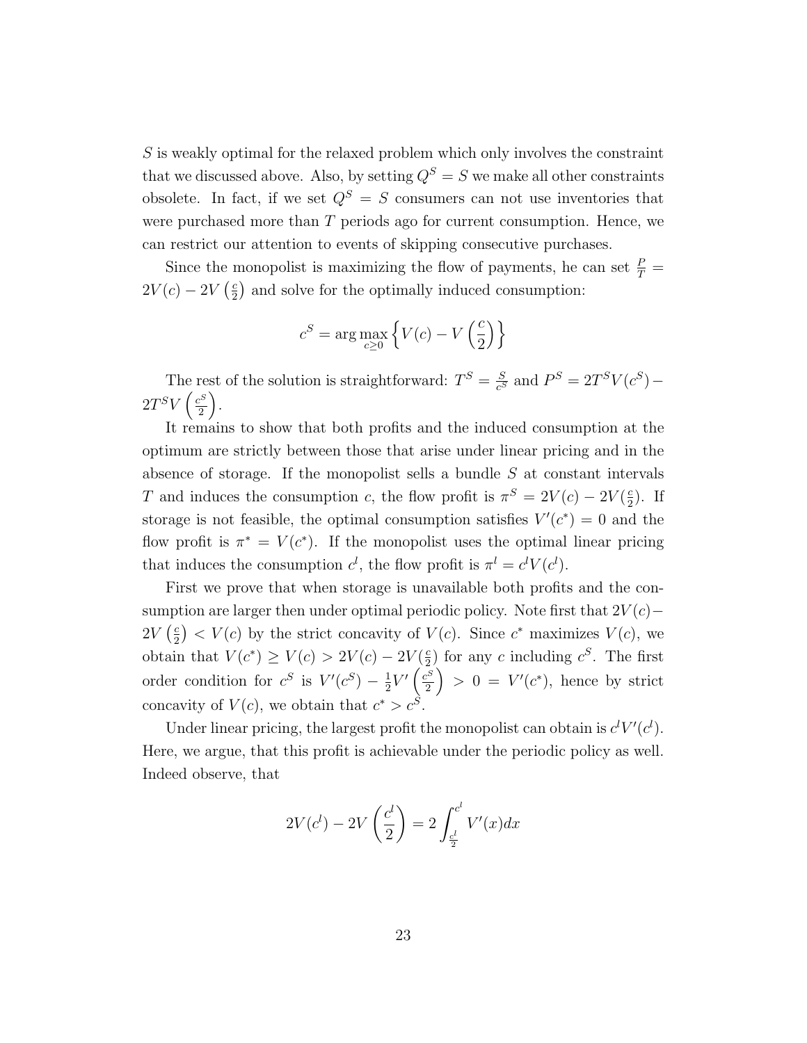$S$ is weakly optimal for the relaxed problem which only involves the constraint that we discussed above. Also, by setting $Q^S = S$ we make all other constraints obsolete. In fact, if we set $Q^S = S$ consumers can not use inventories that were purchased more than $T$ periods ago for current consumption. Hence, we can restrict our attention to events of skipping consecutive purchases.

Since the monopolist is maximizing the flow of payments, he can set $\frac{P}{T} = 2V(c) - 2V\left(\frac{c}{2}\right)$ and solve for the optimally induced consumption:

$$c^S = \arg\max_{c \geq 0} \left\{ V(c) - V\left(\frac{c}{2}\right) \right\}$$

The rest of the solution is straightforward: $T^S = \frac{S}{c^S}$ and $P^S = 2T^S V(c^S) - 2T^S V\left(\frac{c^S}{2}\right)$.

It remains to show that both profits and the induced consumption at the optimum are strictly between those that arise under linear pricing and in the absence of storage. If the monopolist sells a bundle $S$ at constant intervals $T$ and induces the consumption $c$, the flow profit is $\pi^S = 2V(c) - 2V(\frac{c}{2})$. If storage is not feasible, the optimal consumption satisfies $V'(c^*) = 0$ and the flow profit is $\pi^* = V(c^*)$. If the monopolist uses the optimal linear pricing that induces the consumption $c^l$, the flow profit is $\pi^l = c^l V(c^l)$.

First we prove that when storage is unavailable both profits and the consumption are larger then under optimal periodic policy. Note first that $2V(c) - 2V\left(\frac{c}{2}\right) < V(c)$ by the strict concavity of $V(c)$. Since $c^*$ maximizes $V(c)$, we obtain that $V(c^*) \geq V(c) > 2V(c) - 2V(\frac{c}{2})$ for any $c$ including $c^S$. The first order condition for $c^S$ is $V'(c^S) - \frac{1}{2}V'\left(\frac{c^S}{2}\right) > 0 = V'(c^*)$, hence by strict concavity of $V(c)$, we obtain that $c^* > c^S$.

Under linear pricing, the largest profit the monopolist can obtain is $c^l V'(c^l)$. Here, we argue, that this profit is achievable under the periodic policy as well. Indeed observe, that

$$2V(c^l) - 2V\left(\frac{c^l}{2}\right) = 2\int_{\frac{c^l}{2}}^{c^l} V'(x)dx$$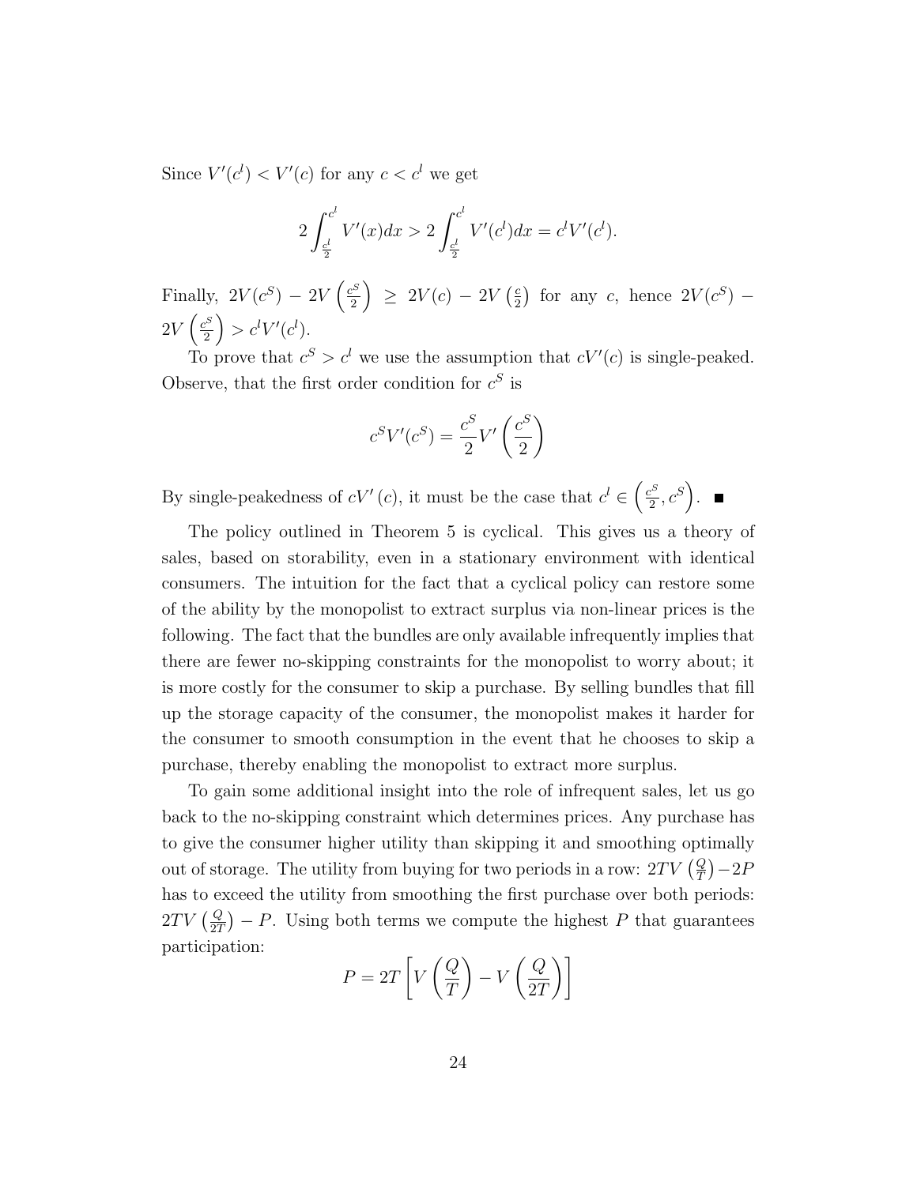Since $V'(c^l) < V'(c)$ for any $c < c^l$ we get

$$2\int_{\frac{c^l}{2}}^{c^l} V'(x)dx > 2\int_{\frac{c^l}{2}}^{c^l} V'(c^l)dx = c^l V'(c^l).$$

Finally, $2V(c^S) - 2V\left(\frac{c^S}{2}\right) \geq 2V(c) - 2V\left(\frac{c}{2}\right)$ for any $c$, hence $2V(c^S) - 2V\left(\frac{c^S}{2}\right) > c^l V'(c^l)$.

To prove that $c^S > c^l$ we use the assumption that $cV'(c)$ is single-peaked. Observe, that the first order condition for $c^S$ is

$$c^S V'(c^S) = \frac{c^S}{2} V'\left(\frac{c^S}{2}\right)$$

By single-peakedness of $cV'(c)$, it must be the case that $c^l \in \left(\frac{c^S}{2}, c^S\right)$. ■

The policy outlined in Theorem 5 is cyclical. This gives us a theory of sales, based on storability, even in a stationary environment with identical consumers. The intuition for the fact that a cyclical policy can restore some of the ability by the monopolist to extract surplus via non-linear prices is the following. The fact that the bundles are only available infrequently implies that there are fewer no-skipping constraints for the monopolist to worry about; it is more costly for the consumer to skip a purchase. By selling bundles that fill up the storage capacity of the consumer, the monopolist makes it harder for the consumer to smooth consumption in the event that he chooses to skip a purchase, thereby enabling the monopolist to extract more surplus.

To gain some additional insight into the role of infrequent sales, let us go back to the no-skipping constraint which determines prices. Any purchase has to give the consumer higher utility than skipping it and smoothing optimally out of storage. The utility from buying for two periods in a row: $2TV\left(\frac{Q}{T}\right) - 2P$ has to exceed the utility from smoothing the first purchase over both periods: $2TV\left(\frac{Q}{2T}\right) - P$. Using both terms we compute the highest $P$ that guarantees participation:

$$P = 2T\left[V\left(\frac{Q}{T}\right) - V\left(\frac{Q}{2T}\right)\right]$$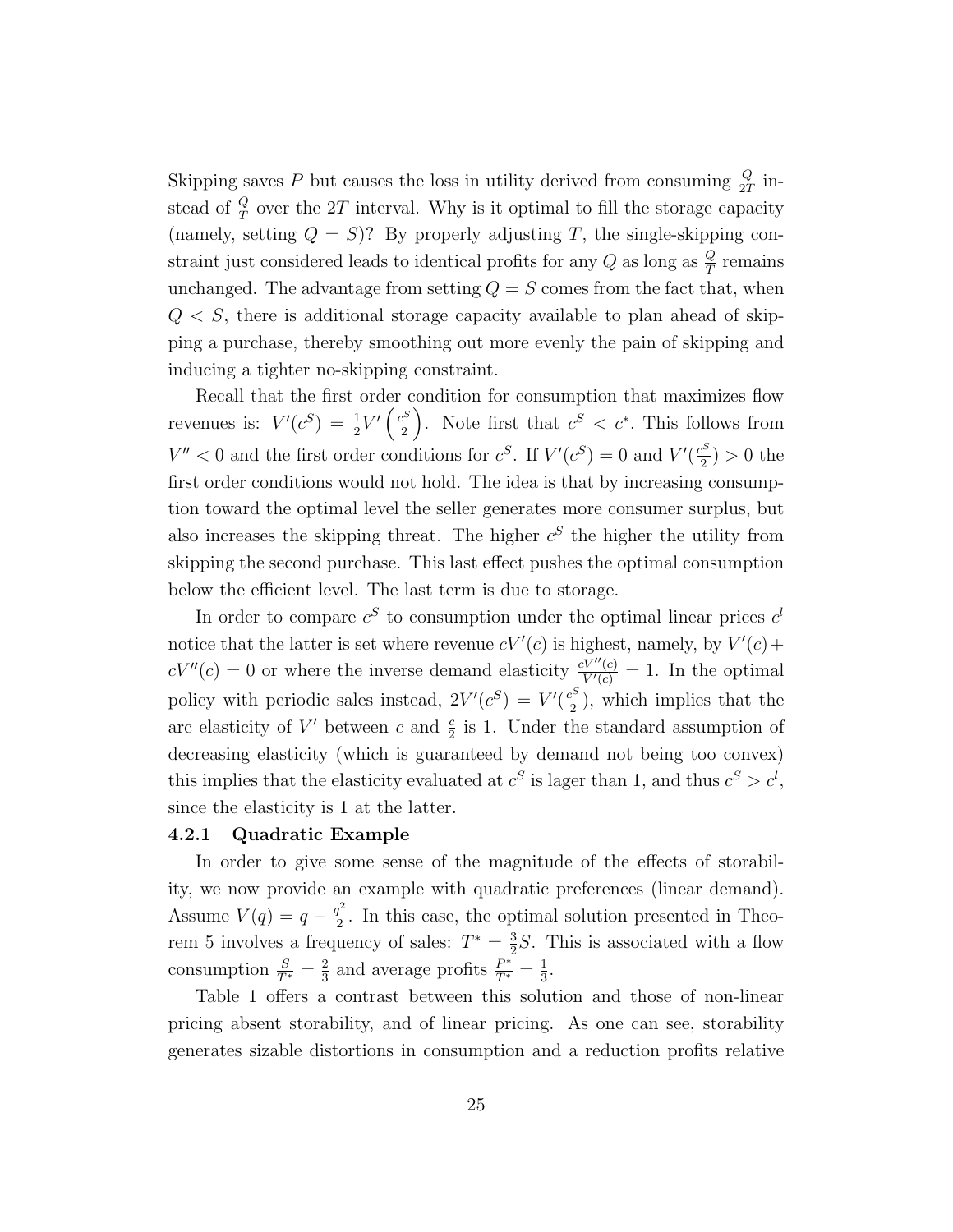Skipping saves $P$ but causes the loss in utility derived from consuming $\frac{Q}{2T}$ instead of $\frac{Q}{T}$ over the $2T$ interval. Why is it optimal to fill the storage capacity (namely, setting $Q = S$)? By properly adjusting $T$, the single-skipping constraint just considered leads to identical profits for any $Q$ as long as $\frac{Q}{T}$ remains unchanged. The advantage from setting $Q = S$ comes from the fact that, when $Q < S$, there is additional storage capacity available to plan ahead of skipping a purchase, thereby smoothing out more evenly the pain of skipping and inducing a tighter no-skipping constraint.

Recall that the first order condition for consumption that maximizes flow revenues is: $V'(c^S) = \frac{1}{2}V'\left(\frac{c^S}{2}\right)$. Note first that $c^S < c^*$. This follows from $V'' < 0$ and the first order conditions for $c^S$. If $V'(c^S) = 0$ and $V'(\frac{c^S}{2}) > 0$ the first order conditions would not hold. The idea is that by increasing consumption toward the optimal level the seller generates more consumer surplus, but also increases the skipping threat. The higher $c^S$ the higher the utility from skipping the second purchase. This last effect pushes the optimal consumption below the efficient level. The last term is due to storage.

In order to compare $c^S$ to consumption under the optimal linear prices $c^l$ notice that the latter is set where revenue $cV'(c)$ is highest, namely, by $V'(c) + cV''(c) = 0$ or where the inverse demand elasticity $\frac{cV''(c)}{V'(c)} = 1$. In the optimal policy with periodic sales instead, $2V'(c^S) = V'(\frac{c^S}{2})$, which implies that the arc elasticity of $V'$ between $c$ and $\frac{c}{2}$ is 1. Under the standard assumption of decreasing elasticity (which is guaranteed by demand not being too convex) this implies that the elasticity evaluated at $c^S$ is lager than 1, and thus $c^S > c^l$, since the elasticity is 1 at the latter.

### 4.2.1 Quadratic Example

In order to give some sense of the magnitude of the effects of storability, we now provide an example with quadratic preferences (linear demand). Assume $V(q) = q - \frac{q^2}{2}$. In this case, the optimal solution presented in Theorem 5 involves a frequency of sales: $T^* = \frac{3}{2}S$. This is associated with a flow consumption $\frac{S}{T^*} = \frac{2}{3}$ and average profits $\frac{P^*}{T^*} = \frac{1}{3}$.

Table 1 offers a contrast between this solution and those of non-linear pricing absent storability, and of linear pricing. As one can see, storability generates sizable distortions in consumption and a reduction profits relative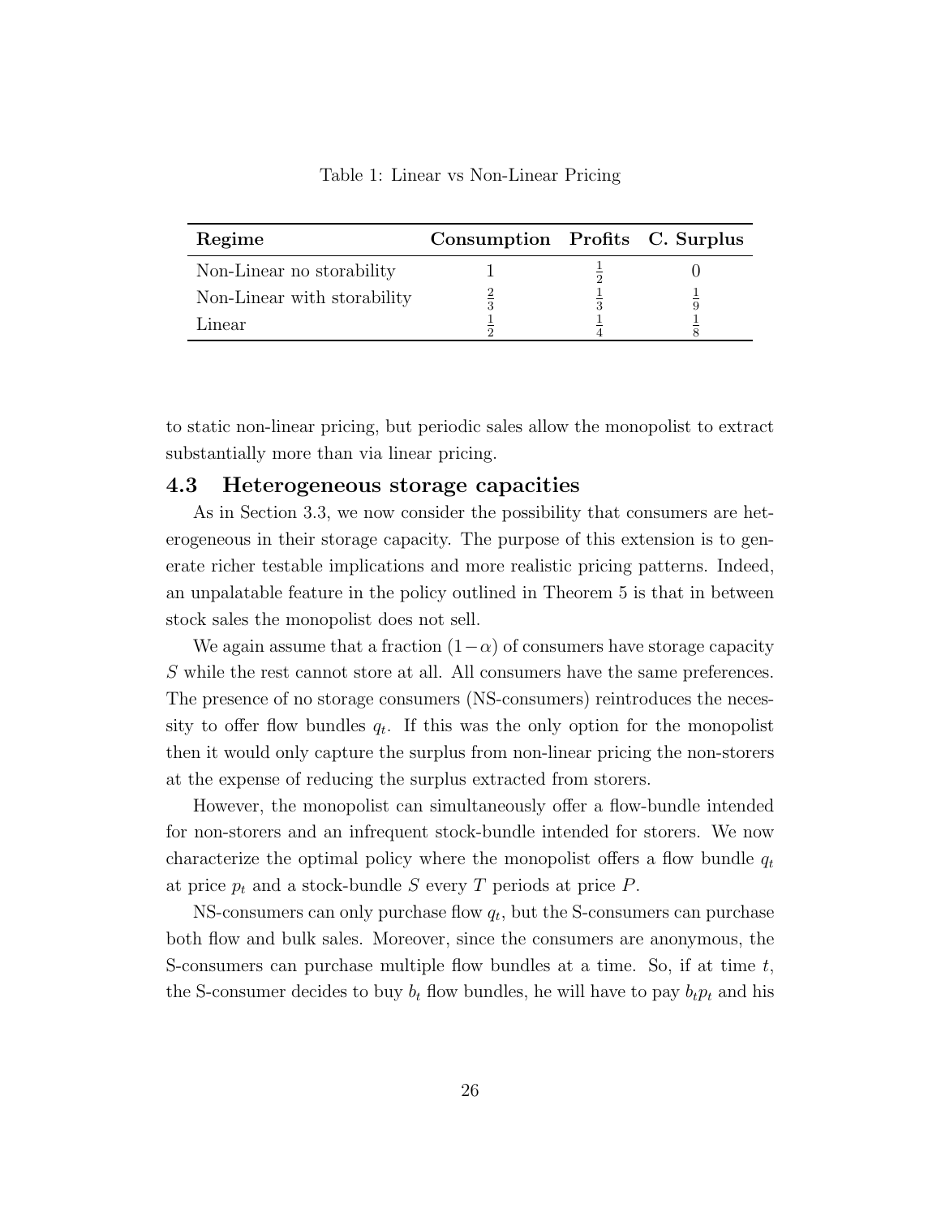Table 1: Linear vs Non-Linear Pricing

| **Regime** | **Consumption** | **Profits** | **C. Surplus** |
|---|---|---|---|
| Non-Linear no storability | 1 | $\frac{1}{2}$ | 0 |
| Non-Linear with storability | $\frac{2}{3}$ | $\frac{1}{3}$ | $\frac{1}{9}$ |
| Linear | $\frac{1}{2}$ | $\frac{1}{4}$ | $\frac{1}{8}$ |

to static non-linear pricing, but periodic sales allow the monopolist to extract substantially more than via linear pricing.

### 4.3 Heterogeneous storage capacities

As in Section 3.3, we now consider the possibility that consumers are heterogeneous in their storage capacity. The purpose of this extension is to generate richer testable implications and more realistic pricing patterns. Indeed, an unpalatable feature in the policy outlined in Theorem 5 is that in between stock sales the monopolist does not sell.

We again assume that a fraction $(1-\alpha)$ of consumers have storage capacity $S$ while the rest cannot store at all. All consumers have the same preferences. The presence of no storage consumers (NS-consumers) reintroduces the necessity to offer flow bundles $q_t$. If this was the only option for the monopolist then it would only capture the surplus from non-linear pricing the non-storers at the expense of reducing the surplus extracted from storers.

However, the monopolist can simultaneously offer a flow-bundle intended for non-storers and an infrequent stock-bundle intended for storers. We now characterize the optimal policy where the monopolist offers a flow bundle $q_t$ at price $p_t$ and a stock-bundle $S$ every $T$ periods at price $P$.

NS-consumers can only purchase flow $q_t$, but the S-consumers can purchase both flow and bulk sales. Moreover, since the consumers are anonymous, the S-consumers can purchase multiple flow bundles at a time. So, if at time $t$, the S-consumer decides to buy $b_t$ flow bundles, he will have to pay $b_t p_t$ and his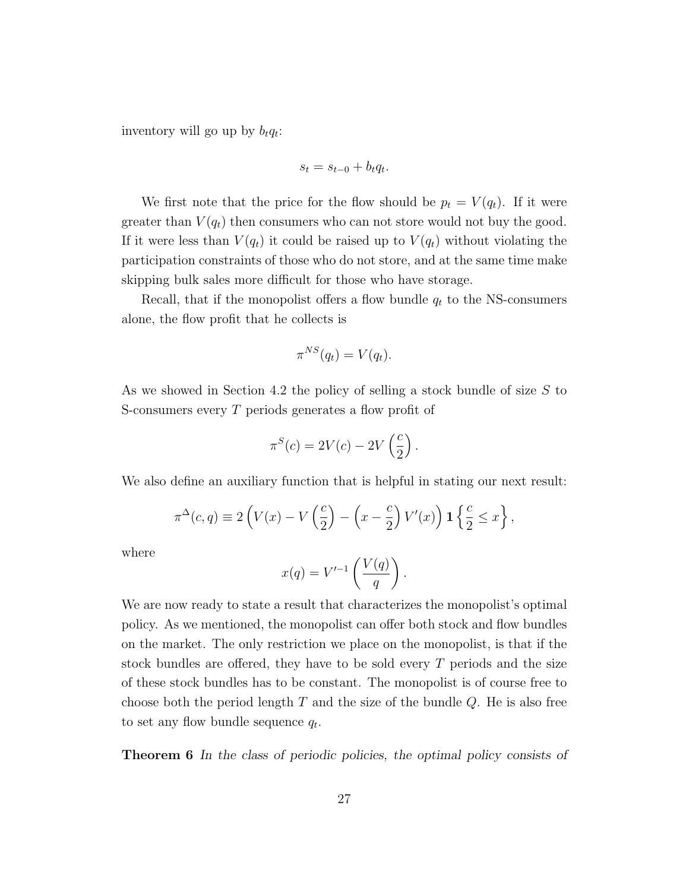inventory will go up by $b_t q_t$:

$$s_t = s_{t-0} + b_t q_t.$$

We first note that the price for the flow should be $p_t = V(q_t)$. If it were greater than $V(q_t)$ then consumers who can not store would not buy the good. If it were less than $V(q_t)$ it could be raised up to $V(q_t)$ without violating the participation constraints of those who do not store, and at the same time make skipping bulk sales more difficult for those who have storage.

Recall, that if the monopolist offers a flow bundle $q_t$ to the NS-consumers alone, the flow profit that he collects is

$$\pi^{NS}(q_t) = V(q_t).$$

As we showed in Section 4.2 the policy of selling a stock bundle of size $S$ to S-consumers every $T$ periods generates a flow profit of

$$\pi^{S}(c) = 2V(c) - 2V\left(\frac{c}{2}\right).$$

We also define an auxiliary function that is helpful in stating our next result:

$$\pi^{\Delta}(c, q) \equiv 2\left(V(x) - V\left(\frac{c}{2}\right) - \left(x - \frac{c}{2}\right)V'(x)\right)\mathbf{1}\left\{\frac{c}{2} \leq x\right\},$$

where

$$x(q) = V'^{-1}\left(\frac{V(q)}{q}\right).$$

We are now ready to state a result that characterizes the monopolist's optimal policy. As we mentioned, the monopolist can offer both stock and flow bundles on the market. The only restriction we place on the monopolist, is that if the stock bundles are offered, they have to be sold every $T$ periods and the size of these stock bundles has to be constant. The monopolist is of course free to choose both the period length $T$ and the size of the bundle $Q$. He is also free to set any flow bundle sequence $q_t$.

**Theorem 6** *In the class of periodic policies, the optimal policy consists of*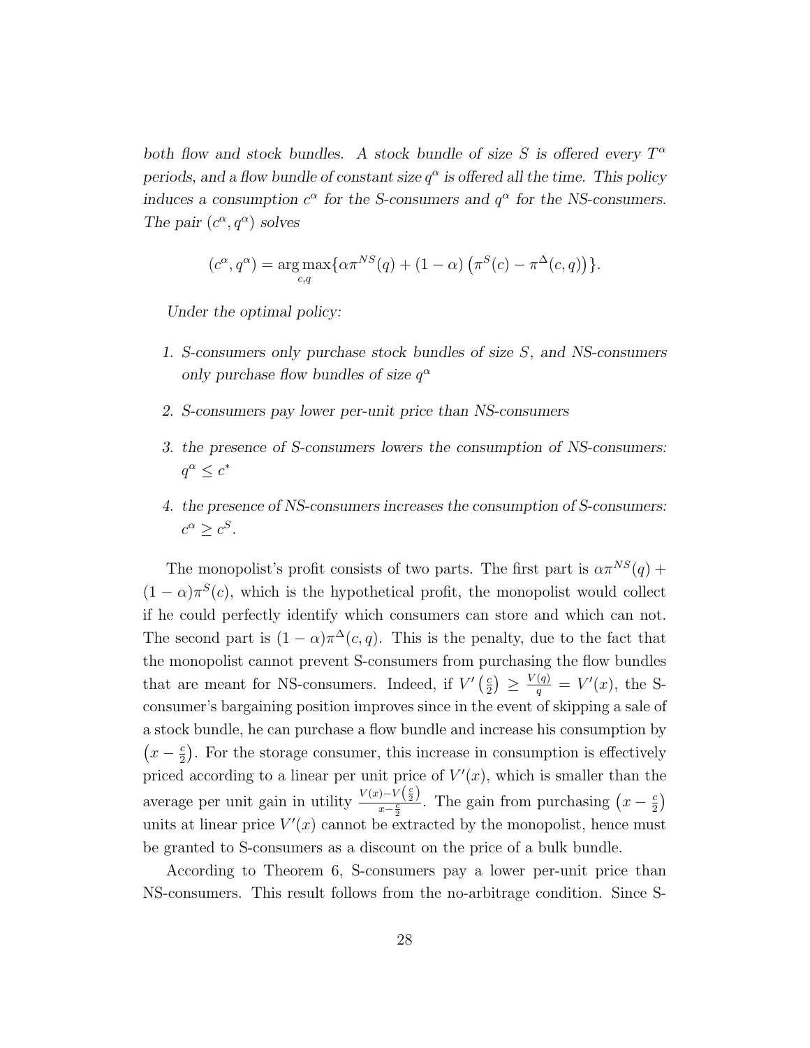*both flow and stock bundles. A stock bundle of size $S$ is offered every $T^\alpha$ periods, and a flow bundle of constant size $q^\alpha$ is offered all the time. This policy induces a consumption $c^\alpha$ for the S-consumers and $q^\alpha$ for the NS-consumers. The pair $(c^\alpha, q^\alpha)$ solves*

$$(c^\alpha, q^\alpha) = \arg\max_{c,q}\{\alpha\pi^{NS}(q) + (1-\alpha)\left(\pi^S(c) - \pi^\Delta(c,q)\right)\}.$$

*Under the optimal policy:*

1. *S-consumers only purchase stock bundles of size $S$, and NS-consumers only purchase flow bundles of size $q^\alpha$*
2. *S-consumers pay lower per-unit price than NS-consumers*
3. *the presence of S-consumers lowers the consumption of NS-consumers: $q^\alpha \leq c^*$*
4. *the presence of NS-consumers increases the consumption of S-consumers: $c^\alpha \geq c^S$.*

The monopolist's profit consists of two parts. The first part is $\alpha\pi^{NS}(q) + (1-\alpha)\pi^S(c)$, which is the hypothetical profit, the monopolist would collect if he could perfectly identify which consumers can store and which can not. The second part is $(1-\alpha)\pi^\Delta(c,q)$. This is the penalty, due to the fact that the monopolist cannot prevent S-consumers from purchasing the flow bundles that are meant for NS-consumers. Indeed, if $V'\left(\frac{c}{2}\right) \geq \frac{V(q)}{q} = V'(x)$, the S-consumer's bargaining position improves since in the event of skipping a sale of a stock bundle, he can purchase a flow bundle and increase his consumption by $\left(x - \frac{c}{2}\right)$. For the storage consumer, this increase in consumption is effectively priced according to a linear per unit price of $V'(x)$, which is smaller than the average per unit gain in utility $\frac{V(x)-V\left(\frac{c}{2}\right)}{x-\frac{c}{2}}$. The gain from purchasing $\left(x - \frac{c}{2}\right)$ units at linear price $V'(x)$ cannot be extracted by the monopolist, hence must be granted to S-consumers as a discount on the price of a bulk bundle.

According to Theorem 6, S-consumers pay a lower per-unit price than NS-consumers. This result follows from the no-arbitrage condition. Since S-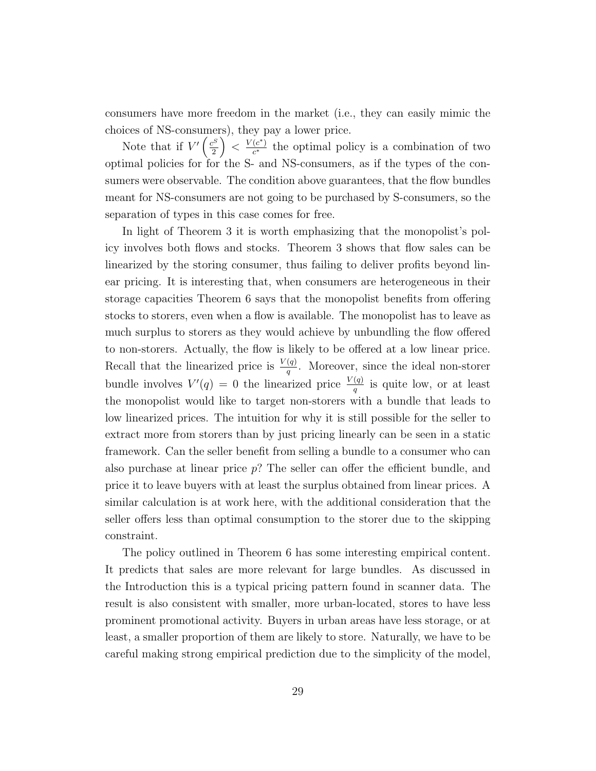consumers have more freedom in the market (i.e., they can easily mimic the choices of NS-consumers), they pay a lower price.

Note that if $V'\left(\frac{c^S}{2}\right) < \frac{V(c^*)}{c^*}$ the optimal policy is a combination of two optimal policies for for the S- and NS-consumers, as if the types of the consumers were observable. The condition above guarantees, that the flow bundles meant for NS-consumers are not going to be purchased by S-consumers, so the separation of types in this case comes for free.

In light of Theorem 3 it is worth emphasizing that the monopolist's policy involves both flows and stocks. Theorem 3 shows that flow sales can be linearized by the storing consumer, thus failing to deliver profits beyond linear pricing. It is interesting that, when consumers are heterogeneous in their storage capacities Theorem 6 says that the monopolist benefits from offering stocks to storers, even when a flow is available. The monopolist has to leave as much surplus to storers as they would achieve by unbundling the flow offered to non-storers. Actually, the flow is likely to be offered at a low linear price. Recall that the linearized price is $\frac{V(q)}{q}$. Moreover, since the ideal non-storer bundle involves $V'(q) = 0$ the linearized price $\frac{V(q)}{q}$ is quite low, or at least the monopolist would like to target non-storers with a bundle that leads to low linearized prices. The intuition for why it is still possible for the seller to extract more from storers than by just pricing linearly can be seen in a static framework. Can the seller benefit from selling a bundle to a consumer who can also purchase at linear price $p$? The seller can offer the efficient bundle, and price it to leave buyers with at least the surplus obtained from linear prices. A similar calculation is at work here, with the additional consideration that the seller offers less than optimal consumption to the storer due to the skipping constraint.

The policy outlined in Theorem 6 has some interesting empirical content. It predicts that sales are more relevant for large bundles. As discussed in the Introduction this is a typical pricing pattern found in scanner data. The result is also consistent with smaller, more urban-located, stores to have less prominent promotional activity. Buyers in urban areas have less storage, or at least, a smaller proportion of them are likely to store. Naturally, we have to be careful making strong empirical prediction due to the simplicity of the model,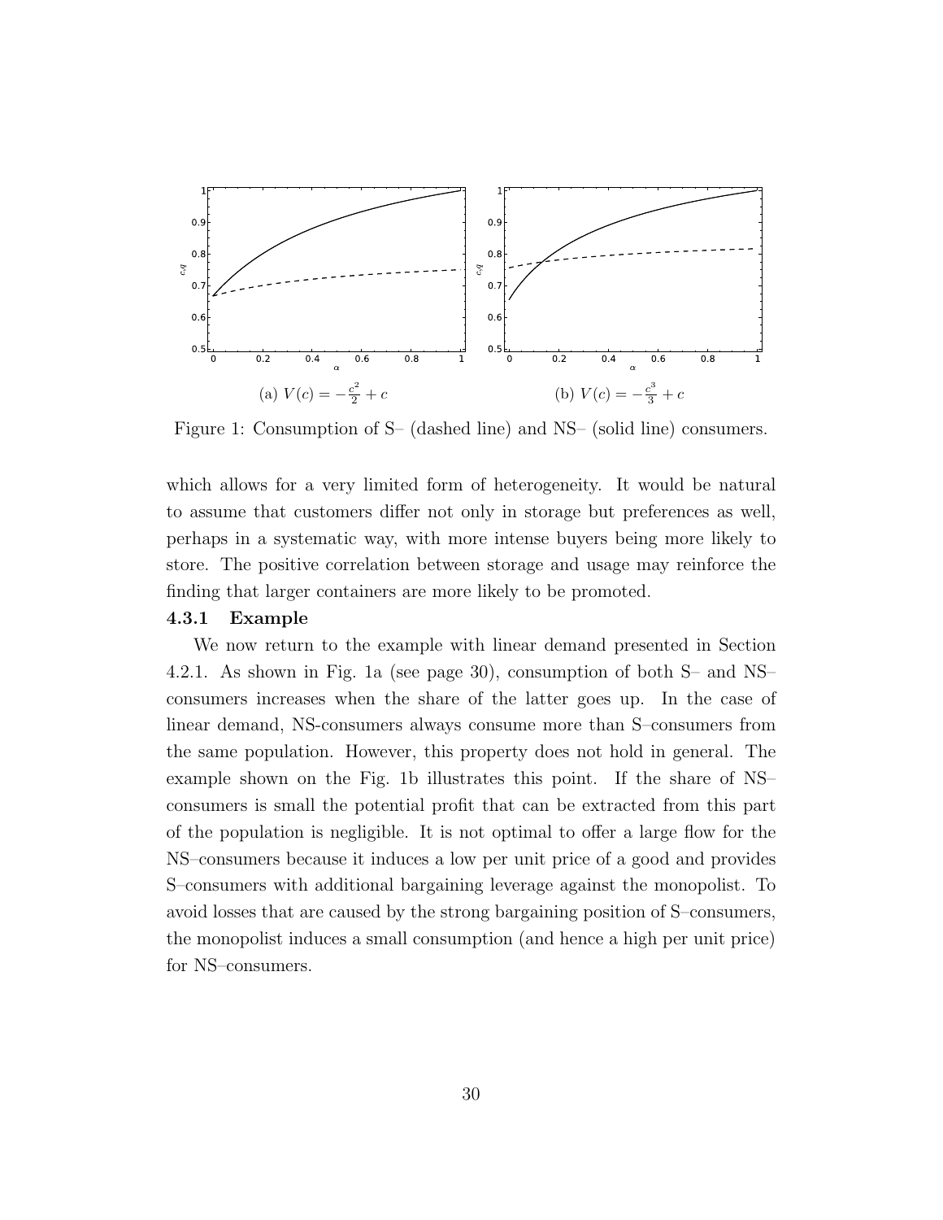(a) $V(c) = -\frac{c^2}{2} + c$

(b) $V(c) = -\frac{c^3}{3} + c$

Figure 1: Consumption of S– (dashed line) and NS– (solid line) consumers.

which allows for a very limited form of heterogeneity. It would be natural to assume that customers differ not only in storage but preferences as well, perhaps in a systematic way, with more intense buyers being more likely to store. The positive correlation between storage and usage may reinforce the finding that larger containers are more likely to be promoted.

### 4.3.1 Example

We now return to the example with linear demand presented in Section 4.2.1. As shown in Fig. 1a (see page 30), consumption of both S– and NS– consumers increases when the share of the latter goes up. In the case of linear demand, NS-consumers always consume more than S–consumers from the same population. However, this property does not hold in general. The example shown on the Fig. 1b illustrates this point. If the share of NS–consumers is small the potential profit that can be extracted from this part of the population is negligible. It is not optimal to offer a large flow for the NS–consumers because it induces a low per unit price of a good and provides S–consumers with additional bargaining leverage against the monopolist. To avoid losses that are caused by the strong bargaining position of S–consumers, the monopolist induces a small consumption (and hence a high per unit price) for NS–consumers.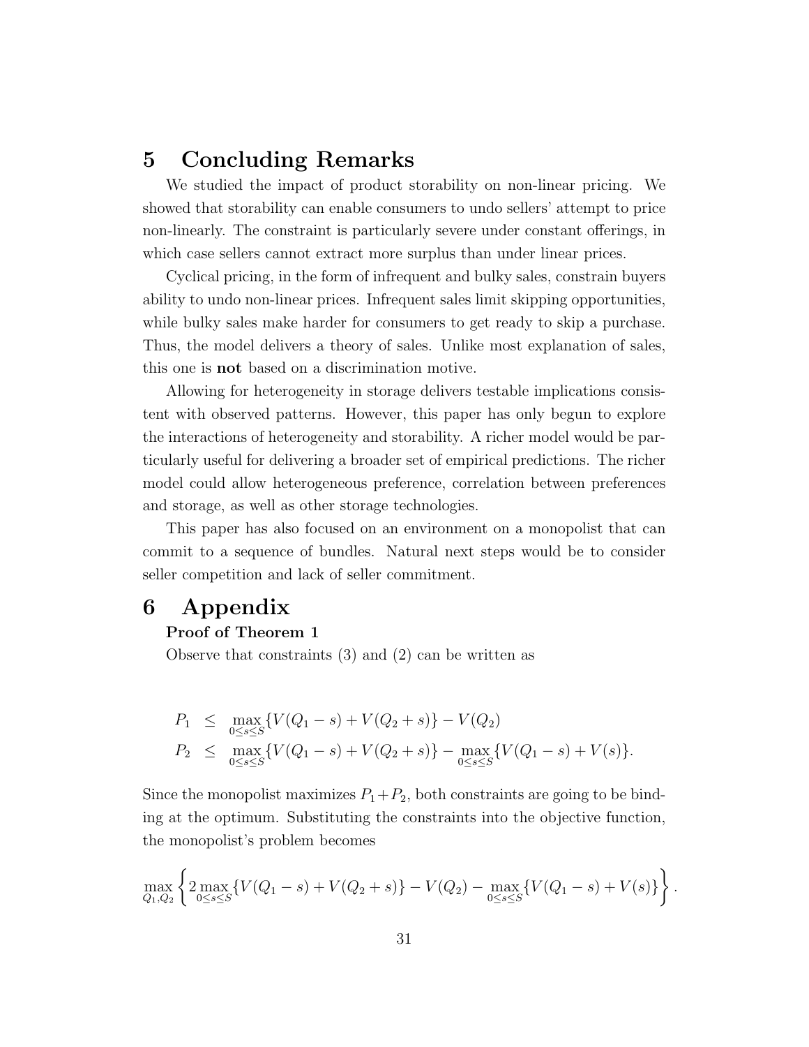# 5 Concluding Remarks

We studied the impact of product storability on non-linear pricing. We showed that storability can enable consumers to undo sellers' attempt to price non-linearly. The constraint is particularly severe under constant offerings, in which case sellers cannot extract more surplus than under linear prices.

Cyclical pricing, in the form of infrequent and bulky sales, constrain buyers ability to undo non-linear prices. Infrequent sales limit skipping opportunities, while bulky sales make harder for consumers to get ready to skip a purchase. Thus, the model delivers a theory of sales. Unlike most explanation of sales, this one is **not** based on a discrimination motive.

Allowing for heterogeneity in storage delivers testable implications consistent with observed patterns. However, this paper has only begun to explore the interactions of heterogeneity and storability. A richer model would be particularly useful for delivering a broader set of empirical predictions. The richer model could allow heterogeneous preference, correlation between preferences and storage, as well as other storage technologies.

This paper has also focused on an environment on a monopolist that can commit to a sequence of bundles. Natural next steps would be to consider seller competition and lack of seller commitment.

# 6 Appendix

**Proof of Theorem 1**

Observe that constraints (3) and (2) can be written as

$$\begin{aligned} P_1 &\leq \max_{0 \leq s \leq S} \{V(Q_1 - s) + V(Q_2 + s)\} - V(Q_2) \\ P_2 &\leq \max_{0 \leq s \leq S} \{V(Q_1 - s) + V(Q_2 + s)\} - \max_{0 \leq s \leq S} \{V(Q_1 - s) + V(s)\}. \end{aligned}$$

Since the monopolist maximizes $P_1 + P_2$, both constraints are going to be binding at the optimum. Substituting the constraints into the objective function, the monopolist's problem becomes

$$\max_{Q_1, Q_2} \left\{ 2 \max_{0 \leq s \leq S} \{V(Q_1 - s) + V(Q_2 + s)\} - V(Q_2) - \max_{0 \leq s \leq S} \{V(Q_1 - s) + V(s)\} \right\}.$$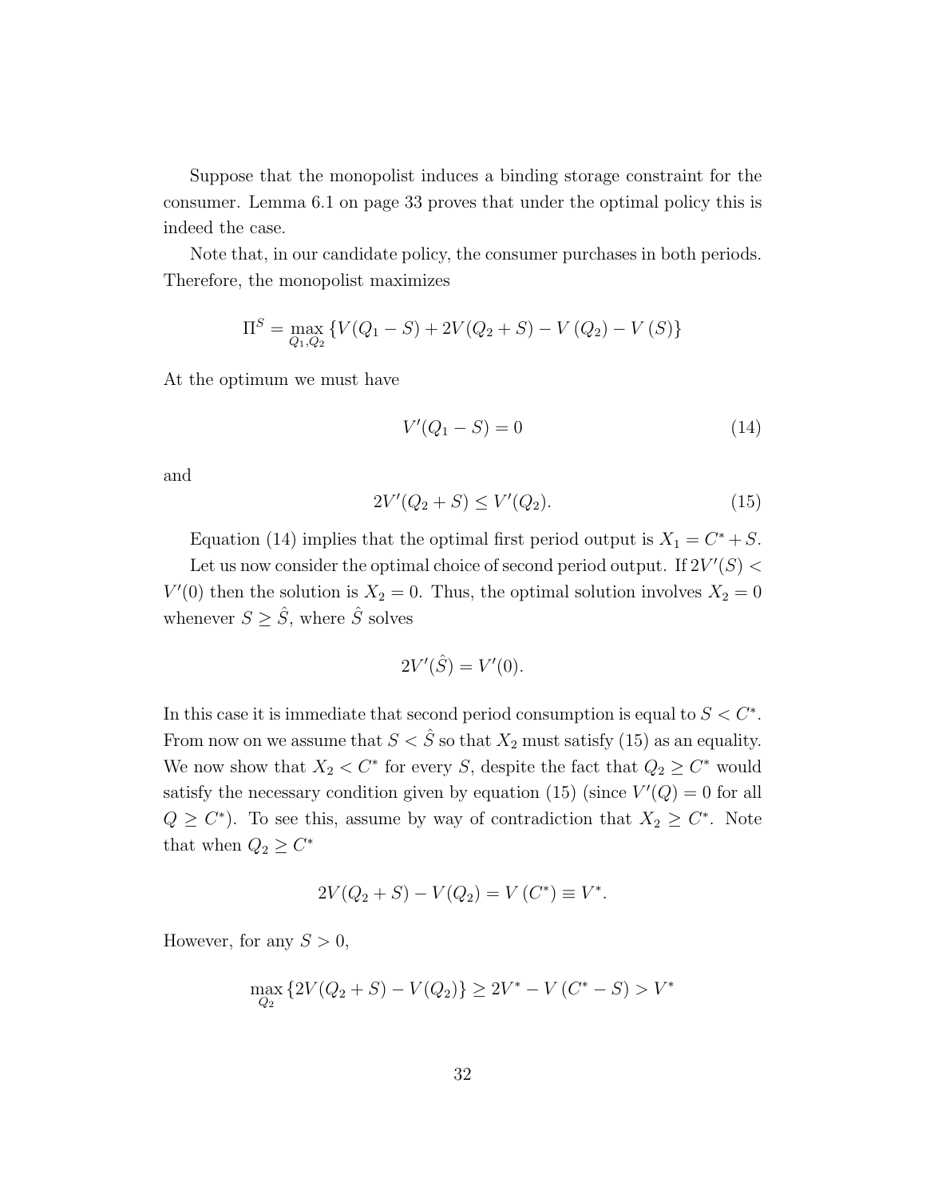Suppose that the monopolist induces a binding storage constraint for the consumer. Lemma 6.1 on page 33 proves that under the optimal policy this is indeed the case.

Note that, in our candidate policy, the consumer purchases in both periods. Therefore, the monopolist maximizes

$$\Pi^S = \max_{Q_1, Q_2} \{V(Q_1 - S) + 2V(Q_2 + S) - V(Q_2) - V(S)\}$$

At the optimum we must have

$$V'(Q_1 - S) = 0 \tag{14}$$

and

$$2V'(Q_2 + S) \leq V'(Q_2). \tag{15}$$

Equation (14) implies that the optimal first period output is $X_1 = C^* + S$.

Let us now consider the optimal choice of second period output. If $2V'(S) < V'(0)$ then the solution is $X_2 = 0$. Thus, the optimal solution involves $X_2 = 0$ whenever $S \geq \hat{S}$, where $\hat{S}$ solves

$$2V'(\hat{S}) = V'(0).$$

In this case it is immediate that second period consumption is equal to $S < C^*$. From now on we assume that $S < \hat{S}$ so that $X_2$ must satisfy (15) as an equality. We now show that $X_2 < C^*$ for every $S$, despite the fact that $Q_2 \geq C^*$ would satisfy the necessary condition given by equation (15) (since $V'(Q) = 0$ for all $Q \geq C^*$). To see this, assume by way of contradiction that $X_2 \geq C^*$. Note that when $Q_2 \geq C^*$

$$2V(Q_2 + S) - V(Q_2) = V(C^*) \equiv V^*.$$

However, for any $S > 0$,

$$\max_{Q_2} \{2V(Q_2 + S) - V(Q_2)\} \geq 2V^* - V(C^* - S) > V^*$$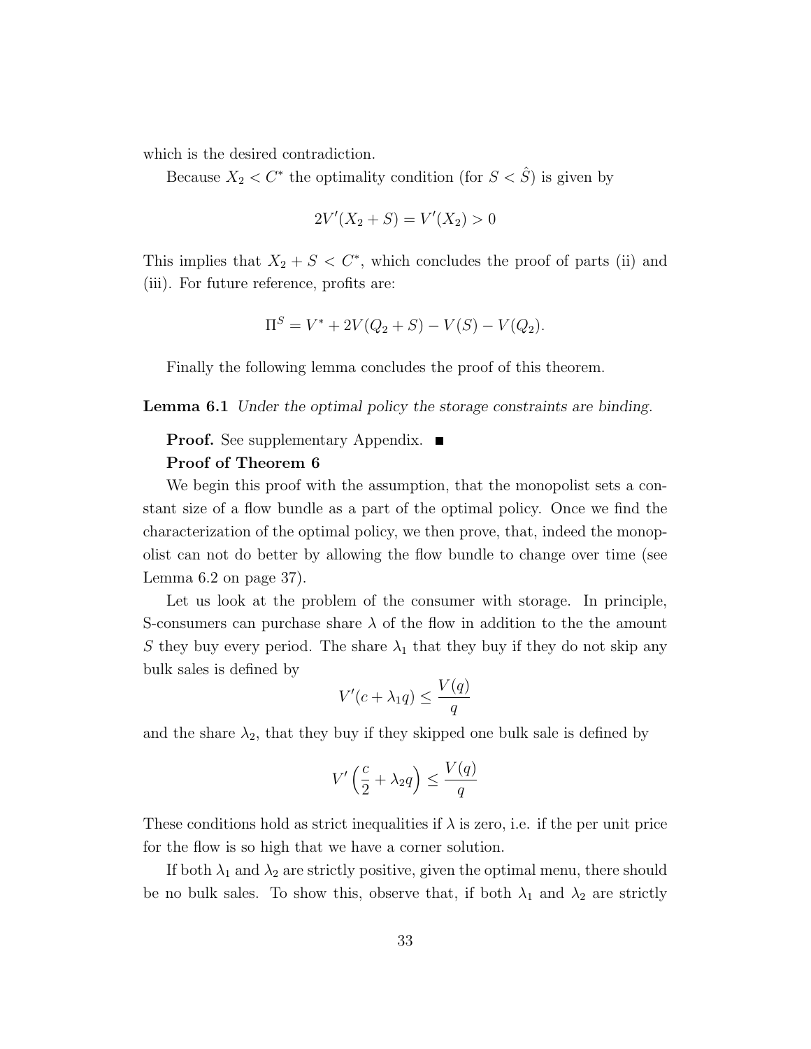which is the desired contradiction.

Because $X_2 < C^*$ the optimality condition (for $S < \hat{S}$) is given by

$$2V'(X_2 + S) = V'(X_2) > 0$$

This implies that $X_2 + S < C^*$, which concludes the proof of parts (ii) and (iii). For future reference, profits are:

$$\Pi^S = V^* + 2V(Q_2 + S) - V(S) - V(Q_2).$$

Finally the following lemma concludes the proof of this theorem.

**Lemma 6.1** *Under the optimal policy the storage constraints are binding.*

**Proof.** See supplementary Appendix. ■

**Proof of Theorem 6**

We begin this proof with the assumption, that the monopolist sets a constant size of a flow bundle as a part of the optimal policy. Once we find the characterization of the optimal policy, we then prove, that, indeed the monopolist can not do better by allowing the flow bundle to change over time (see Lemma 6.2 on page 37).

Let us look at the problem of the consumer with storage. In principle, S-consumers can purchase share $\lambda$ of the flow in addition to the the amount $S$ they buy every period. The share $\lambda_1$ that they buy if they do not skip any bulk sales is defined by

$$V'(c + \lambda_1 q) \leq \frac{V(q)}{q}$$

and the share $\lambda_2$, that they buy if they skipped one bulk sale is defined by

$$V'\left(\frac{c}{2} + \lambda_2 q\right) \leq \frac{V(q)}{q}$$

These conditions hold as strict inequalities if $\lambda$ is zero, i.e. if the per unit price for the flow is so high that we have a corner solution.

If both $\lambda_1$ and $\lambda_2$ are strictly positive, given the optimal menu, there should be no bulk sales. To show this, observe that, if both $\lambda_1$ and $\lambda_2$ are strictly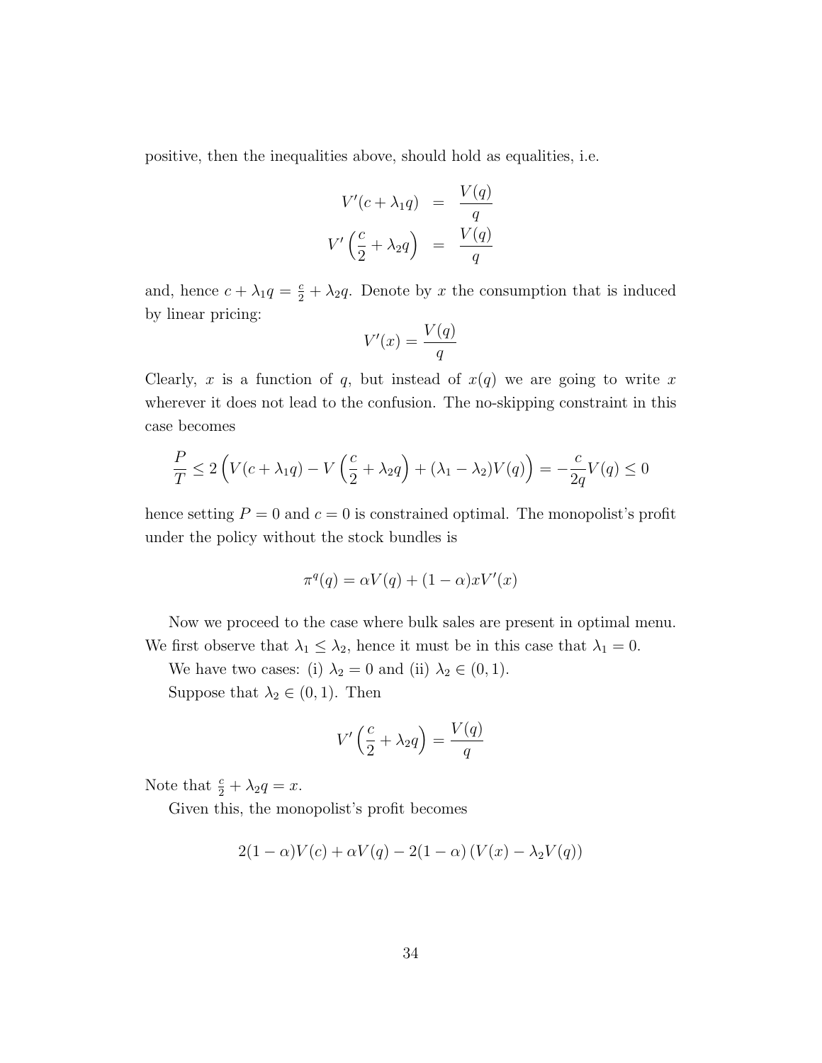positive, then the inequalities above, should hold as equalities, i.e.

$$
\begin{aligned}
V'(c + \lambda_1 q) &= \frac{V(q)}{q} \\
V'\left(\frac{c}{2} + \lambda_2 q\right) &= \frac{V(q)}{q}
\end{aligned}
$$

and, hence $c + \lambda_1 q = \frac{c}{2} + \lambda_2 q$. Denote by $x$ the consumption that is induced by linear pricing:

$$
V'(x) = \frac{V(q)}{q}
$$

Clearly, $x$ is a function of $q$, but instead of $x(q)$ we are going to write $x$ wherever it does not lead to the confusion. The no-skipping constraint in this case becomes

$$
\frac{P}{T} \leq 2\left(V(c + \lambda_1 q) - V\left(\frac{c}{2} + \lambda_2 q\right) + (\lambda_1 - \lambda_2)V(q)\right) = -\frac{c}{2q}V(q) \leq 0
$$

hence setting $P = 0$ and $c = 0$ is constrained optimal. The monopolist's profit under the policy without the stock bundles is

$$
\pi^q(q) = \alpha V(q) + (1 - \alpha)xV'(x)
$$

Now we proceed to the case where bulk sales are present in optimal menu. We first observe that $\lambda_1 \leq \lambda_2$, hence it must be in this case that $\lambda_1 = 0$.

We have two cases: (i) $\lambda_2 = 0$ and (ii) $\lambda_2 \in (0, 1)$.

Suppose that $\lambda_2 \in (0, 1)$. Then

$$
V'\left(\frac{c}{2} + \lambda_2 q\right) = \frac{V(q)}{q}
$$

Note that $\frac{c}{2} + \lambda_2 q = x$.

Given this, the monopolist's profit becomes

$$
2(1 - \alpha)V(c) + \alpha V(q) - 2(1 - \alpha)\left(V(x) - \lambda_2 V(q)\right)
$$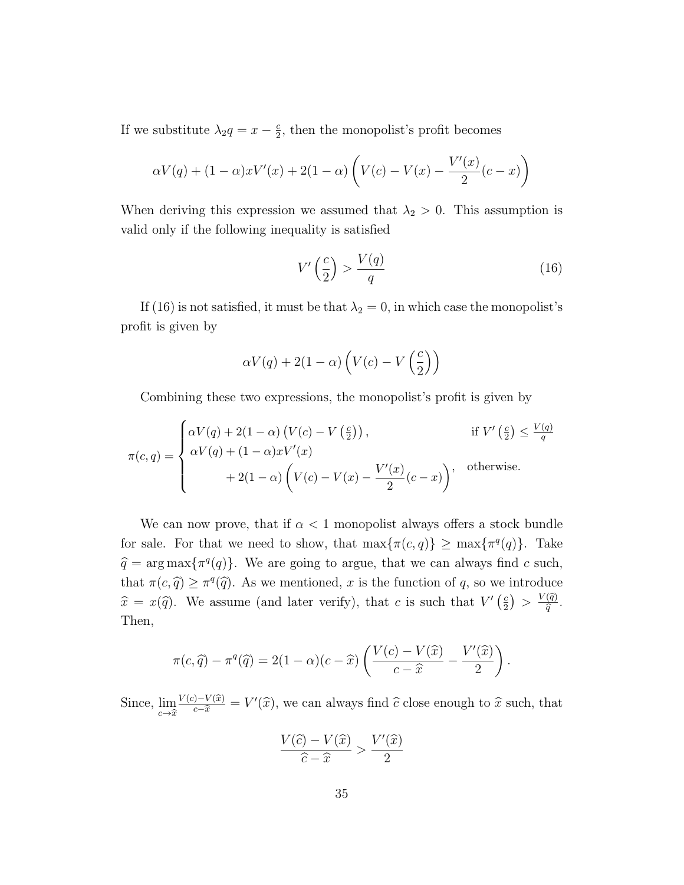If we substitute $\lambda_2 q = x - \frac{c}{2}$, then the monopolist's profit becomes

$$\alpha V(q) + (1-\alpha) x V'(x) + 2(1-\alpha)\left(V(c) - V(x) - \frac{V'(x)}{2}(c-x)\right)$$

When deriving this expression we assumed that $\lambda_2 > 0$. This assumption is valid only if the following inequality is satisfied

$$V'\left(\frac{c}{2}\right) > \frac{V(q)}{q} \tag{16}$$

If (16) is not satisfied, it must be that $\lambda_2 = 0$, in which case the monopolist's profit is given by

$$\alpha V(q) + 2(1-\alpha)\left(V(c) - V\left(\frac{c}{2}\right)\right)$$

Combining these two expressions, the monopolist's profit is given by

$$\pi(c,q) = \begin{cases} \alpha V(q) + 2(1-\alpha)\left(V(c) - V\left(\frac{c}{2}\right)\right), & \text{if } V'\left(\frac{c}{2}\right) \leq \frac{V(q)}{q} \\ \alpha V(q) + (1-\alpha) x V'(x) & \\ \qquad + 2(1-\alpha)\left(V(c) - V(x) - \dfrac{V'(x)}{2}(c-x)\right), & \text{otherwise.} \end{cases}$$

We can now prove, that if $\alpha < 1$ monopolist always offers a stock bundle for sale. For that we need to show, that $\max\{\pi(c,q)\} \geq \max\{\pi^q(q)\}$. Take $\widehat{q} = \arg\max\{\pi^q(q)\}$. We are going to argue, that we can always find $c$ such, that $\pi(c,\widehat{q}) \geq \pi^q(\widehat{q})$. As we mentioned, $x$ is the function of $q$, so we introduce $\widehat{x} = x(\widehat{q})$. We assume (and later verify), that $c$ is such that $V'\left(\frac{c}{2}\right) > \frac{V(\widehat{q})}{\widehat{q}}$. Then,

$$\pi(c,\widehat{q}) - \pi^q(\widehat{q}) = 2(1-\alpha)(c-\widehat{x})\left(\frac{V(c)-V(\widehat{x})}{c-\widehat{x}} - \frac{V'(\widehat{x})}{2}\right).$$

Since, $\lim_{c \to \widehat{x}} \frac{V(c)-V(\widehat{x})}{c-\widehat{x}} = V'(\widehat{x})$, we can always find $\widehat{c}$ close enough to $\widehat{x}$ such, that

$$\frac{V(\widehat{c}) - V(\widehat{x})}{\widehat{c} - \widehat{x}} > \frac{V'(\widehat{x})}{2}$$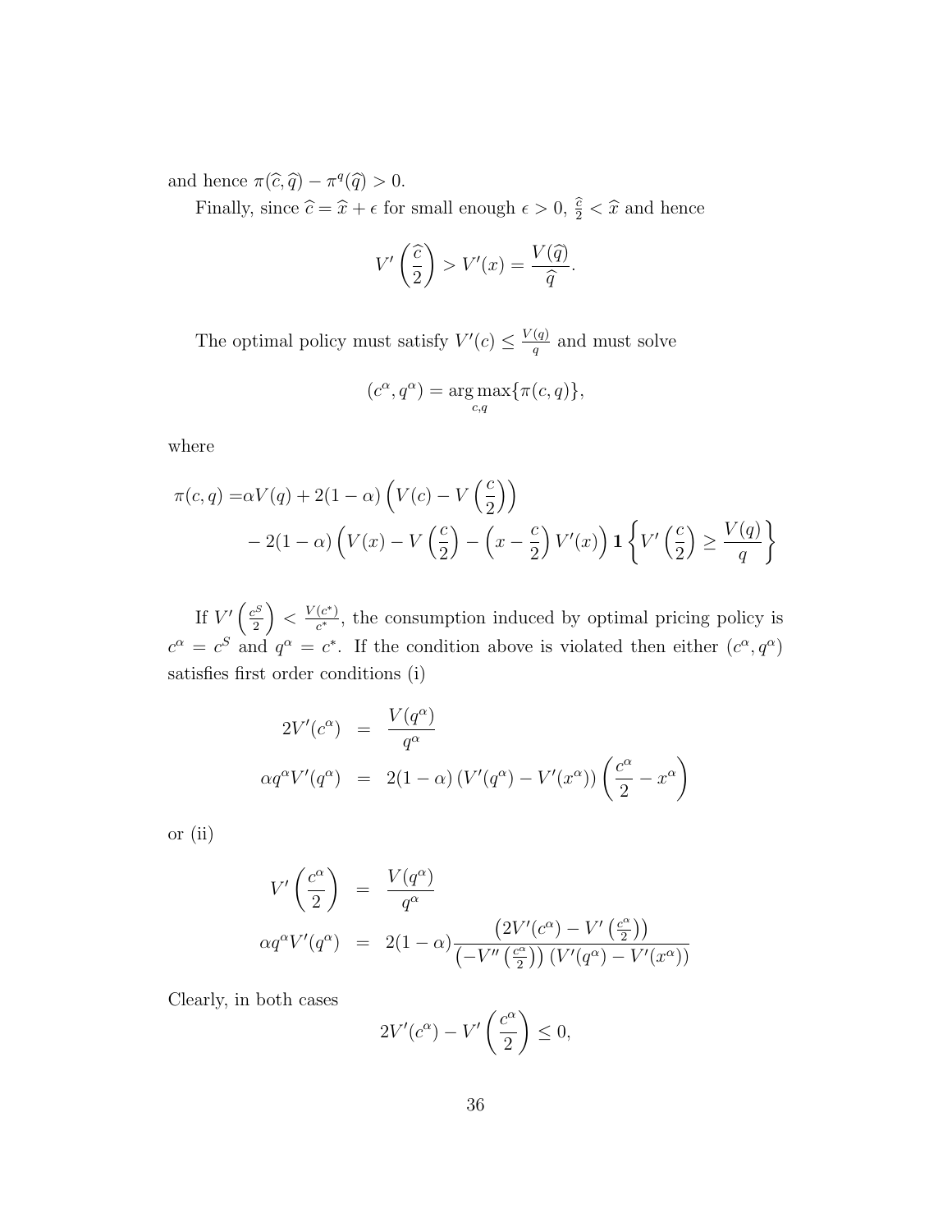and hence $\pi(\widehat{c}, \widehat{q}) - \pi^q(\widehat{q}) > 0$.

Finally, since $\widehat{c} = \widehat{x} + \epsilon$ for small enough $\epsilon > 0$, $\frac{\widehat{c}}{2} < \widehat{x}$ and hence

$$V'\left(\frac{\widehat{c}}{2}\right) > V'(x) = \frac{V(\widehat{q})}{\widehat{q}}.$$

The optimal policy must satisfy $V'(c) \leq \frac{V(q)}{q}$ and must solve

$$(c^\alpha, q^\alpha) = \underset{c,q}{\arg\max}\{\pi(c, q)\},$$

where

$$\begin{aligned}\pi(c, q) =& \alpha V(q) + 2(1-\alpha)\left(V(c) - V\left(\frac{c}{2}\right)\right) \\ & - 2(1-\alpha)\left(V(x) - V\left(\frac{c}{2}\right) - \left(x - \frac{c}{2}\right)V'(x)\right)\mathbf{1}\left\{V'\left(\frac{c}{2}\right) \geq \frac{V(q)}{q}\right\}\end{aligned}$$

If $V'\left(\frac{c^S}{2}\right) < \frac{V(c^*)}{c^*}$, the consumption induced by optimal pricing policy is $c^\alpha = c^S$ and $q^\alpha = c^*$. If the condition above is violated then either $(c^\alpha, q^\alpha)$ satisfies first order conditions (i)

$$\begin{aligned}2V'(c^\alpha) &= \frac{V(q^\alpha)}{q^\alpha} \\ \alpha q^\alpha V'(q^\alpha) &= 2(1-\alpha)\left(V'(q^\alpha) - V'(x^\alpha)\right)\left(\frac{c^\alpha}{2} - x^\alpha\right)\end{aligned}$$

or (ii)

$$\begin{aligned}V'\left(\frac{c^\alpha}{2}\right) &= \frac{V(q^\alpha)}{q^\alpha} \\ \alpha q^\alpha V'(q^\alpha) &= 2(1-\alpha)\frac{\left(2V'(c^\alpha) - V'\left(\frac{c^\alpha}{2}\right)\right)}{\left(-V''\left(\frac{c^\alpha}{2}\right)\right)\left(V'(q^\alpha) - V'(x^\alpha)\right)}\end{aligned}$$

Clearly, in both cases

$$2V'(c^\alpha) - V'\left(\frac{c^\alpha}{2}\right) \leq 0,$$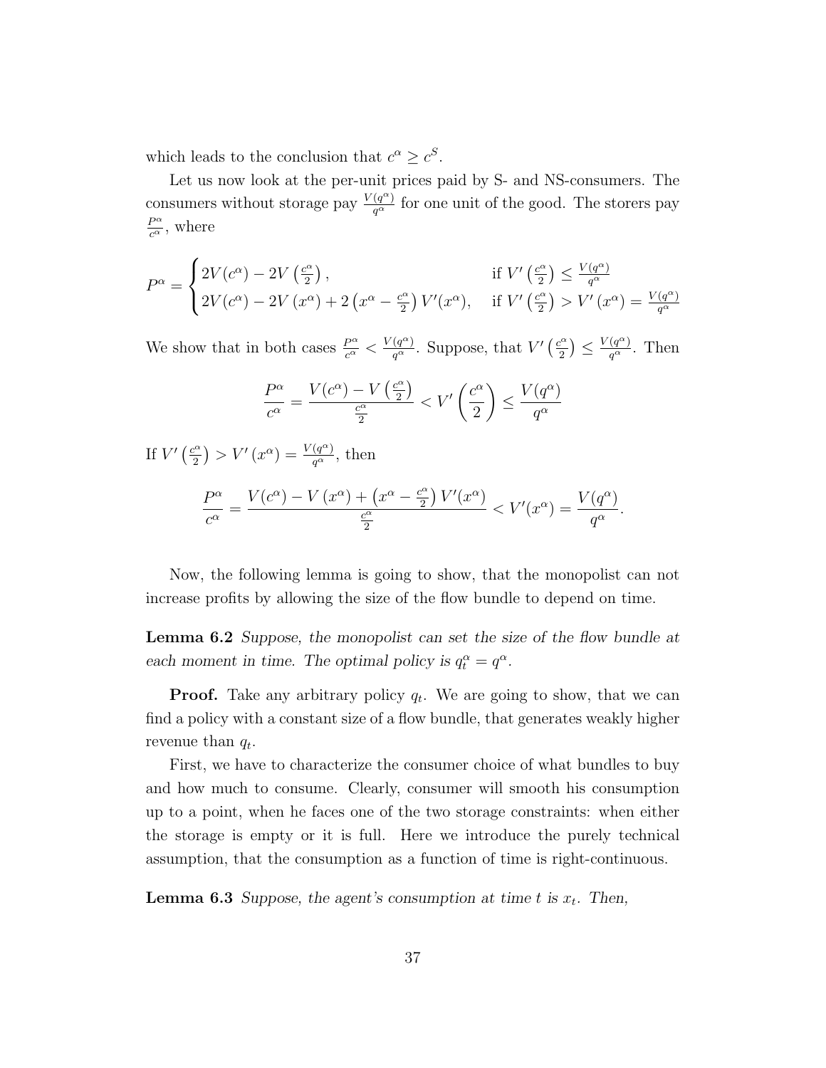which leads to the conclusion that $c^{\alpha} \geq c^{S}$.

Let us now look at the per-unit prices paid by S- and NS-consumers. The consumers without storage pay $\frac{V(q^{\alpha})}{q^{\alpha}}$ for one unit of the good. The storers pay $\frac{P^{\alpha}}{c^{\alpha}}$, where

$$P^{\alpha} = \begin{cases} 2V(c^{\alpha}) - 2V\left(\frac{c^{\alpha}}{2}\right), & \text{if } V'\left(\frac{c^{\alpha}}{2}\right) \leq \frac{V(q^{\alpha})}{q^{\alpha}} \\ 2V(c^{\alpha}) - 2V\left(x^{\alpha}\right) + 2\left(x^{\alpha} - \frac{c^{\alpha}}{2}\right)V'(x^{\alpha}), & \text{if } V'\left(\frac{c^{\alpha}}{2}\right) > V'\left(x^{\alpha}\right) = \frac{V(q^{\alpha})}{q^{\alpha}} \end{cases}$$

We show that in both cases $\frac{P^{\alpha}}{c^{\alpha}} < \frac{V(q^{\alpha})}{q^{\alpha}}$. Suppose, that $V'\left(\frac{c^{\alpha}}{2}\right) \leq \frac{V(q^{\alpha})}{q^{\alpha}}$. Then

$$\frac{P^{\alpha}}{c^{\alpha}} = \frac{V(c^{\alpha}) - V\left(\frac{c^{\alpha}}{2}\right)}{\frac{c^{\alpha}}{2}} < V'\left(\frac{c^{\alpha}}{2}\right) \leq \frac{V(q^{\alpha})}{q^{\alpha}}$$

If $V'\left(\frac{c^{\alpha}}{2}\right) > V'\left(x^{\alpha}\right) = \frac{V(q^{\alpha})}{q^{\alpha}}$, then

$$\frac{P^{\alpha}}{c^{\alpha}} = \frac{V(c^{\alpha}) - V\left(x^{\alpha}\right) + \left(x^{\alpha} - \frac{c^{\alpha}}{2}\right)V'(x^{\alpha})}{\frac{c^{\alpha}}{2}} < V'(x^{\alpha}) = \frac{V(q^{\alpha})}{q^{\alpha}}.$$

Now, the following lemma is going to show, that the monopolist can not increase profits by allowing the size of the flow bundle to depend on time.

**Lemma 6.2** *Suppose, the monopolist can set the size of the flow bundle at each moment in time. The optimal policy is $q_t^{\alpha} = q^{\alpha}$.*

**Proof.** Take any arbitrary policy $q_t$. We are going to show, that we can find a policy with a constant size of a flow bundle, that generates weakly higher revenue than $q_t$.

First, we have to characterize the consumer choice of what bundles to buy and how much to consume. Clearly, consumer will smooth his consumption up to a point, when he faces one of the two storage constraints: when either the storage is empty or it is full. Here we introduce the purely technical assumption, that the consumption as a function of time is right-continuous.

**Lemma 6.3** *Suppose, the agent's consumption at time $t$ is $x_t$. Then,*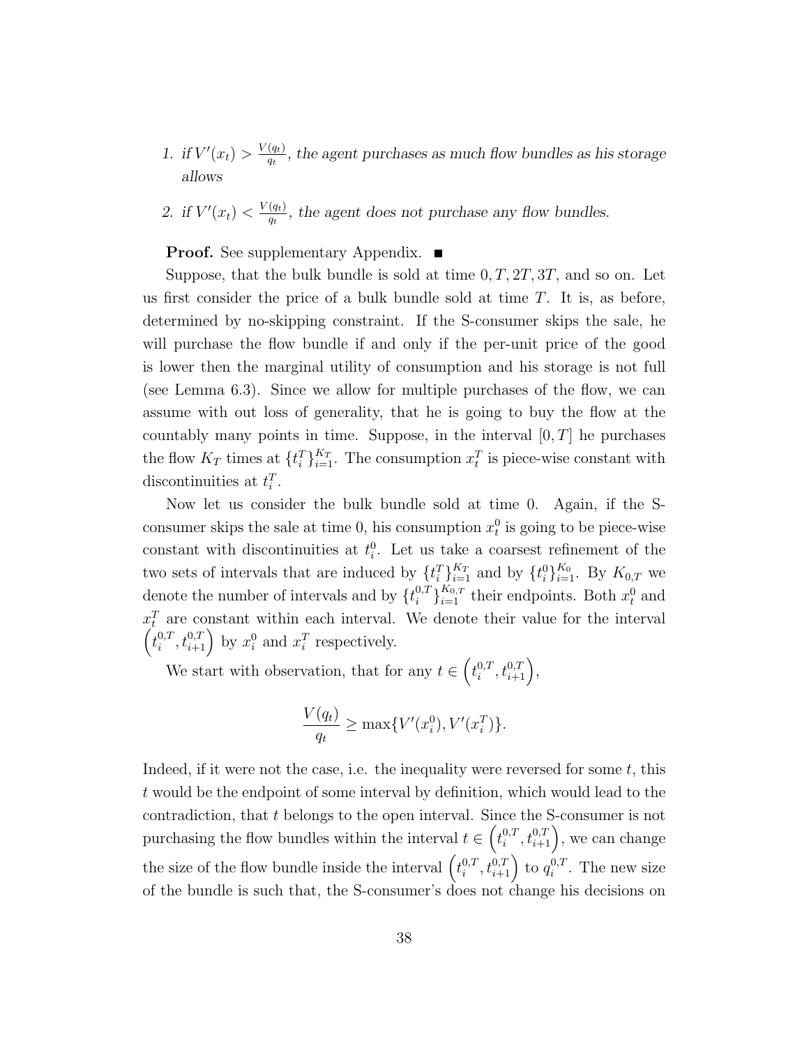1. *if $V'(x_t) > \frac{V(q_t)}{q_t}$, the agent purchases as much flow bundles as his storage allows*
2. *if $V'(x_t) < \frac{V(q_t)}{q_t}$, the agent does not purchase any flow bundles.*

**Proof.** See supplementary Appendix. ■

Suppose, that the bulk bundle is sold at time $0, T, 2T, 3T$, and so on. Let us first consider the price of a bulk bundle sold at time $T$. It is, as before, determined by no-skipping constraint. If the S-consumer skips the sale, he will purchase the flow bundle if and only if the per-unit price of the good is lower then the marginal utility of consumption and his storage is not full (see Lemma 6.3). Since we allow for multiple purchases of the flow, we can assume with out loss of generality, that he is going to buy the flow at the countably many points in time. Suppose, in the interval $[0, T]$ he purchases the flow $K_T$ times at $\{t_i^T\}_{i=1}^{K_T}$. The consumption $x_t^T$ is piece-wise constant with discontinuities at $t_i^T$.

Now let us consider the bulk bundle sold at time 0. Again, if the S-consumer skips the sale at time 0, his consumption $x_t^0$ is going to be piece-wise constant with discontinuities at $t_i^0$. Let us take a coarsest refinement of the two sets of intervals that are induced by $\{t_i^T\}_{i=1}^{K_T}$ and by $\{t_i^0\}_{i=1}^{K_0}$. By $K_{0,T}$ we denote the number of intervals and by $\{t_i^{0,T}\}_{i=1}^{K_{0,T}}$ their endpoints. Both $x_t^0$ and $x_t^T$ are constant within each interval. We denote their value for the interval $\left(t_i^{0,T}, t_{i+1}^{0,T}\right)$ by $x_i^0$ and $x_i^T$ respectively.

We start with observation, that for any $t \in \left(t_i^{0,T}, t_{i+1}^{0,T}\right)$,

$$\frac{V(q_t)}{q_t} \geq \max\{V'(x_i^0), V'(x_i^T)\}.$$

Indeed, if it were not the case, i.e. the inequality were reversed for some $t$, this $t$ would be the endpoint of some interval by definition, which would lead to the contradiction, that $t$ belongs to the open interval. Since the S-consumer is not purchasing the flow bundles within the interval $t \in \left(t_i^{0,T}, t_{i+1}^{0,T}\right)$, we can change the size of the flow bundle inside the interval $\left(t_i^{0,T}, t_{i+1}^{0,T}\right)$ to $q_i^{0,T}$. The new size of the bundle is such that, the S-consumer's does not change his decisions on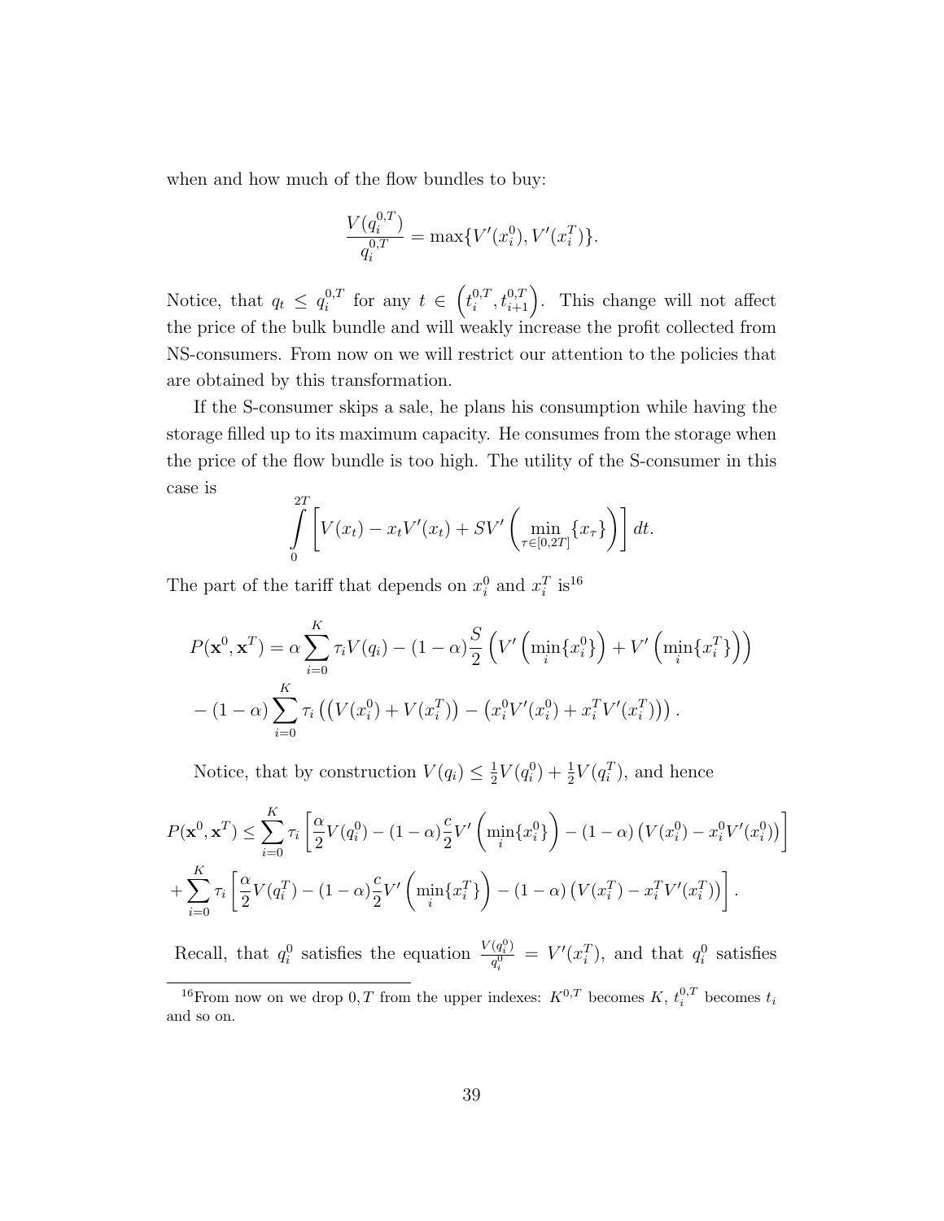when and how much of the flow bundles to buy:

$$\frac{V(q_i^{0,T})}{q_i^{0,T}} = \max\{V'(x_i^0), V'(x_i^T)\}.$$

Notice, that $q_t \leq q_i^{0,T}$ for any $t \in \left(t_i^{0,T}, t_{i+1}^{0,T}\right)$. This change will not affect the price of the bulk bundle and will weakly increase the profit collected from NS-consumers. From now on we will restrict our attention to the policies that are obtained by this transformation.

If the S-consumer skips a sale, he plans his consumption while having the storage filled up to its maximum capacity. He consumes from the storage when the price of the flow bundle is too high. The utility of the S-consumer in this case is

$$\int_0^{2T} \left[ V(x_t) - x_t V'(x_t) + SV'\left( \min_{\tau \in [0,2T]} \{x_\tau\} \right) \right] dt.$$

The part of the tariff that depends on $x_i^0$ and $x_i^T$ is[16]

$$P(\mathbf{x}^0, \mathbf{x}^T) = \alpha \sum_{i=0}^{K} \tau_i V(q_i) - (1-\alpha)\frac{S}{2}\left( V'\left(\min_i\{x_i^0\}\right) + V'\left(\min_i\{x_i^T\}\right) \right)$$
$$- (1-\alpha) \sum_{i=0}^{K} \tau_i \left( \left( V(x_i^0) + V(x_i^T) \right) - \left( x_i^0 V'(x_i^0) + x_i^T V'(x_i^T) \right) \right).$$

Notice, that by construction $V(q_i) \leq \frac{1}{2}V(q_i^0) + \frac{1}{2}V(q_i^T)$, and hence

$$P(\mathbf{x}^0, \mathbf{x}^T) \leq \sum_{i=0}^{K} \tau_i \left[ \frac{\alpha}{2} V(q_i^0) - (1-\alpha)\frac{c}{2} V'\left(\min_i\{x_i^0\}\right) - (1-\alpha)\left( V(x_i^0) - x_i^0 V'(x_i^0) \right) \right]$$
$$+ \sum_{i=0}^{K} \tau_i \left[ \frac{\alpha}{2} V(q_i^T) - (1-\alpha)\frac{c}{2} V'\left(\min_i\{x_i^T\}\right) - (1-\alpha)\left( V(x_i^T) - x_i^T V'(x_i^T) \right) \right].$$

Recall, that $q_i^0$ satisfies the equation $\frac{V(q_i^0)}{q_i^0} = V'(x_i^T)$, and that $q_i^0$ satisfies

[16] From now on we drop $0, T$ from the upper indexes: $K^{0,T}$ becomes $K$, $t_i^{0,T}$ becomes $t_i$ and so on.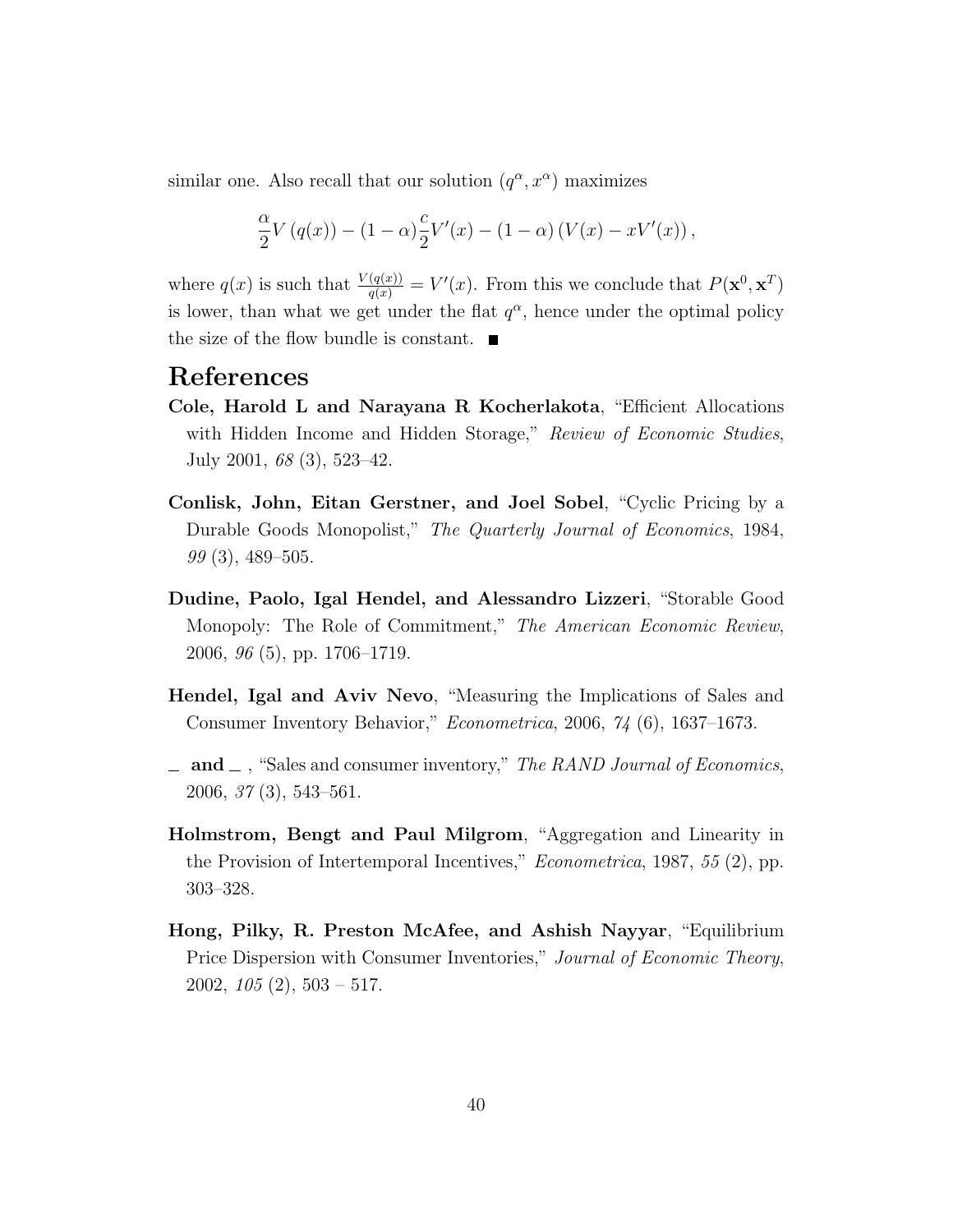similar one. Also recall that our solution $(q^\alpha, x^\alpha)$ maximizes

$$\frac{\alpha}{2} V\left(q(x)\right) - (1-\alpha)\frac{c}{2}V'(x) - (1-\alpha)\left(V(x) - xV'(x)\right),$$

where $q(x)$ is such that $\frac{V(q(x))}{q(x)} = V'(x)$. From this we conclude that $P(\mathbf{x}^0, \mathbf{x}^T)$ is lower, than what we get under the flat $q^\alpha$, hence under the optimal policy the size of the flow bundle is constant. ■

# References

**Cole, Harold L and Narayana R Kocherlakota**, "Efficient Allocations with Hidden Income and Hidden Storage," *Review of Economic Studies*, July 2001, *68* (3), 523–42.

**Conlisk, John, Eitan Gerstner, and Joel Sobel**, "Cyclic Pricing by a Durable Goods Monopolist," *The Quarterly Journal of Economics*, 1984, *99* (3), 489–505.

**Dudine, Paolo, Igal Hendel, and Alessandro Lizzeri**, "Storable Good Monopoly: The Role of Commitment," *The American Economic Review*, 2006, *96* (5), pp. 1706–1719.

**Hendel, Igal and Aviv Nevo**, "Measuring the Implications of Sales and Consumer Inventory Behavior," *Econometrica*, 2006, *74* (6), 1637–1673.

**_ and _** , "Sales and consumer inventory," *The RAND Journal of Economics*, 2006, *37* (3), 543–561.

**Holmstrom, Bengt and Paul Milgrom**, "Aggregation and Linearity in the Provision of Intertemporal Incentives," *Econometrica*, 1987, *55* (2), pp. 303–328.

**Hong, Pilky, R. Preston McAfee, and Ashish Nayyar**, "Equilibrium Price Dispersion with Consumer Inventories," *Journal of Economic Theory*, 2002, *105* (2), 503 – 517.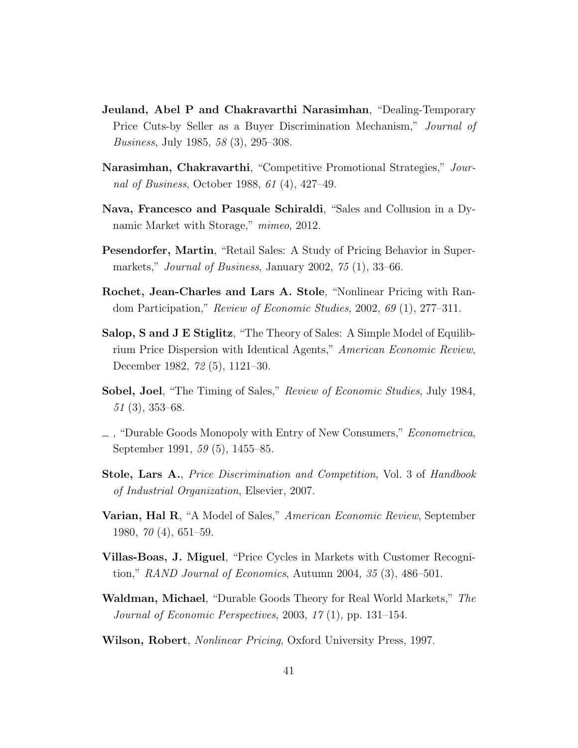**Jeuland, Abel P and Chakravarthi Narasimhan**, "Dealing-Temporary Price Cuts-by Seller as a Buyer Discrimination Mechanism," *Journal of Business*, July 1985, *58* (3), 295–308.

**Narasimhan, Chakravarthi**, "Competitive Promotional Strategies," *Journal of Business*, October 1988, *61* (4), 427–49.

**Nava, Francesco and Pasquale Schiraldi**, "Sales and Collusion in a Dynamic Market with Storage," *mimeo*, 2012.

**Pesendorfer, Martin**, "Retail Sales: A Study of Pricing Behavior in Supermarkets," *Journal of Business*, January 2002, *75* (1), 33–66.

**Rochet, Jean-Charles and Lars A. Stole**, "Nonlinear Pricing with Random Participation," *Review of Economic Studies*, 2002, *69* (1), 277–311.

**Salop, S and J E Stiglitz**, "The Theory of Sales: A Simple Model of Equilibrium Price Dispersion with Identical Agents," *American Economic Review*, December 1982, *72* (5), 1121–30.

**Sobel, Joel**, "The Timing of Sales," *Review of Economic Studies*, July 1984, *51* (3), 353–68.

\_ , "Durable Goods Monopoly with Entry of New Consumers," *Econometrica*, September 1991, *59* (5), 1455–85.

**Stole, Lars A.**, *Price Discrimination and Competition*, Vol. 3 of *Handbook of Industrial Organization*, Elsevier, 2007.

**Varian, Hal R**, "A Model of Sales," *American Economic Review*, September 1980, *70* (4), 651–59.

**Villas-Boas, J. Miguel**, "Price Cycles in Markets with Customer Recognition," *RAND Journal of Economics*, Autumn 2004, *35* (3), 486–501.

**Waldman, Michael**, "Durable Goods Theory for Real World Markets," *The Journal of Economic Perspectives*, 2003, *17* (1), pp. 131–154.

**Wilson, Robert**, *Nonlinear Pricing*, Oxford University Press, 1997.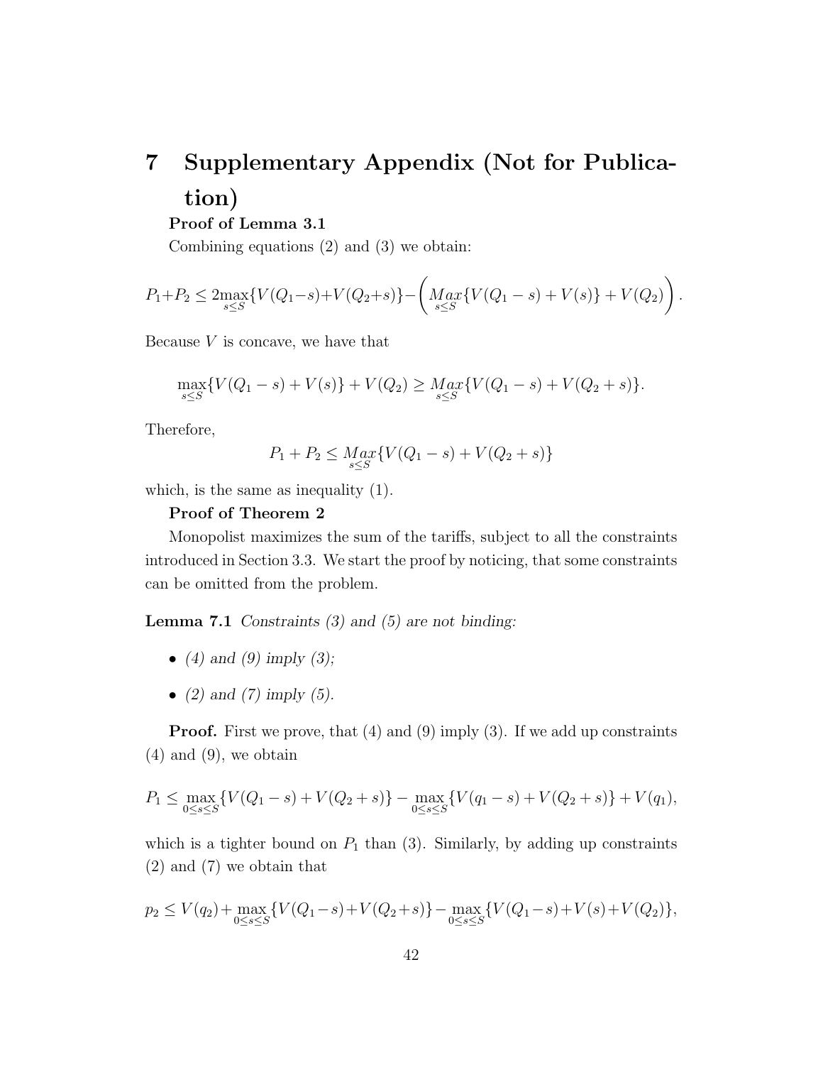# 7 Supplementary Appendix (Not for Publication)

**Proof of Lemma 3.1**

Combining equations (2) and (3) we obtain:

$$P_1+P_2 \leq 2\max_{s\leq S}\{V(Q_1-s)+V(Q_2+s)\}-\left(\underset{s\leq S}{Max}\{V(Q_1-s)+V(s)\}+V(Q_2)\right).$$

Because $V$ is concave, we have that

$$\max_{s\leq S}\{V(Q_1-s)+V(s)\}+V(Q_2)\geq \underset{s\leq S}{Max}\{V(Q_1-s)+V(Q_2+s)\}.$$

Therefore,

$$P_1+P_2\leq \underset{s\leq S}{Max}\{V(Q_1-s)+V(Q_2+s)\}$$

which, is the same as inequality (1).

**Proof of Theorem 2**

Monopolist maximizes the sum of the tariffs, subject to all the constraints introduced in Section 3.3. We start the proof by noticing, that some constraints can be omitted from the problem.

**Lemma 7.1** *Constraints (3) and (5) are not binding:*

- *(4) and (9) imply (3);*
- *(2) and (7) imply (5).*

**Proof.** First we prove, that (4) and (9) imply (3). If we add up constraints (4) and (9), we obtain

$$P_1\leq \max_{0\leq s\leq S}\{V(Q_1-s)+V(Q_2+s)\}-\max_{0\leq s\leq S}\{V(q_1-s)+V(Q_2+s)\}+V(q_1),$$

which is a tighter bound on $P_1$ than (3). Similarly, by adding up constraints (2) and (7) we obtain that

$$p_2\leq V(q_2)+\max_{0\leq s\leq S}\{V(Q_1-s)+V(Q_2+s)\}-\max_{0\leq s\leq S}\{V(Q_1-s)+V(s)+V(Q_2)\},$$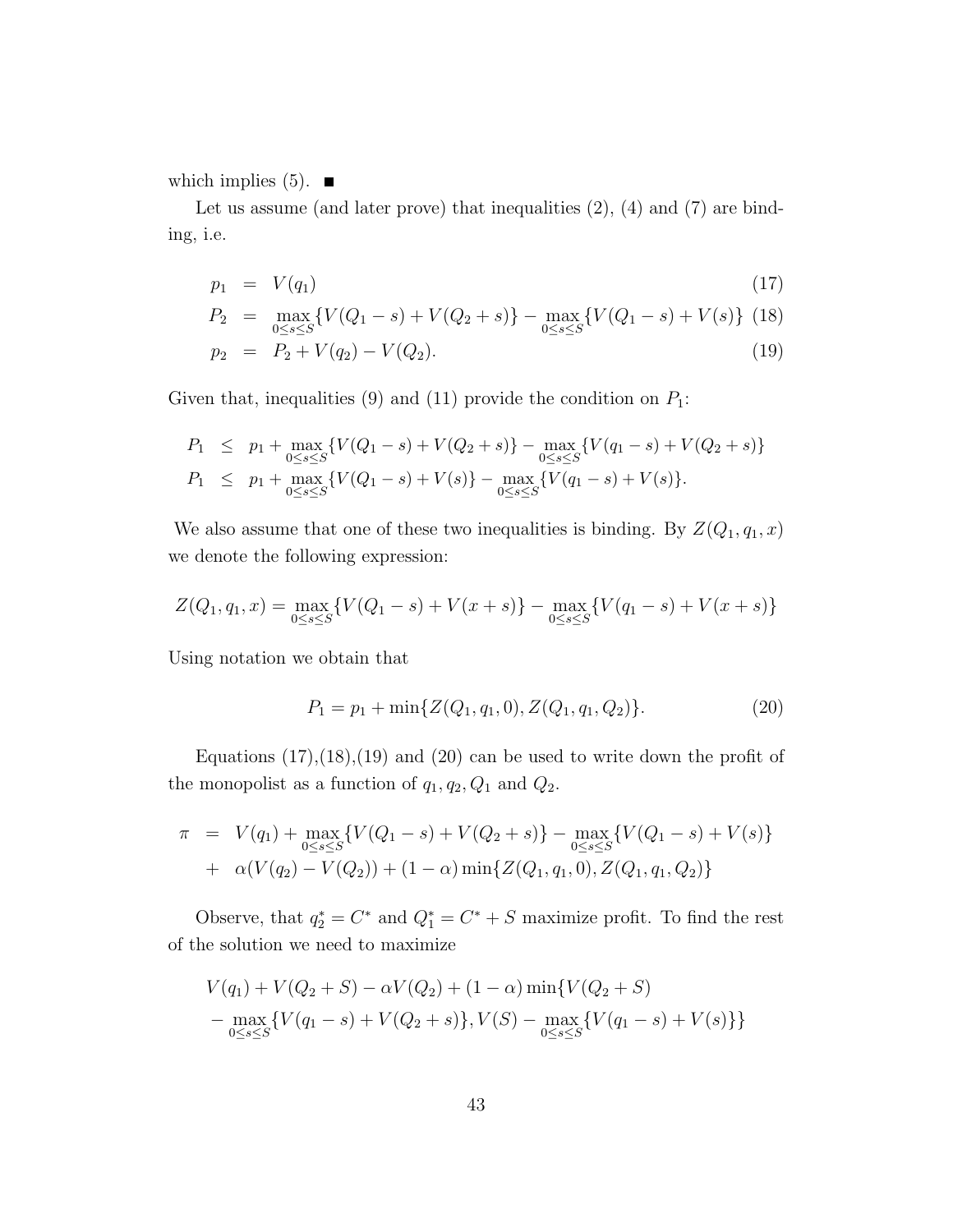which implies (5). ■

Let us assume (and later prove) that inequalities (2), (4) and (7) are binding, i.e.

$$
\begin{aligned}
p_1 &= V(q_1) && (17)\\
P_2 &= \max_{0\le s\le S}\{V(Q_1-s)+V(Q_2+s)\} - \max_{0\le s\le S}\{V(Q_1-s)+V(s)\} && (18)\\
p_2 &= P_2 + V(q_2) - V(Q_2). && (19)
\end{aligned}
$$

Given that, inequalities (9) and (11) provide the condition on $P_1$:

$$
\begin{aligned}
P_1 &\le p_1 + \max_{0\le s\le S}\{V(Q_1-s)+V(Q_2+s)\} - \max_{0\le s\le S}\{V(q_1-s)+V(Q_2+s)\}\\
P_1 &\le p_1 + \max_{0\le s\le S}\{V(Q_1-s)+V(s)\} - \max_{0\le s\le S}\{V(q_1-s)+V(s)\}.
\end{aligned}
$$

We also assume that one of these two inequalities is binding. By $Z(Q_1, q_1, x)$ we denote the following expression:

$$
Z(Q_1,q_1,x) = \max_{0\le s\le S}\{V(Q_1-s)+V(x+s)\} - \max_{0\le s\le S}\{V(q_1-s)+V(x+s)\}
$$

Using notation we obtain that

$$
P_1 = p_1 + \min\{Z(Q_1,q_1,0), Z(Q_1,q_1,Q_2)\}. \tag{20}
$$

Equations (17),(18),(19) and (20) can be used to write down the profit of the monopolist as a function of $q_1, q_2, Q_1$ and $Q_2$.

$$
\begin{aligned}
\pi &= V(q_1) + \max_{0\le s\le S}\{V(Q_1-s)+V(Q_2+s)\} - \max_{0\le s\le S}\{V(Q_1-s)+V(s)\}\\
&+ \alpha(V(q_2)-V(Q_2)) + (1-\alpha)\min\{Z(Q_1,q_1,0), Z(Q_1,q_1,Q_2)\}
\end{aligned}
$$

Observe, that $q_2^* = C^*$ and $Q_1^* = C^* + S$ maximize profit. To find the rest of the solution we need to maximize

$$
\begin{aligned}
&V(q_1) + V(Q_2+S) - \alpha V(Q_2) + (1-\alpha)\min\{V(Q_2+S)\\
&-\max_{0\le s\le S}\{V(q_1-s)+V(Q_2+s)\}, V(S) - \max_{0\le s\le S}\{V(q_1-s)+V(s)\}\}
\end{aligned}
$$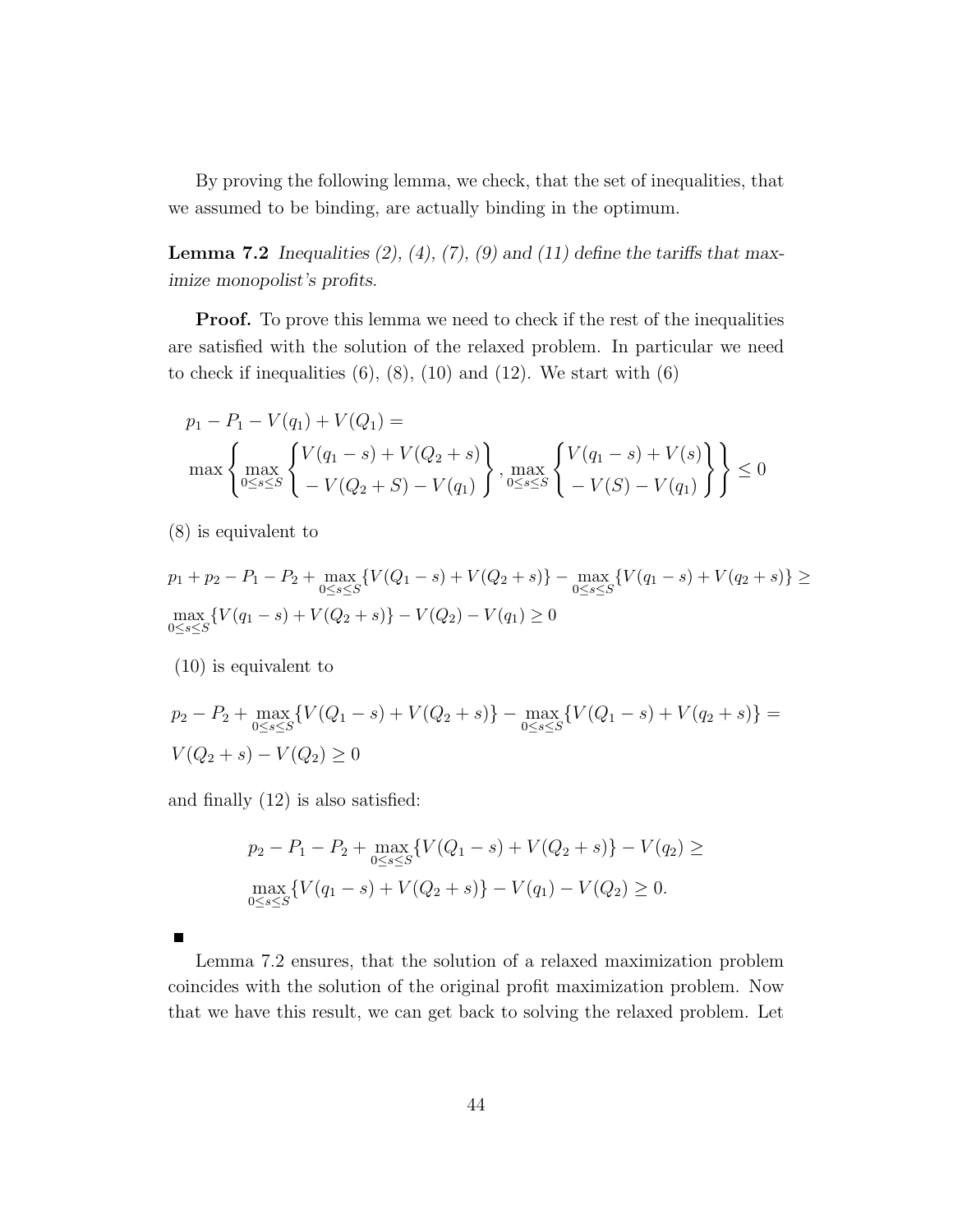By proving the following lemma, we check, that the set of inequalities, that we assumed to be binding, are actually binding in the optimum.

**Lemma 7.2** *Inequalities (2), (4), (7), (9) and (11) define the tariffs that maximize monopolist's profits.*

**Proof.** To prove this lemma we need to check if the rest of the inequalities are satisfied with the solution of the relaxed problem. In particular we need to check if inequalities (6), (8), (10) and (12). We start with (6)

$$
\begin{aligned}
&p_1 - P_1 - V(q_1) + V(Q_1) = \\
&\max\left\{ \max_{0 \le s \le S} \left\{ \begin{array}{c} V(q_1 - s) + V(Q_2 + s) \\ -V(Q_2 + S) - V(q_1) \end{array} \right\}, \max_{0 \le s \le S} \left\{ \begin{array}{c} V(q_1 - s) + V(s) \\ -V(S) - V(q_1) \end{array} \right\} \right\} \le 0
\end{aligned}
$$

(8) is equivalent to

$$
\begin{aligned}
&p_1 + p_2 - P_1 - P_2 + \max_{0 \le s \le S}\{V(Q_1 - s) + V(Q_2 + s)\} - \max_{0 \le s \le S}\{V(q_1 - s) + V(q_2 + s)\} \ge \\
&\max_{0 \le s \le S}\{V(q_1 - s) + V(Q_2 + s)\} - V(Q_2) - V(q_1) \ge 0
\end{aligned}
$$

(10) is equivalent to

$$
\begin{aligned}
&p_2 - P_2 + \max_{0 \le s \le S}\{V(Q_1 - s) + V(Q_2 + s)\} - \max_{0 \le s \le S}\{V(Q_1 - s) + V(q_2 + s)\} = \\
&V(Q_2 + s) - V(Q_2) \ge 0
\end{aligned}
$$

and finally (12) is also satisfied:

$$
\begin{aligned}
&p_2 - P_1 - P_2 + \max_{0 \le s \le S}\{V(Q_1 - s) + V(Q_2 + s)\} - V(q_2) \ge \\
&\max_{0 \le s \le S}\{V(q_1 - s) + V(Q_2 + s)\} - V(q_1) - V(Q_2) \ge 0.
\end{aligned}
$$

■

Lemma 7.2 ensures, that the solution of a relaxed maximization problem coincides with the solution of the original profit maximization problem. Now that we have this result, we can get back to solving the relaxed problem. Let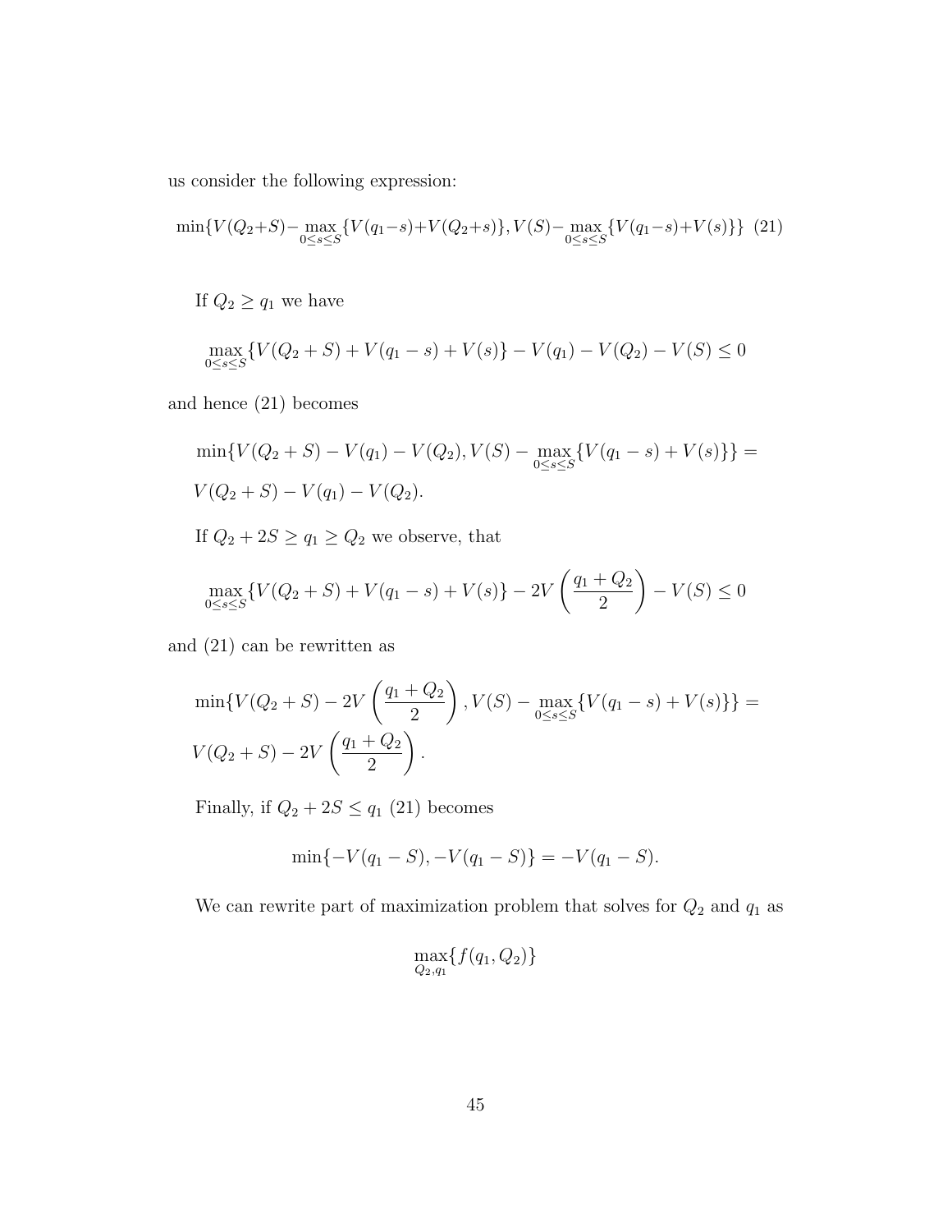us consider the following expression:

$$\min\{V(Q_2+S) - \max_{0\leq s\leq S}\{V(q_1-s)+V(Q_2+s)\}, V(S) - \max_{0\leq s\leq S}\{V(q_1-s)+V(s)\}\} \quad (21)$$

If $Q_2 \geq q_1$ we have

$$\max_{0\leq s\leq S}\{V(Q_2+S)+V(q_1-s)+V(s)\} - V(q_1) - V(Q_2) - V(S) \leq 0$$

and hence (21) becomes

$$\min\{V(Q_2+S) - V(q_1) - V(Q_2), V(S) - \max_{0\leq s\leq S}\{V(q_1-s)+V(s)\}\} =$$
$$V(Q_2+S) - V(q_1) - V(Q_2).$$

If $Q_2 + 2S \geq q_1 \geq Q_2$ we observe, that

$$\max_{0\leq s\leq S}\{V(Q_2+S)+V(q_1-s)+V(s)\} - 2V\left(\frac{q_1+Q_2}{2}\right) - V(S) \leq 0$$

and (21) can be rewritten as

$$\min\{V(Q_2+S) - 2V\left(\frac{q_1+Q_2}{2}\right), V(S) - \max_{0\leq s\leq S}\{V(q_1-s)+V(s)\}\} =$$
$$V(Q_2+S) - 2V\left(\frac{q_1+Q_2}{2}\right).$$

Finally, if $Q_2 + 2S \leq q_1$ (21) becomes

$$\min\{-V(q_1-S), -V(q_1-S)\} = -V(q_1-S).$$

We can rewrite part of maximization problem that solves for $Q_2$ and $q_1$ as

$$\max_{Q_2,q_1}\{f(q_1,Q_2)\}$$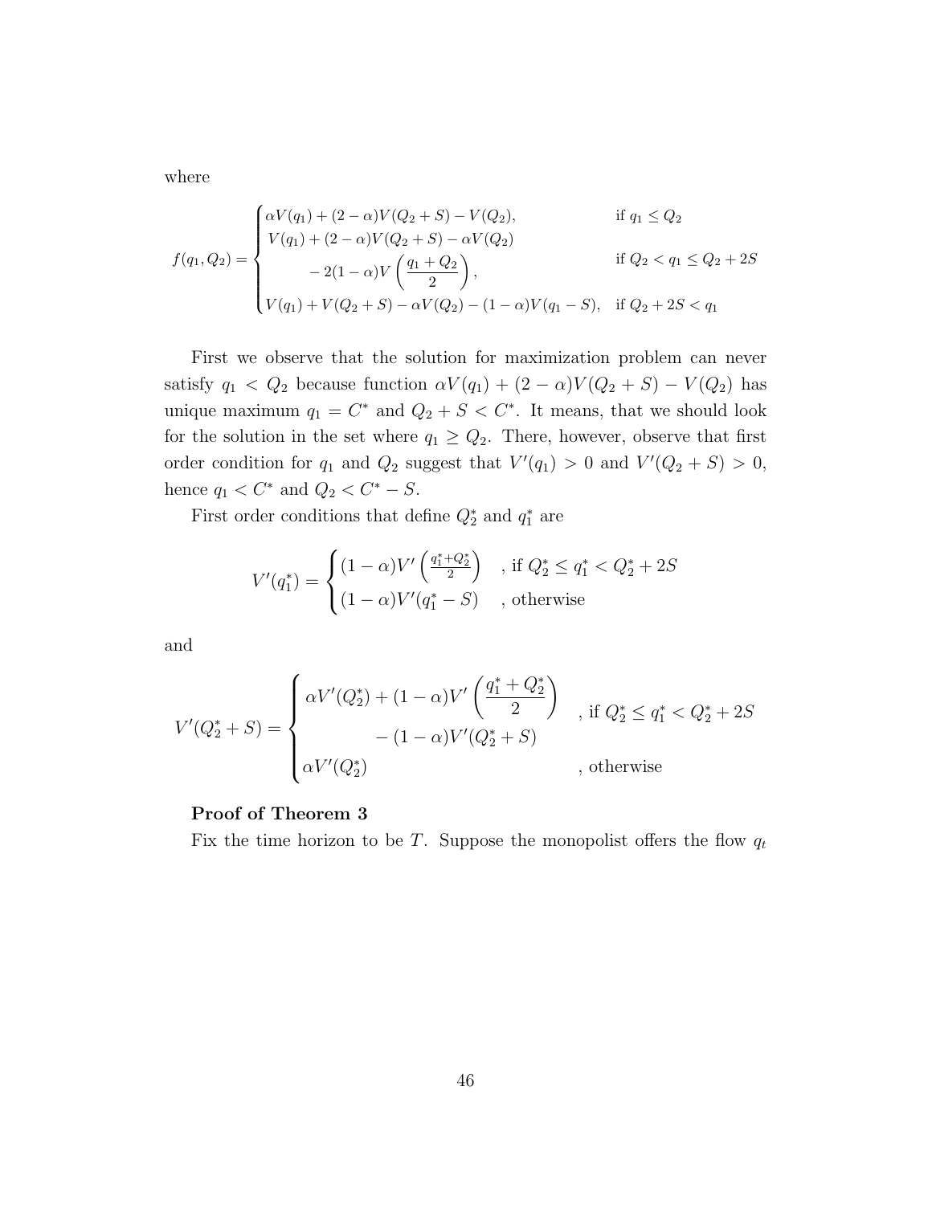where

$$
f(q_1, Q_2) = \begin{cases} \alpha V(q_1) + (2-\alpha)V(Q_2+S) - V(Q_2), & \text{if } q_1 \le Q_2 \\ V(q_1) + (2-\alpha)V(Q_2+S) - \alpha V(Q_2) \\ \qquad - 2(1-\alpha)V\left(\dfrac{q_1+Q_2}{2}\right), & \text{if } Q_2 < q_1 \le Q_2 + 2S \\ V(q_1) + V(Q_2+S) - \alpha V(Q_2) - (1-\alpha)V(q_1 - S), & \text{if } Q_2 + 2S < q_1 \end{cases}
$$

First we observe that the solution for maximization problem can never satisfy $q_1 < Q_2$ because function $\alpha V(q_1) + (2-\alpha)V(Q_2+S) - V(Q_2)$ has unique maximum $q_1 = C^*$ and $Q_2 + S < C^*$. It means, that we should look for the solution in the set where $q_1 \ge Q_2$. There, however, observe that first order condition for $q_1$ and $Q_2$ suggest that $V'(q_1) > 0$ and $V'(Q_2+S) > 0$, hence $q_1 < C^*$ and $Q_2 < C^* - S$.

First order conditions that define $Q_2^*$ and $q_1^*$ are

$$
V'(q_1^*) = \begin{cases} (1-\alpha)V'\left(\frac{q_1^*+Q_2^*}{2}\right) & \text{, if } Q_2^* \le q_1^* < Q_2^* + 2S \\ (1-\alpha)V'(q_1^* - S) & \text{, otherwise} \end{cases}
$$

and

$$
V'(Q_2^*+S) = \begin{cases} \alpha V'(Q_2^*) + (1-\alpha)V'\left(\dfrac{q_1^*+Q_2^*}{2}\right) \\ \qquad - (1-\alpha)V'(Q_2^*+S) & \text{, if } Q_2^* \le q_1^* < Q_2^* + 2S \\ \alpha V'(Q_2^*) & \text{, otherwise} \end{cases}
$$

**Proof of Theorem 3**

Fix the time horizon to be $T$. Suppose the monopolist offers the flow $q_t$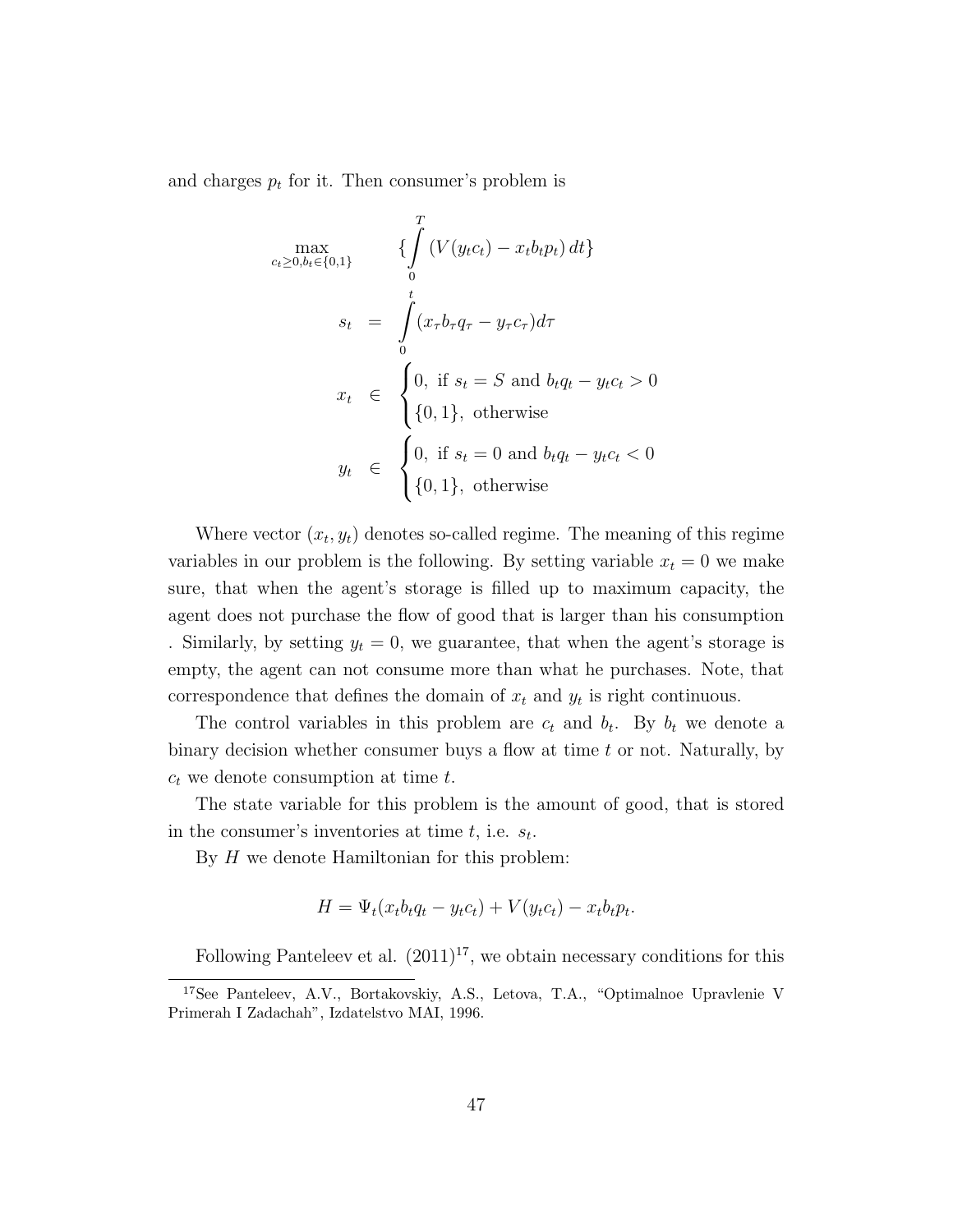and charges $p_t$ for it. Then consumer's problem is

$$
\begin{aligned}
\max_{c_t \geq 0, b_t \in \{0,1\}} \quad & \{\int_0^T (V(y_t c_t) - x_t b_t p_t)\, dt\} \\
s_t &= \int_0^t (x_\tau b_\tau q_\tau - y_\tau c_\tau) d\tau \\
x_t &\in \begin{cases} 0, \text{ if } s_t = S \text{ and } b_t q_t - y_t c_t > 0 \\ \{0,1\}, \text{ otherwise} \end{cases} \\
y_t &\in \begin{cases} 0, \text{ if } s_t = 0 \text{ and } b_t q_t - y_t c_t < 0 \\ \{0,1\}, \text{ otherwise} \end{cases}
\end{aligned}
$$

Where vector $(x_t, y_t)$ denotes so-called regime. The meaning of this regime variables in our problem is the following. By setting variable $x_t = 0$ we make sure, that when the agent's storage is filled up to maximum capacity, the agent does not purchase the flow of good that is larger than his consumption . Similarly, by setting $y_t = 0$, we guarantee, that when the agent's storage is empty, the agent can not consume more than what he purchases. Note, that correspondence that defines the domain of $x_t$ and $y_t$ is right continuous.

The control variables in this problem are $c_t$ and $b_t$. By $b_t$ we denote a binary decision whether consumer buys a flow at time $t$ or not. Naturally, by $c_t$ we denote consumption at time $t$.

The state variable for this problem is the amount of good, that is stored in the consumer's inventories at time $t$, i.e. $s_t$.

By $H$ we denote Hamiltonian for this problem:

$$H = \Psi_t(x_t b_t q_t - y_t c_t) + V(y_t c_t) - x_t b_t p_t.$$

Following Panteleev et al. (2011)[17], we obtain necessary conditions for this

[17] See Panteleev, A.V., Bortakovskiy, A.S., Letova, T.A., "Optimalnoe Upravlenie V Primerah I Zadachah", Izdatelstvo MAI, 1996.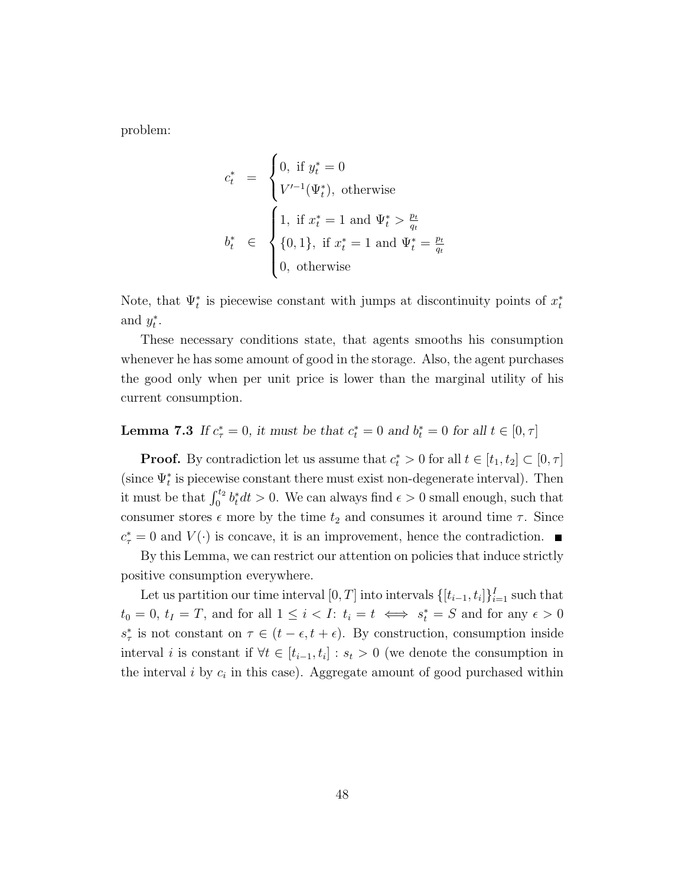problem:

$$
\begin{aligned}
c_t^* &= \begin{cases} 0, \text{ if } y_t^* = 0 \\ V'^{-1}(\Psi_t^*), \text{ otherwise} \end{cases} \\
b_t^* &\in \begin{cases} 1, \text{ if } x_t^* = 1 \text{ and } \Psi_t^* > \frac{p_t}{q_t} \\ \{0,1\}, \text{ if } x_t^* = 1 \text{ and } \Psi_t^* = \frac{p_t}{q_t} \\ 0, \text{ otherwise} \end{cases}
\end{aligned}
$$

Note, that $\Psi_t^*$ is piecewise constant with jumps at discontinuity points of $x_t^*$ and $y_t^*$.

These necessary conditions state, that agents smooths his consumption whenever he has some amount of good in the storage. Also, the agent purchases the good only when per unit price is lower than the marginal utility of his current consumption.

**Lemma 7.3** *If $c_\tau^* = 0$, it must be that $c_t^* = 0$ and $b_t^* = 0$ for all $t \in [0, \tau]$*

**Proof.** By contradiction let us assume that $c_t^* > 0$ for all $t \in [t_1, t_2] \subset [0, \tau]$ (since $\Psi_t^*$ is piecewise constant there must exist non-degenerate interval). Then it must be that $\int_0^{t_2} b_t^* dt > 0$. We can always find $\epsilon > 0$ small enough, such that consumer stores $\epsilon$ more by the time $t_2$ and consumes it around time $\tau$. Since $c_\tau^* = 0$ and $V(\cdot)$ is concave, it is an improvement, hence the contradiction. ■

By this Lemma, we can restrict our attention on policies that induce strictly positive consumption everywhere.

Let us partition our time interval $[0, T]$ into intervals $\{[t_{i-1}, t_i]\}_{i=1}^{I}$ such that $t_0 = 0$, $t_I = T$, and for all $1 \leq i < I$: $t_i = t \iff s_t^* = S$ and for any $\epsilon > 0$ $s_\tau^*$ is not constant on $\tau \in (t - \epsilon, t + \epsilon)$. By construction, consumption inside interval $i$ is constant if $\forall t \in [t_{i-1}, t_i] : s_t > 0$ (we denote the consumption in the interval $i$ by $c_i$ in this case). Aggregate amount of good purchased within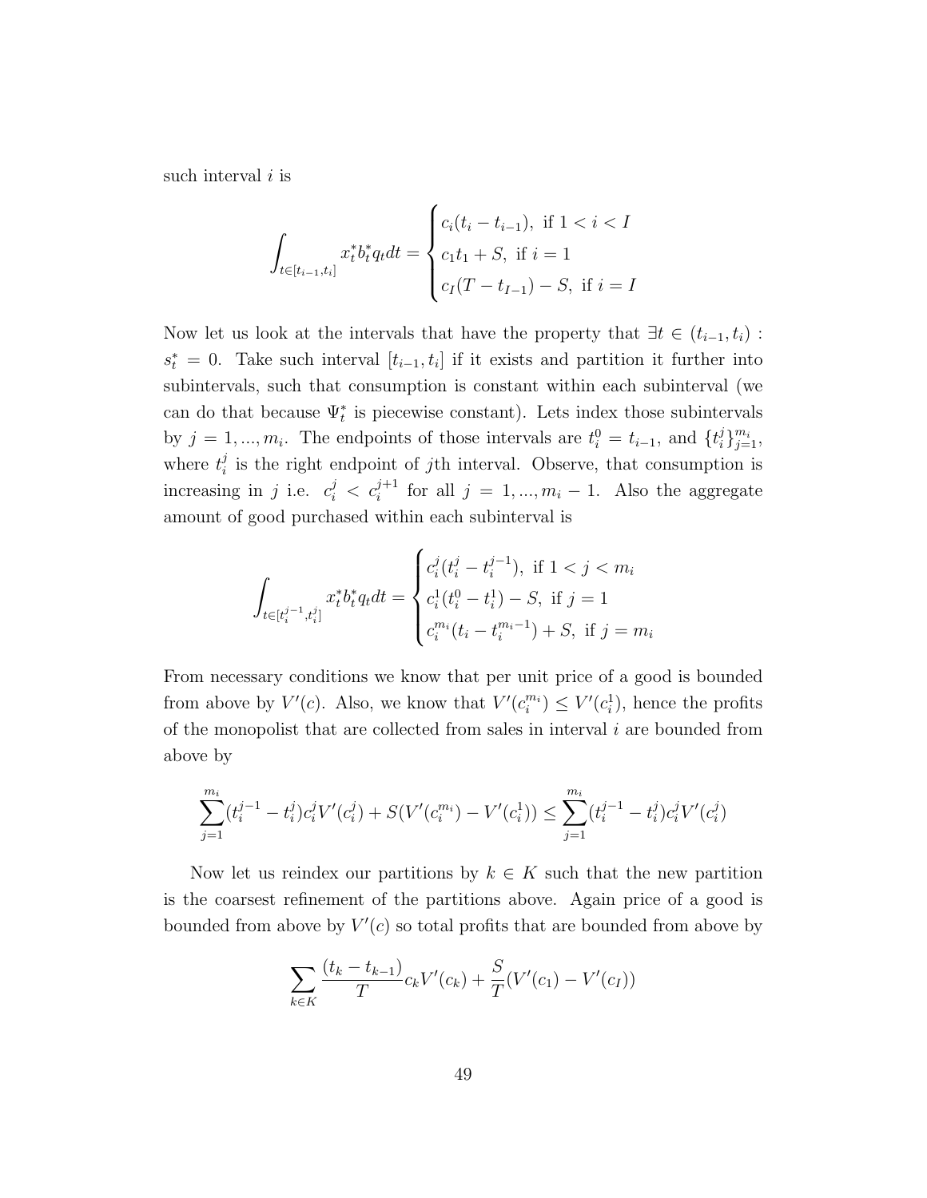such interval $i$ is

$$\int_{t\in[t_{i-1},t_i]} x_t^* b_t^* q_t dt = \begin{cases} c_i(t_i - t_{i-1}), \text{ if } 1 < i < I \\ c_1 t_1 + S, \text{ if } i = 1 \\ c_I(T - t_{I-1}) - S, \text{ if } i = I \end{cases}$$

Now let us look at the intervals that have the property that $\exists t \in (t_{i-1}, t_i)$ : $s_t^* = 0$. Take such interval $[t_{i-1}, t_i]$ if it exists and partition it further into subintervals, such that consumption is constant within each subinterval (we can do that because $\Psi_t^*$ is piecewise constant). Lets index those subintervals by $j = 1, ..., m_i$. The endpoints of those intervals are $t_i^0 = t_{i-1}$, and $\{t_i^j\}_{j=1}^{m_i}$, where $t_i^j$ is the right endpoint of $j$th interval. Observe, that consumption is increasing in $j$ i.e. $c_i^j < c_i^{j+1}$ for all $j = 1, ..., m_i - 1$. Also the aggregate amount of good purchased within each subinterval is

$$\int_{t\in[t_i^{j-1},t_i^j]} x_t^* b_t^* q_t dt = \begin{cases} c_i^j(t_i^j - t_i^{j-1}), \text{ if } 1 < j < m_i \\ c_i^1(t_i^0 - t_i^1) - S, \text{ if } j = 1 \\ c_i^{m_i}(t_i - t_i^{m_i-1}) + S, \text{ if } j = m_i \end{cases}$$

From necessary conditions we know that per unit price of a good is bounded from above by $V'(c)$. Also, we know that $V'(c_i^{m_i}) \leq V'(c_i^1)$, hence the profits of the monopolist that are collected from sales in interval $i$ are bounded from above by

$$\sum_{j=1}^{m_i} (t_i^{j-1} - t_i^j) c_i^j V'(c_i^j) + S(V'(c_i^{m_i}) - V'(c_i^1)) \leq \sum_{j=1}^{m_i} (t_i^{j-1} - t_i^j) c_i^j V'(c_i^j)$$

Now let us reindex our partitions by $k \in K$ such that the new partition is the coarsest refinement of the partitions above. Again price of a good is bounded from above by $V'(c)$ so total profits that are bounded from above by

$$\sum_{k\in K} \frac{(t_k - t_{k-1})}{T} c_k V'(c_k) + \frac{S}{T}(V'(c_1) - V'(c_I))$$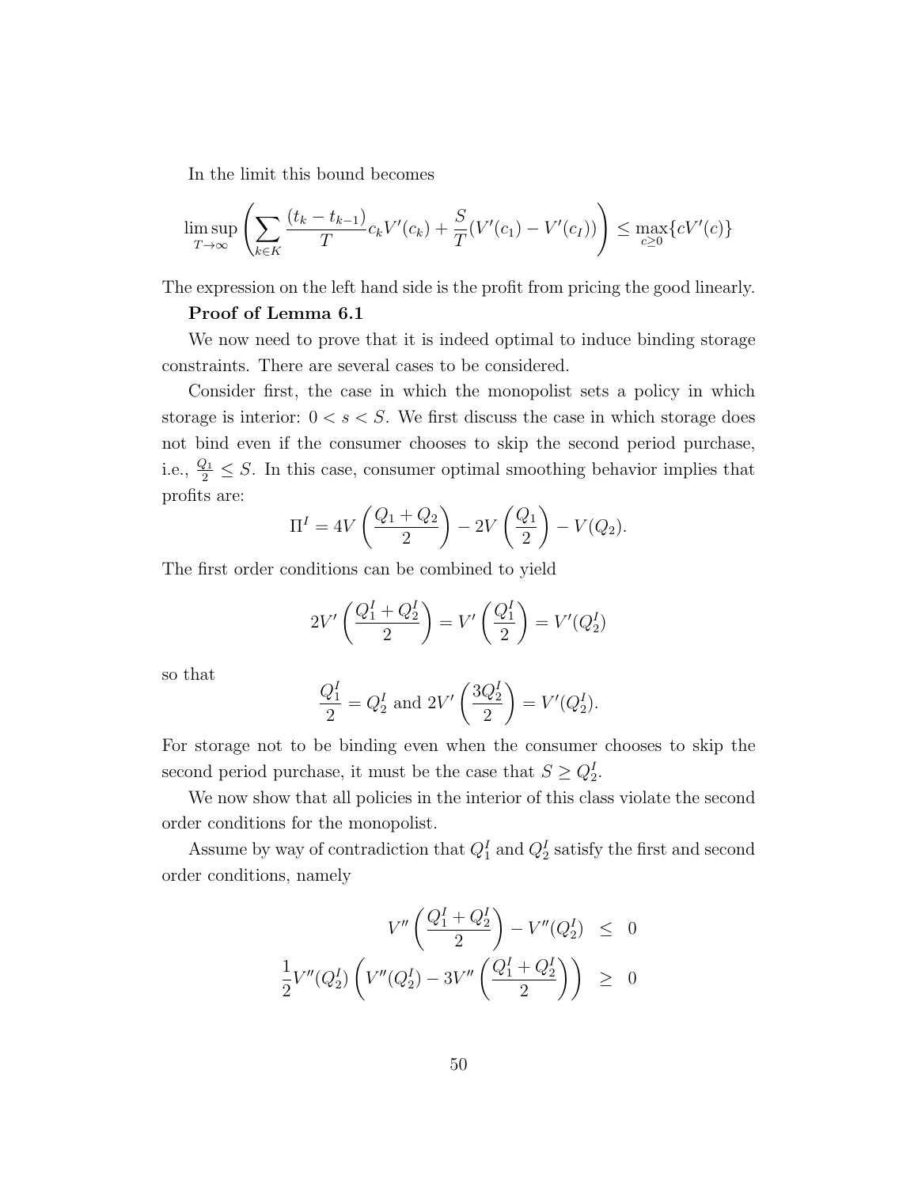In the limit this bound becomes

$$\limsup_{T\to\infty}\left(\sum_{k\in K}\frac{(t_k - t_{k-1})}{T}c_k V'(c_k) + \frac{S}{T}(V'(c_1) - V'(c_I))\right) \leq \max_{c\geq 0}\{cV'(c)\}$$

The expression on the left hand side is the profit from pricing the good linearly.

**Proof of Lemma 6.1**

We now need to prove that it is indeed optimal to induce binding storage constraints. There are several cases to be considered.

Consider first, the case in which the monopolist sets a policy in which storage is interior: $0 < s < S$. We first discuss the case in which storage does not bind even if the consumer chooses to skip the second period purchase, i.e., $\frac{Q_1}{2} \leq S$. In this case, consumer optimal smoothing behavior implies that profits are:

$$\Pi^I = 4V\left(\frac{Q_1 + Q_2}{2}\right) - 2V\left(\frac{Q_1}{2}\right) - V(Q_2).$$

The first order conditions can be combined to yield

$$2V'\left(\frac{Q_1^I + Q_2^I}{2}\right) = V'\left(\frac{Q_1^I}{2}\right) = V'(Q_2^I)$$

so that

$$\frac{Q_1^I}{2} = Q_2^I \text{ and } 2V'\left(\frac{3Q_2^I}{2}\right) = V'(Q_2^I).$$

For storage not to be binding even when the consumer chooses to skip the second period purchase, it must be the case that $S \geq Q_2^I$.

We now show that all policies in the interior of this class violate the second order conditions for the monopolist.

Assume by way of contradiction that $Q_1^I$ and $Q_2^I$ satisfy the first and second order conditions, namely

$$\begin{aligned}
V''\left(\frac{Q_1^I + Q_2^I}{2}\right) - V''(Q_2^I) &\leq 0 \\
\frac{1}{2}V''(Q_2^I)\left(V''(Q_2^I) - 3V''\left(\frac{Q_1^I + Q_2^I}{2}\right)\right) &\geq 0
\end{aligned}$$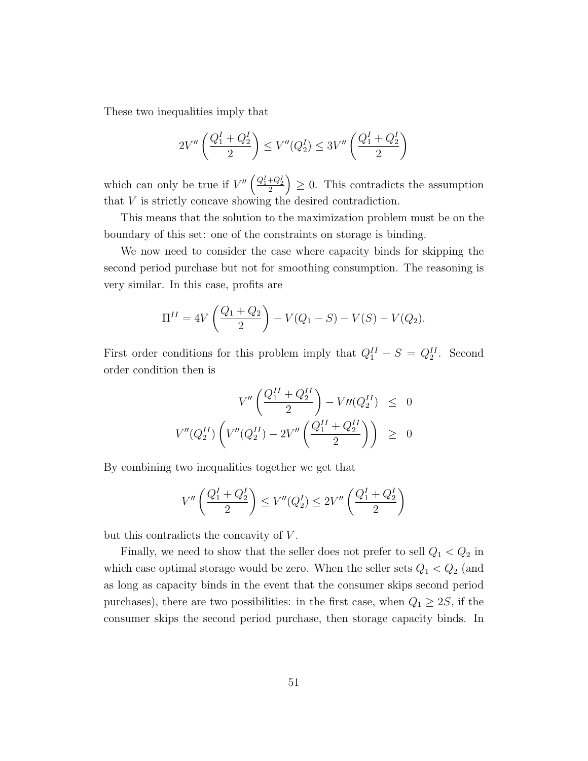These two inequalities imply that

$$2V''\left(\frac{Q_1^I+Q_2^I}{2}\right) \leq V''(Q_2^I) \leq 3V''\left(\frac{Q_1^I+Q_2^I}{2}\right)$$

which can only be true if $V''\left(\frac{Q_1^I+Q_2^I}{2}\right) \geq 0$. This contradicts the assumption that $V$ is strictly concave showing the desired contradiction.

This means that the solution to the maximization problem must be on the boundary of this set: one of the constraints on storage is binding.

We now need to consider the case where capacity binds for skipping the second period purchase but not for smoothing consumption. The reasoning is very similar. In this case, profits are

$$\Pi^{II} = 4V\left(\frac{Q_1+Q_2}{2}\right) - V(Q_1 - S) - V(S) - V(Q_2).$$

First order conditions for this problem imply that $Q_1^{II} - S = Q_2^{II}$. Second order condition then is

$$\begin{aligned}
V''\left(\frac{Q_1^{II}+Q_2^{II}}{2}\right) - V''(Q_2^{II}) &\leq 0 \\
V''(Q_2^{II})\left(V''(Q_2^{II}) - 2V''\left(\frac{Q_1^{II}+Q_2^{II}}{2}\right)\right) &\geq 0
\end{aligned}$$

By combining two inequalities together we get that

$$V''\left(\frac{Q_1^I+Q_2^I}{2}\right) \leq V''(Q_2^I) \leq 2V''\left(\frac{Q_1^I+Q_2^I}{2}\right)$$

but this contradicts the concavity of $V$.

Finally, we need to show that the seller does not prefer to sell $Q_1 < Q_2$ in which case optimal storage would be zero. When the seller sets $Q_1 < Q_2$ (and as long as capacity binds in the event that the consumer skips second period purchases), there are two possibilities: in the first case, when $Q_1 \geq 2S$, if the consumer skips the second period purchase, then storage capacity binds. In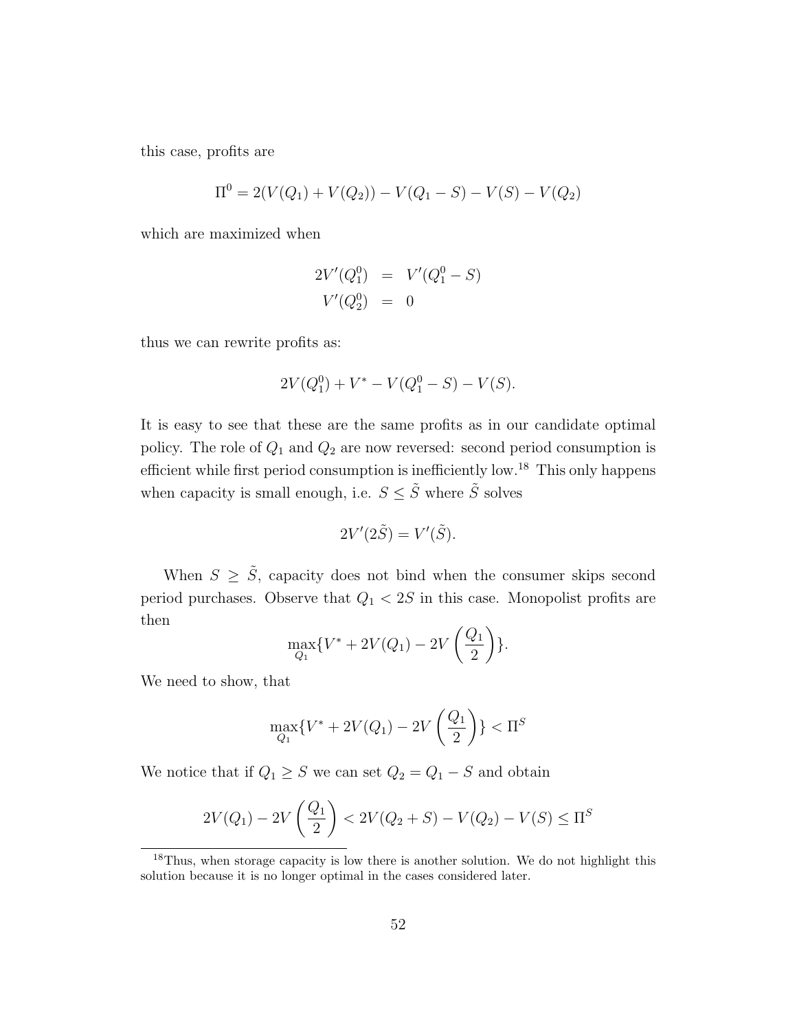this case, profits are

$$\Pi^0 = 2(V(Q_1) + V(Q_2)) - V(Q_1 - S) - V(S) - V(Q_2)$$

which are maximized when

$$\begin{aligned} 2V'(Q_1^0) &= V'(Q_1^0 - S) \\ V'(Q_2^0) &= 0 \end{aligned}$$

thus we can rewrite profits as:

$$2V(Q_1^0) + V^* - V(Q_1^0 - S) - V(S).$$

It is easy to see that these are the same profits as in our candidate optimal policy. The role of $Q_1$ and $Q_2$ are now reversed: second period consumption is efficient while first period consumption is inefficiently low.[18] This only happens when capacity is small enough, i.e. $S \leq \tilde{S}$ where $\tilde{S}$ solves

$$2V'(2\tilde{S}) = V'(\tilde{S}).$$

When $S \geq \tilde{S}$, capacity does not bind when the consumer skips second period purchases. Observe that $Q_1 < 2S$ in this case. Monopolist profits are then

$$\max_{Q_1}\{V^* + 2V(Q_1) - 2V\left(\frac{Q_1}{2}\right)\}.$$

We need to show, that

$$\max_{Q_1}\{V^* + 2V(Q_1) - 2V\left(\frac{Q_1}{2}\right)\} < \Pi^S$$

We notice that if $Q_1 \geq S$ we can set $Q_2 = Q_1 - S$ and obtain

$$2V(Q_1) - 2V\left(\frac{Q_1}{2}\right) < 2V(Q_2 + S) - V(Q_2) - V(S) \leq \Pi^S$$

[18] Thus, when storage capacity is low there is another solution. We do not highlight this solution because it is no longer optimal in the cases considered later.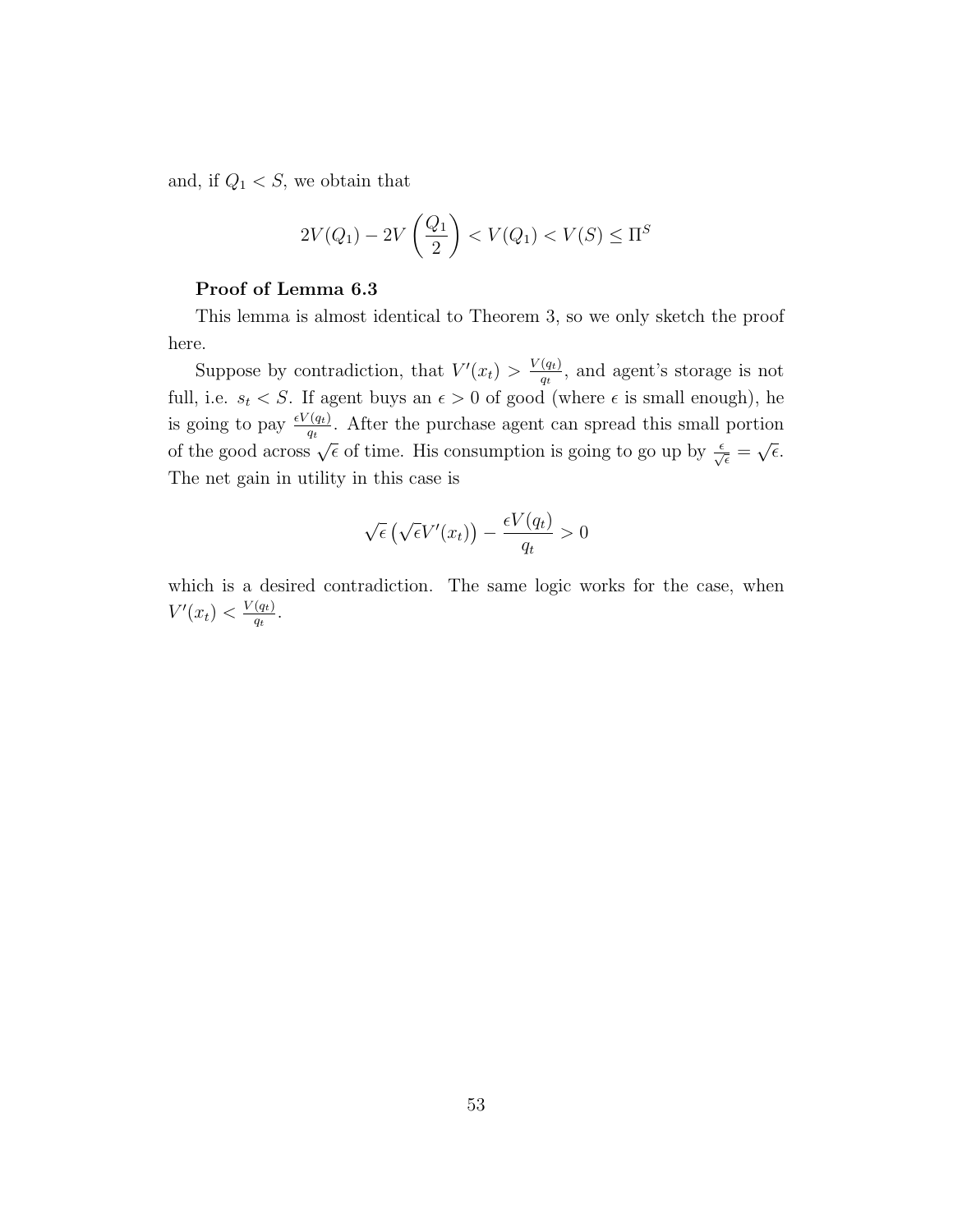and, if $Q_1 < S$, we obtain that

$$2V(Q_1) - 2V\left(\frac{Q_1}{2}\right) < V(Q_1) < V(S) \leq \Pi^S$$

**Proof of Lemma 6.3**

This lemma is almost identical to Theorem 3, so we only sketch the proof here.

Suppose by contradiction, that $V'(x_t) > \frac{V(q_t)}{q_t}$, and agent's storage is not full, i.e. $s_t < S$. If agent buys an $\epsilon > 0$ of good (where $\epsilon$ is small enough), he is going to pay $\frac{\epsilon V(q_t)}{q_t}$. After the purchase agent can spread this small portion of the good across $\sqrt{\epsilon}$ of time. His consumption is going to go up by $\frac{\epsilon}{\sqrt{\epsilon}} = \sqrt{\epsilon}$. The net gain in utility in this case is

$$\sqrt{\epsilon}\left(\sqrt{\epsilon}V'(x_t)\right) - \frac{\epsilon V(q_t)}{q_t} > 0$$

which is a desired contradiction. The same logic works for the case, when $V'(x_t) < \frac{V(q_t)}{q_t}$.